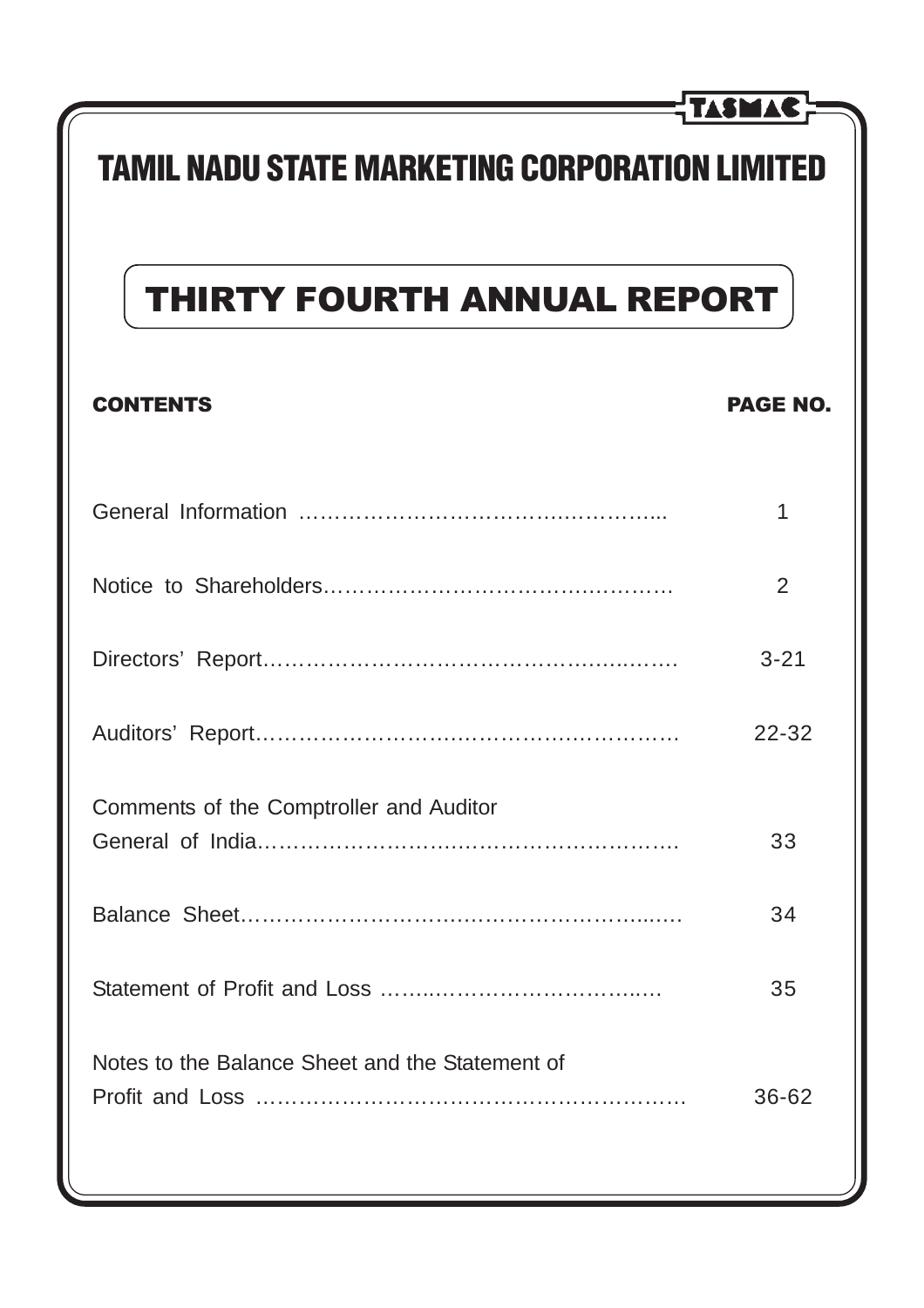TASMAC

# TAMIL NADU STATE MARKETING CORPORATION LIMITED

## THIRTY FOURTH ANNUAL REPORT

| CONTENTS | PAGE NO. |
| --- | --- |
| General Information | 1 |
| Notice to Shareholders | 2 |
| Directors' Report | 3-21 |
| Auditors' Report | 22-32 |
| Comments of the Comptroller and Auditor General of India | 33 |
| Balance Sheet | 34 |
| Statement of Profit and Loss | 35 |
| Notes to the Balance Sheet and the Statement of Profit and Loss | 36-62 |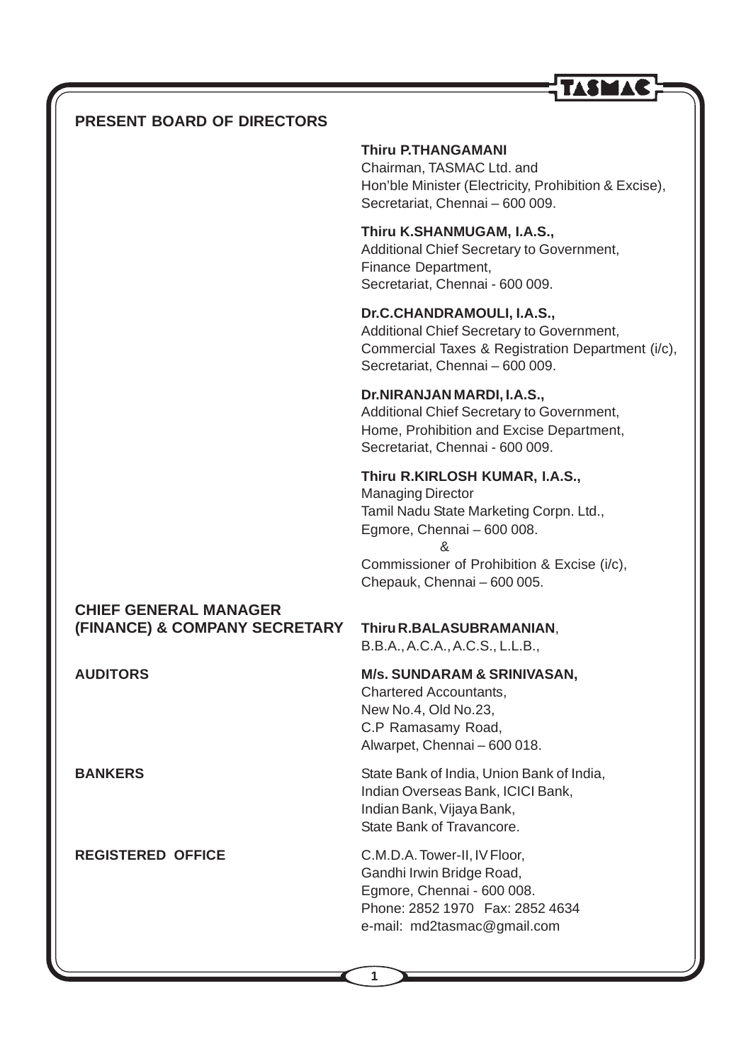## PRESENT BOARD OF DIRECTORS

**Thiru P.THANGAMANI**
Chairman, TASMAC Ltd. and
Hon'ble Minister (Electricity, Prohibition & Excise),
Secretariat, Chennai – 600 009.

**Thiru K.SHANMUGAM, I.A.S.,**
Additional Chief Secretary to Government,
Finance Department,
Secretariat, Chennai - 600 009.

**Dr.C.CHANDRAMOULI, I.A.S.,**
Additional Chief Secretary to Government,
Commercial Taxes & Registration Department (i/c),
Secretariat, Chennai – 600 009.

**Dr.NIRANJAN MARDI, I.A.S.,**
Additional Chief Secretary to Government,
Home, Prohibition and Excise Department,
Secretariat, Chennai - 600 009.

**Thiru R.KIRLOSH KUMAR, I.A.S.,**
Managing Director
Tamil Nadu State Marketing Corpn. Ltd.,
Egmore, Chennai – 600 008.
&
Commissioner of Prohibition & Excise (i/c),
Chepauk, Chennai – 600 005.

**CHIEF GENERAL MANAGER (FINANCE) & COMPANY SECRETARY**

**Thiru R.BALASUBRAMANIAN**,
B.B.A., A.C.A., A.C.S., L.L.B.,

**AUDITORS**

**M/s. SUNDARAM & SRINIVASAN,**
Chartered Accountants,
New No.4, Old No.23,
C.P Ramasamy Road,
Alwarpet, Chennai – 600 018.

**BANKERS**

State Bank of India, Union Bank of India,
Indian Overseas Bank, ICICI Bank,
Indian Bank, Vijaya Bank,
State Bank of Travancore.

**REGISTERED OFFICE**

C.M.D.A. Tower-II, IV Floor,
Gandhi Irwin Bridge Road,
Egmore, Chennai - 600 008.
Phone: 2852 1970 Fax: 2852 4634
e-mail: md2tasmac@gmail.com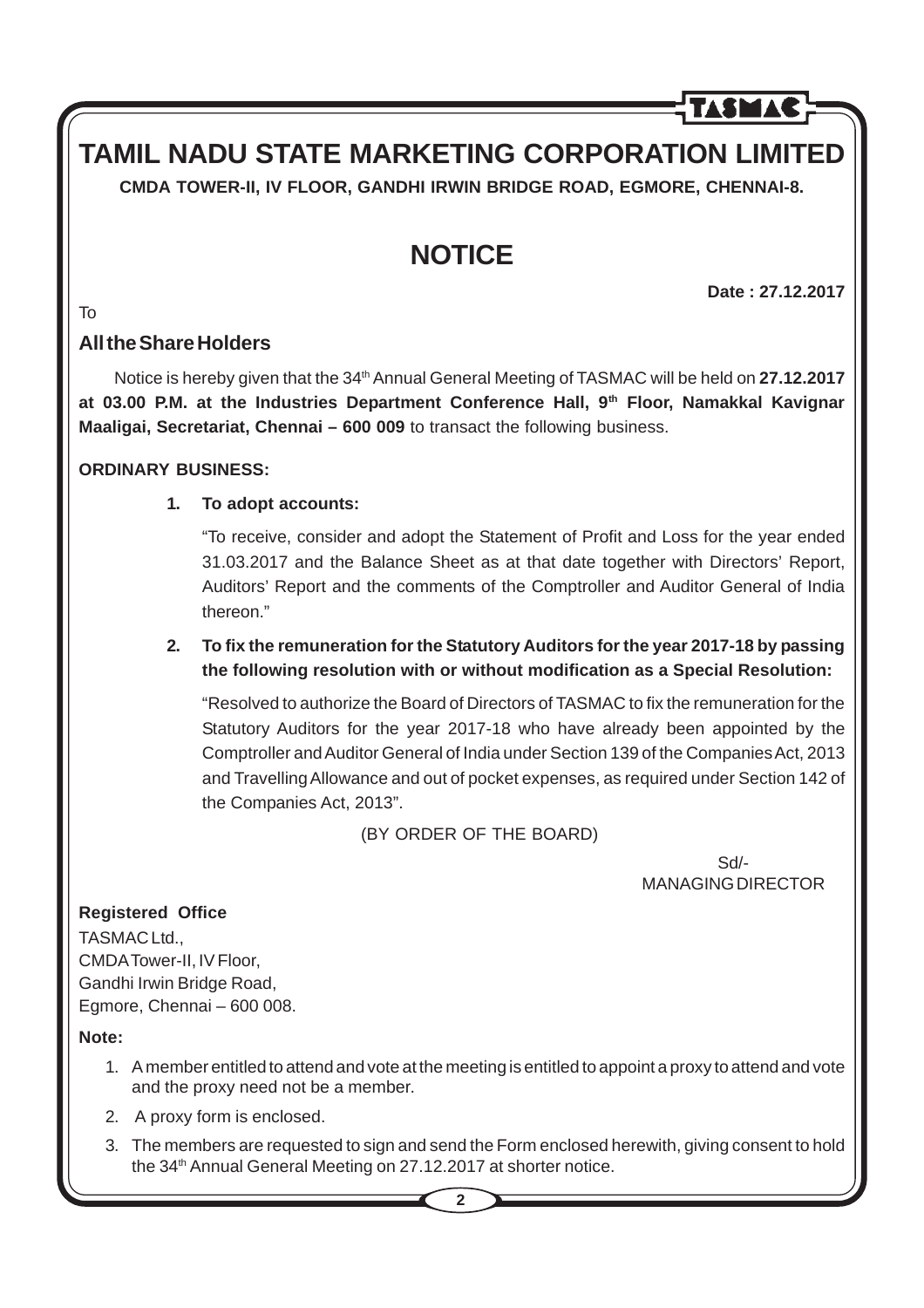# TAMIL NADU STATE MARKETING CORPORATION LIMITED

**CMDA TOWER-II, IV FLOOR, GANDHI IRWIN BRIDGE ROAD, EGMORE, CHENNAI-8.**

## NOTICE

**Date : 27.12.2017**

To

### All the Share Holders

Notice is hereby given that the 34th Annual General Meeting of TASMAC will be held on **27.12.2017 at 03.00 P.M. at the Industries Department Conference Hall, 9th Floor, Namakkal Kavignar Maaligai, Secretariat, Chennai – 600 009** to transact the following business.

**ORDINARY BUSINESS:**

1. **To adopt accounts:**

   "To receive, consider and adopt the Statement of Profit and Loss for the year ended 31.03.2017 and the Balance Sheet as at that date together with Directors' Report, Auditors' Report and the comments of the Comptroller and Auditor General of India thereon."

2. **To fix the remuneration for the Statutory Auditors for the year 2017-18 by passing the following resolution with or without modification as a Special Resolution:**

   "Resolved to authorize the Board of Directors of TASMAC to fix the remuneration for the Statutory Auditors for the year 2017-18 who have already been appointed by the Comptroller and Auditor General of India under Section 139 of the Companies Act, 2013 and Travelling Allowance and out of pocket expenses, as required under Section 142 of the Companies Act, 2013".

(BY ORDER OF THE BOARD)

Sd/-
MANAGING DIRECTOR

**Registered Office**

TASMAC Ltd.,
CMDA Tower-II, IV Floor,
Gandhi Irwin Bridge Road,
Egmore, Chennai – 600 008.

**Note:**

1. A member entitled to attend and vote at the meeting is entitled to appoint a proxy to attend and vote and the proxy need not be a member.
2. A proxy form is enclosed.
3. The members are requested to sign and send the Form enclosed herewith, giving consent to hold the 34th Annual General Meeting on 27.12.2017 at shorter notice.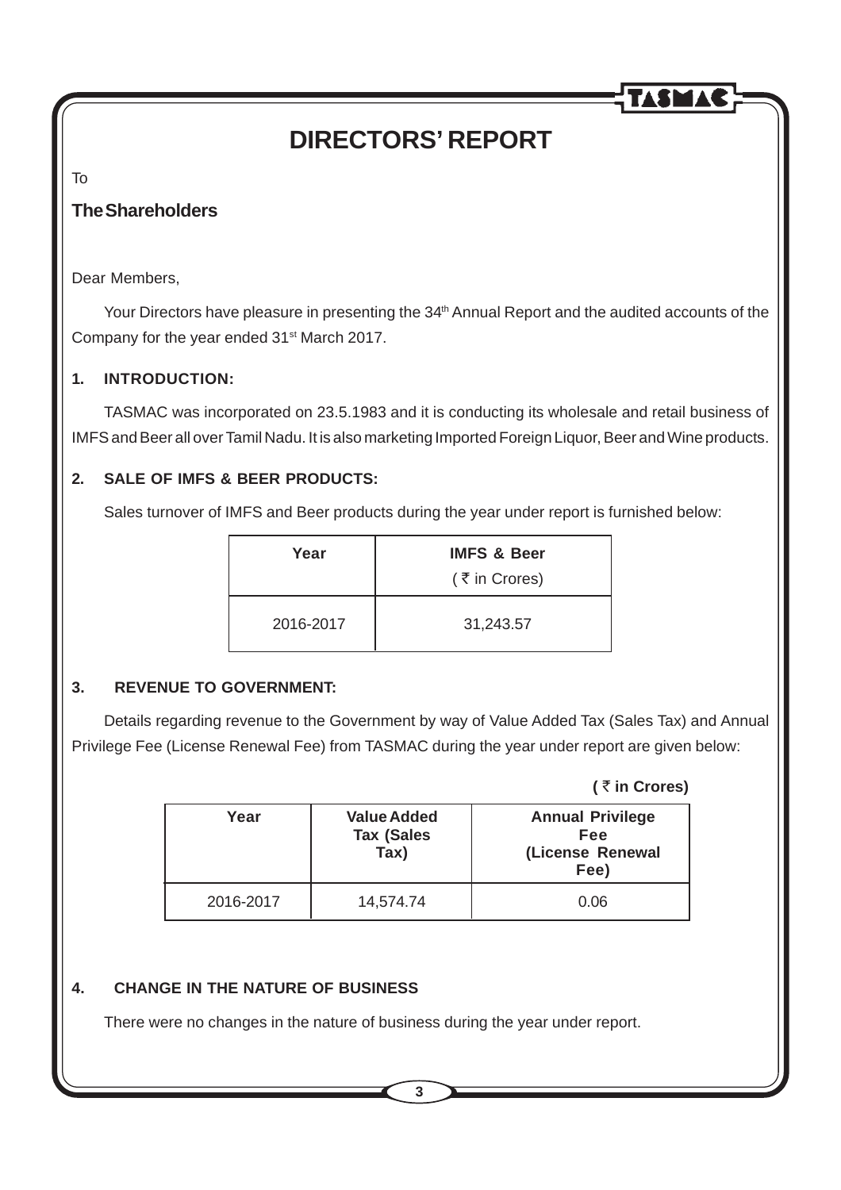# DIRECTORS' REPORT

To

**The Shareholders**

Dear Members,

Your Directors have pleasure in presenting the 34th Annual Report and the audited accounts of the Company for the year ended 31st March 2017.

## 1. INTRODUCTION:

TASMAC was incorporated on 23.5.1983 and it is conducting its wholesale and retail business of IMFS and Beer all over Tamil Nadu. It is also marketing Imported Foreign Liquor, Beer and Wine products.

## 2. SALE OF IMFS & BEER PRODUCTS:

Sales turnover of IMFS and Beer products during the year under report is furnished below:

| Year | IMFS & Beer (₹ in Crores) |
|---|---|
| 2016-2017 | 31,243.57 |

## 3. REVENUE TO GOVERNMENT:

Details regarding revenue to the Government by way of Value Added Tax (Sales Tax) and Annual Privilege Fee (License Renewal Fee) from TASMAC during the year under report are given below:

**(₹ in Crores)**

| Year | Value Added Tax (Sales Tax) | Annual Privilege Fee (License Renewal Fee) |
|---|---|---|
| 2016-2017 | 14,574.74 | 0.06 |

## 4. CHANGE IN THE NATURE OF BUSINESS

There were no changes in the nature of business during the year under report.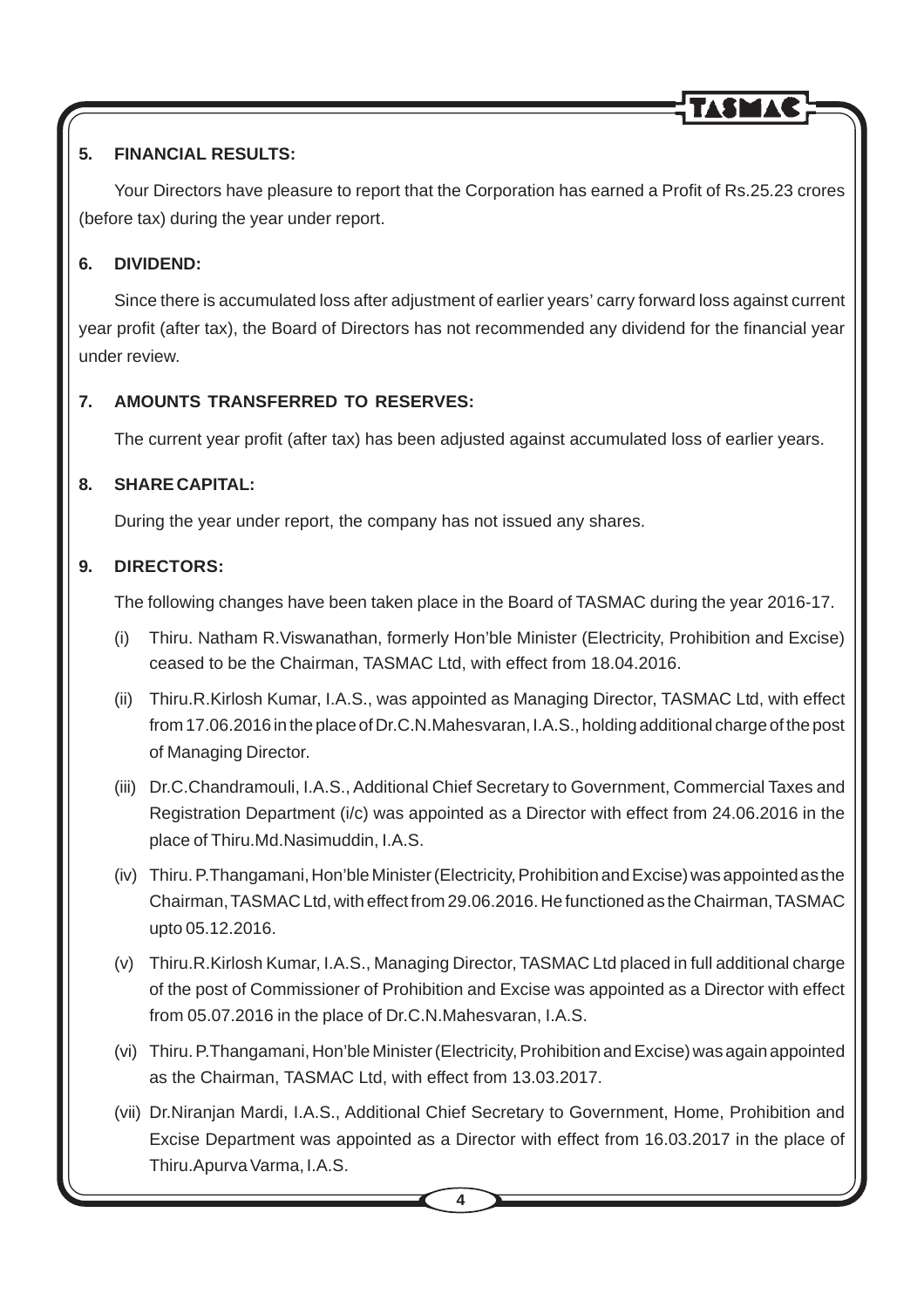## 5. FINANCIAL RESULTS:

Your Directors have pleasure to report that the Corporation has earned a Profit of Rs.25.23 crores (before tax) during the year under report.

## 6. DIVIDEND:

Since there is accumulated loss after adjustment of earlier years' carry forward loss against current year profit (after tax), the Board of Directors has not recommended any dividend for the financial year under review.

## 7. AMOUNTS TRANSFERRED TO RESERVES:

The current year profit (after tax) has been adjusted against accumulated loss of earlier years.

## 8. SHARE CAPITAL:

During the year under report, the company has not issued any shares.

## 9. DIRECTORS:

The following changes have been taken place in the Board of TASMAC during the year 2016-17.

(i) Thiru. Natham R.Viswanathan, formerly Hon'ble Minister (Electricity, Prohibition and Excise) ceased to be the Chairman, TASMAC Ltd, with effect from 18.04.2016.

(ii) Thiru.R.Kirlosh Kumar, I.A.S., was appointed as Managing Director, TASMAC Ltd, with effect from 17.06.2016 in the place of Dr.C.N.Mahesvaran, I.A.S., holding additional charge of the post of Managing Director.

(iii) Dr.C.Chandramouli, I.A.S., Additional Chief Secretary to Government, Commercial Taxes and Registration Department (i/c) was appointed as a Director with effect from 24.06.2016 in the place of Thiru.Md.Nasimuddin, I.A.S.

(iv) Thiru. P.Thangamani, Hon'ble Minister (Electricity, Prohibition and Excise) was appointed as the Chairman, TASMAC Ltd, with effect from 29.06.2016. He functioned as the Chairman, TASMAC upto 05.12.2016.

(v) Thiru.R.Kirlosh Kumar, I.A.S., Managing Director, TASMAC Ltd placed in full additional charge of the post of Commissioner of Prohibition and Excise was appointed as a Director with effect from 05.07.2016 in the place of Dr.C.N.Mahesvaran, I.A.S.

(vi) Thiru. P.Thangamani, Hon'ble Minister (Electricity, Prohibition and Excise) was again appointed as the Chairman, TASMAC Ltd, with effect from 13.03.2017.

(vii) Dr.Niranjan Mardi, I.A.S., Additional Chief Secretary to Government, Home, Prohibition and Excise Department was appointed as a Director with effect from 16.03.2017 in the place of Thiru.Apurva Varma, I.A.S.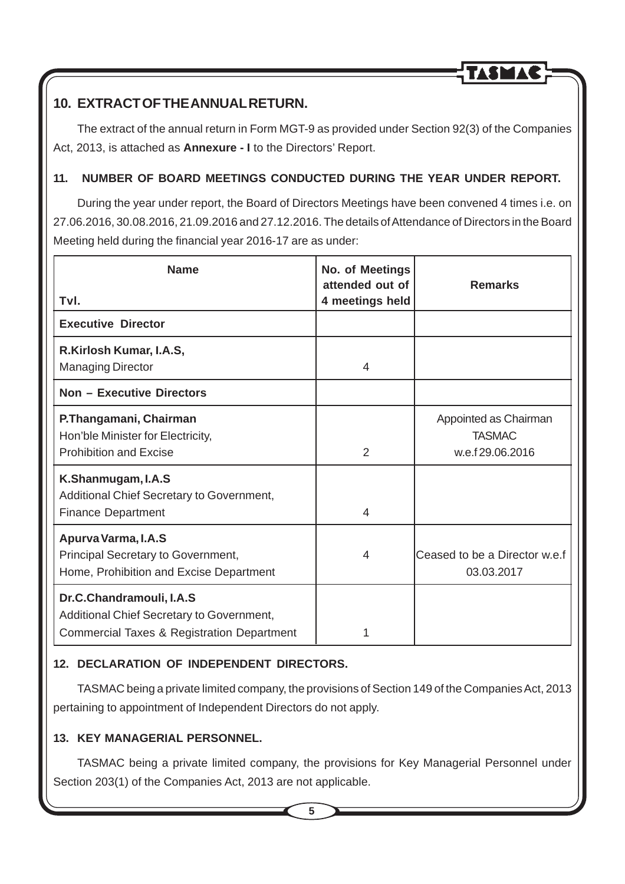## 10. EXTRACT OF THE ANNUAL RETURN.

The extract of the annual return in Form MGT-9 as provided under Section 92(3) of the Companies Act, 2013, is attached as **Annexure - I** to the Directors' Report.

### 11. NUMBER OF BOARD MEETINGS CONDUCTED DURING THE YEAR UNDER REPORT.

During the year under report, the Board of Directors Meetings have been convened 4 times i.e. on 27.06.2016, 30.08.2016, 21.09.2016 and 27.12.2016. The details of Attendance of Directors in the Board Meeting held during the financial year 2016-17 are as under:

| Name<br>Tvl. | No. of Meetings attended out of 4 meetings held | Remarks |
|---|---|---|
| **Executive Director** | | |
| **R.Kirlosh Kumar, I.A.S,**<br>Managing Director | 4 | |
| **Non – Executive Directors** | | |
| **P.Thangamani, Chairman**<br>Hon'ble Minister for Electricity,<br>Prohibition and Excise | 2 | Appointed as Chairman TASMAC w.e.f 29.06.2016 |
| **K.Shanmugam, I.A.S**<br>Additional Chief Secretary to Government,<br>Finance Department | 4 | |
| **Apurva Varma, I.A.S**<br>Principal Secretary to Government,<br>Home, Prohibition and Excise Department | 4 | Ceased to be a Director w.e.f 03.03.2017 |
| **Dr.C.Chandramouli, I.A.S**<br>Additional Chief Secretary to Government,<br>Commercial Taxes & Registration Department | 1 | |

### 12. DECLARATION OF INDEPENDENT DIRECTORS.

TASMAC being a private limited company, the provisions of Section 149 of the Companies Act, 2013 pertaining to appointment of Independent Directors do not apply.

### 13. KEY MANAGERIAL PERSONNEL.

TASMAC being a private limited company, the provisions for Key Managerial Personnel under Section 203(1) of the Companies Act, 2013 are not applicable.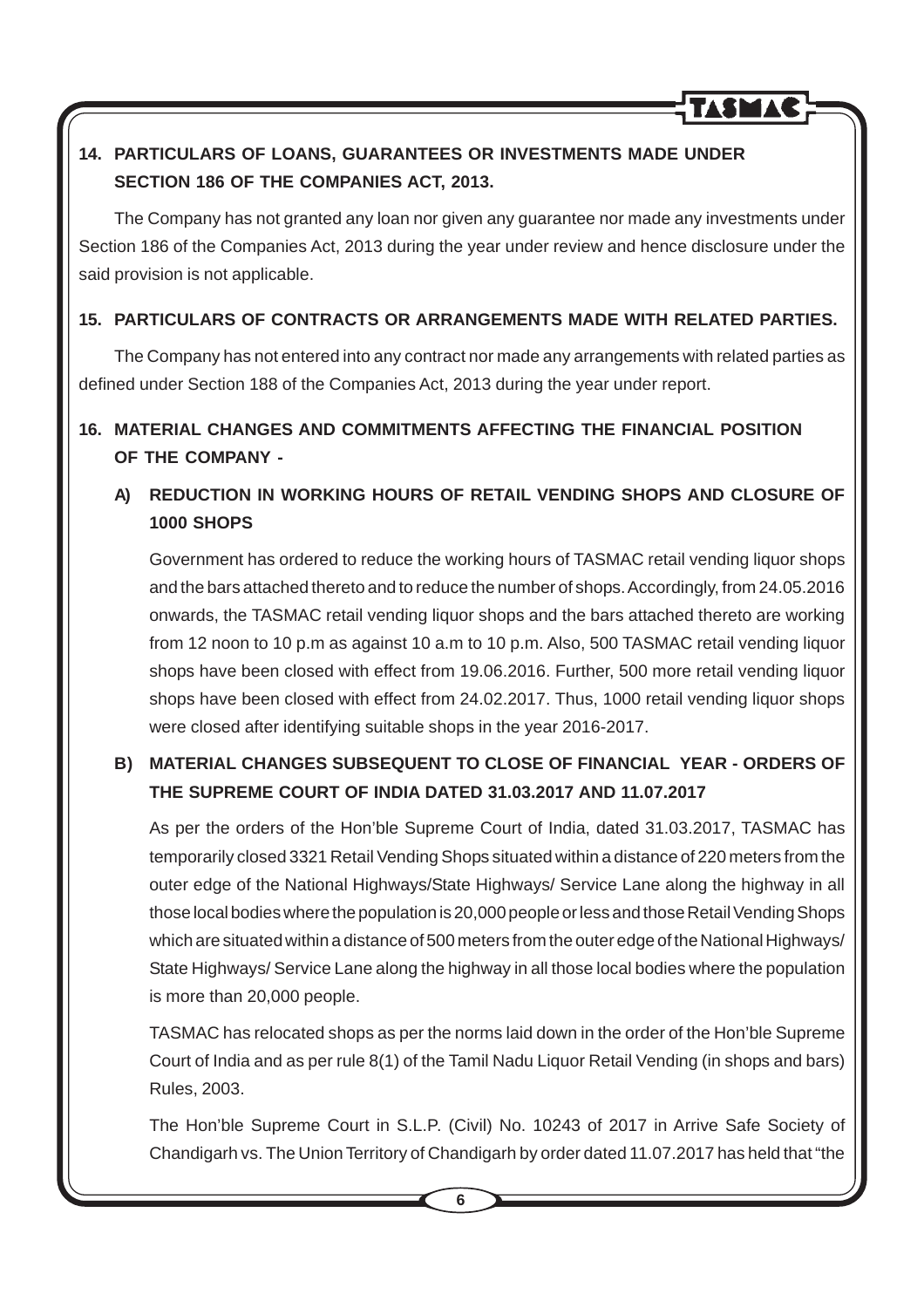## 14. PARTICULARS OF LOANS, GUARANTEES OR INVESTMENTS MADE UNDER SECTION 186 OF THE COMPANIES ACT, 2013.

The Company has not granted any loan nor given any guarantee nor made any investments under Section 186 of the Companies Act, 2013 during the year under review and hence disclosure under the said provision is not applicable.

## 15. PARTICULARS OF CONTRACTS OR ARRANGEMENTS MADE WITH RELATED PARTIES.

The Company has not entered into any contract nor made any arrangements with related parties as defined under Section 188 of the Companies Act, 2013 during the year under report.

## 16. MATERIAL CHANGES AND COMMITMENTS AFFECTING THE FINANCIAL POSITION OF THE COMPANY -

### A) REDUCTION IN WORKING HOURS OF RETAIL VENDING SHOPS AND CLOSURE OF 1000 SHOPS

Government has ordered to reduce the working hours of TASMAC retail vending liquor shops and the bars attached thereto and to reduce the number of shops. Accordingly, from 24.05.2016 onwards, the TASMAC retail vending liquor shops and the bars attached thereto are working from 12 noon to 10 p.m as against 10 a.m to 10 p.m. Also, 500 TASMAC retail vending liquor shops have been closed with effect from 19.06.2016. Further, 500 more retail vending liquor shops have been closed with effect from 24.02.2017. Thus, 1000 retail vending liquor shops were closed after identifying suitable shops in the year 2016-2017.

### B) MATERIAL CHANGES SUBSEQUENT TO CLOSE OF FINANCIAL YEAR - ORDERS OF THE SUPREME COURT OF INDIA DATED 31.03.2017 AND 11.07.2017

As per the orders of the Hon'ble Supreme Court of India, dated 31.03.2017, TASMAC has temporarily closed 3321 Retail Vending Shops situated within a distance of 220 meters from the outer edge of the National Highways/State Highways/ Service Lane along the highway in all those local bodies where the population is 20,000 people or less and those Retail Vending Shops which are situated within a distance of 500 meters from the outer edge of the National Highways/ State Highways/ Service Lane along the highway in all those local bodies where the population is more than 20,000 people.

TASMAC has relocated shops as per the norms laid down in the order of the Hon'ble Supreme Court of India and as per rule 8(1) of the Tamil Nadu Liquor Retail Vending (in shops and bars) Rules, 2003.

The Hon'ble Supreme Court in S.L.P. (Civil) No. 10243 of 2017 in Arrive Safe Society of Chandigarh vs. The Union Territory of Chandigarh by order dated 11.07.2017 has held that "the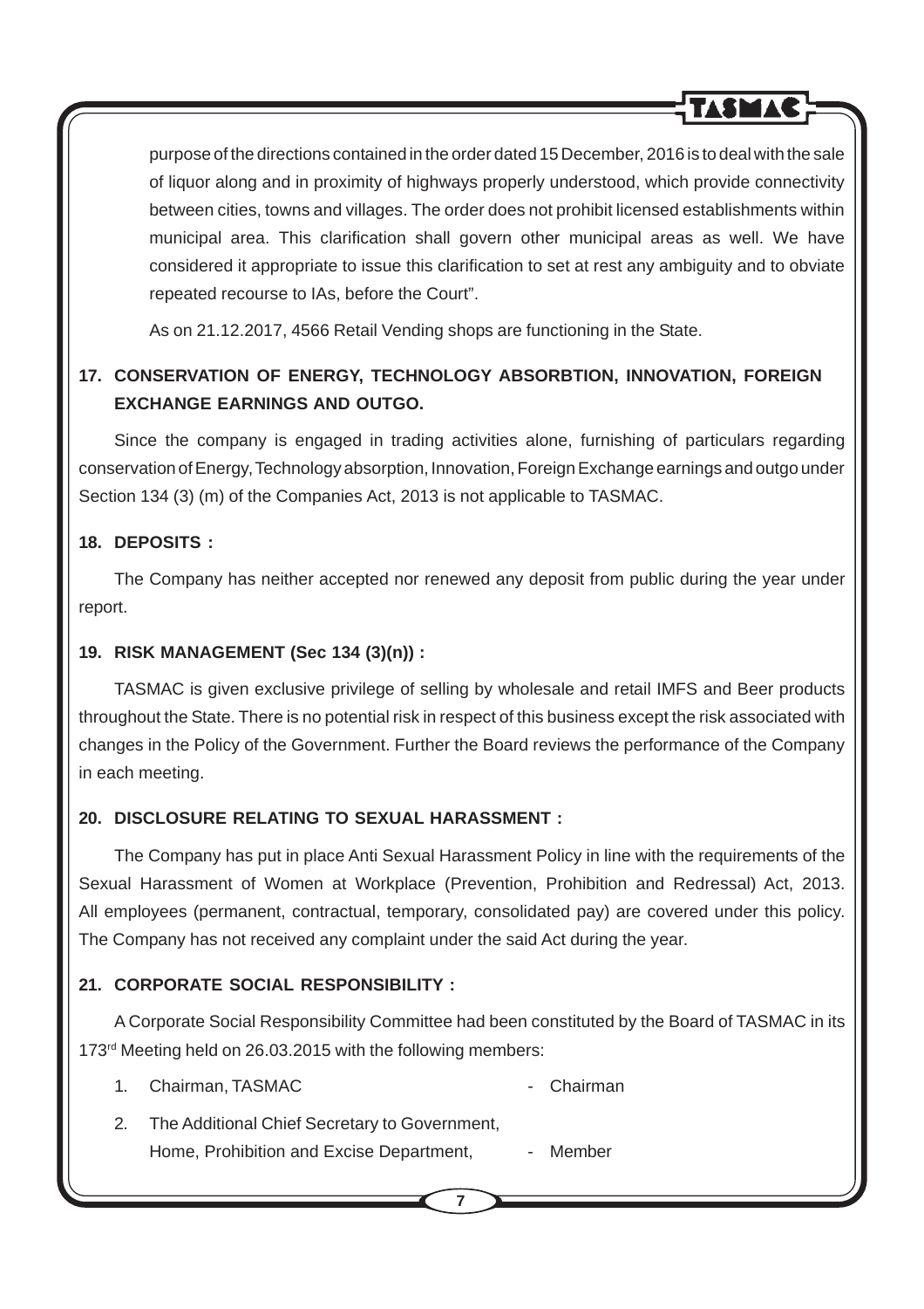purpose of the directions contained in the order dated 15 December, 2016 is to deal with the sale of liquor along and in proximity of highways properly understood, which provide connectivity between cities, towns and villages. The order does not prohibit licensed establishments within municipal area. This clarification shall govern other municipal areas as well. We have considered it appropriate to issue this clarification to set at rest any ambiguity and to obviate repeated recourse to IAs, before the Court".

As on 21.12.2017, 4566 Retail Vending shops are functioning in the State.

## 17. CONSERVATION OF ENERGY, TECHNOLOGY ABSORBTION, INNOVATION, FOREIGN EXCHANGE EARNINGS AND OUTGO.

Since the company is engaged in trading activities alone, furnishing of particulars regarding conservation of Energy, Technology absorption, Innovation, Foreign Exchange earnings and outgo under Section 134 (3) (m) of the Companies Act, 2013 is not applicable to TASMAC.

## 18. DEPOSITS :

The Company has neither accepted nor renewed any deposit from public during the year under report.

## 19. RISK MANAGEMENT (Sec 134 (3)(n)) :

TASMAC is given exclusive privilege of selling by wholesale and retail IMFS and Beer products throughout the State. There is no potential risk in respect of this business except the risk associated with changes in the Policy of the Government. Further the Board reviews the performance of the Company in each meeting.

## 20. DISCLOSURE RELATING TO SEXUAL HARASSMENT :

The Company has put in place Anti Sexual Harassment Policy in line with the requirements of the Sexual Harassment of Women at Workplace (Prevention, Prohibition and Redressal) Act, 2013. All employees (permanent, contractual, temporary, consolidated pay) are covered under this policy. The Company has not received any complaint under the said Act during the year.

## 21. CORPORATE SOCIAL RESPONSIBILITY :

A Corporate Social Responsibility Committee had been constituted by the Board of TASMAC in its 173rd Meeting held on 26.03.2015 with the following members:

1. Chairman, TASMAC - Chairman
2. The Additional Chief Secretary to Government, Home, Prohibition and Excise Department, - Member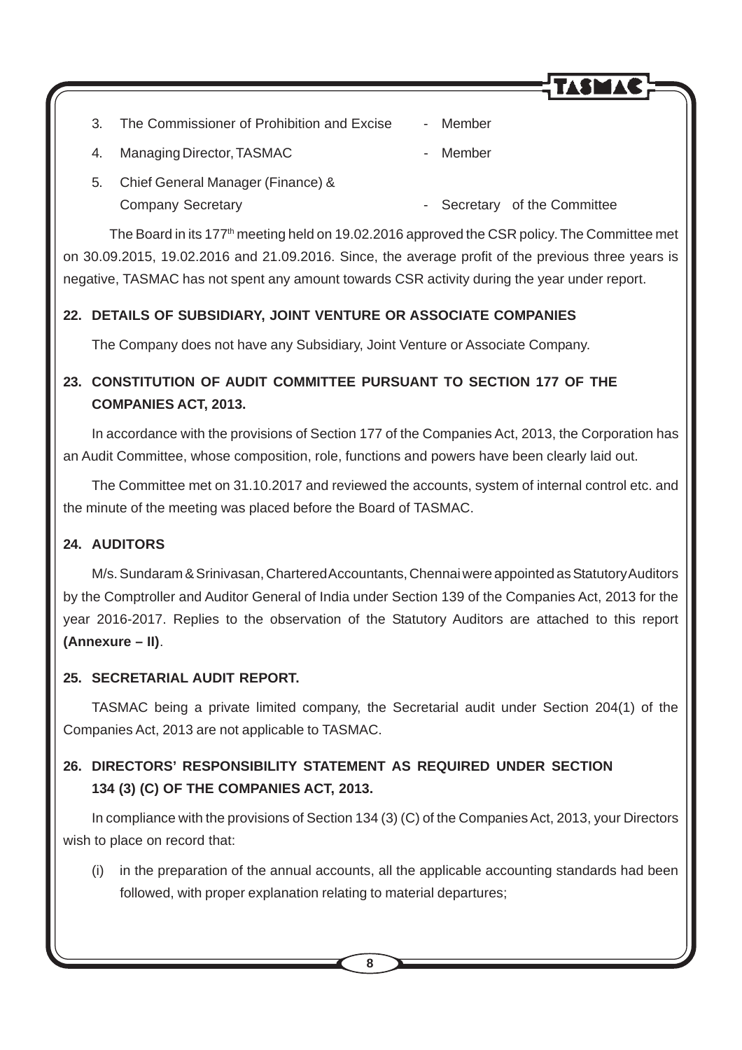3. The Commissioner of Prohibition and Excise - Member
4. Managing Director, TASMAC - Member
5. Chief General Manager (Finance) & Company Secretary - Secretary of the Committee

The Board in its 177th meeting held on 19.02.2016 approved the CSR policy. The Committee met on 30.09.2015, 19.02.2016 and 21.09.2016. Since, the average profit of the previous three years is negative, TASMAC has not spent any amount towards CSR activity during the year under report.

## 22. DETAILS OF SUBSIDIARY, JOINT VENTURE OR ASSOCIATE COMPANIES

The Company does not have any Subsidiary, Joint Venture or Associate Company.

## 23. CONSTITUTION OF AUDIT COMMITTEE PURSUANT TO SECTION 177 OF THE COMPANIES ACT, 2013.

In accordance with the provisions of Section 177 of the Companies Act, 2013, the Corporation has an Audit Committee, whose composition, role, functions and powers have been clearly laid out.

The Committee met on 31.10.2017 and reviewed the accounts, system of internal control etc. and the minute of the meeting was placed before the Board of TASMAC.

## 24. AUDITORS

M/s. Sundaram & Srinivasan, Chartered Accountants, Chennai were appointed as Statutory Auditors by the Comptroller and Auditor General of India under Section 139 of the Companies Act, 2013 for the year 2016-2017. Replies to the observation of the Statutory Auditors are attached to this report **(Annexure – II)**.

## 25. SECRETARIAL AUDIT REPORT.

TASMAC being a private limited company, the Secretarial audit under Section 204(1) of the Companies Act, 2013 are not applicable to TASMAC.

## 26. DIRECTORS' RESPONSIBILITY STATEMENT AS REQUIRED UNDER SECTION 134 (3) (C) OF THE COMPANIES ACT, 2013.

In compliance with the provisions of Section 134 (3) (C) of the Companies Act, 2013, your Directors wish to place on record that:

(i) in the preparation of the annual accounts, all the applicable accounting standards had been followed, with proper explanation relating to material departures;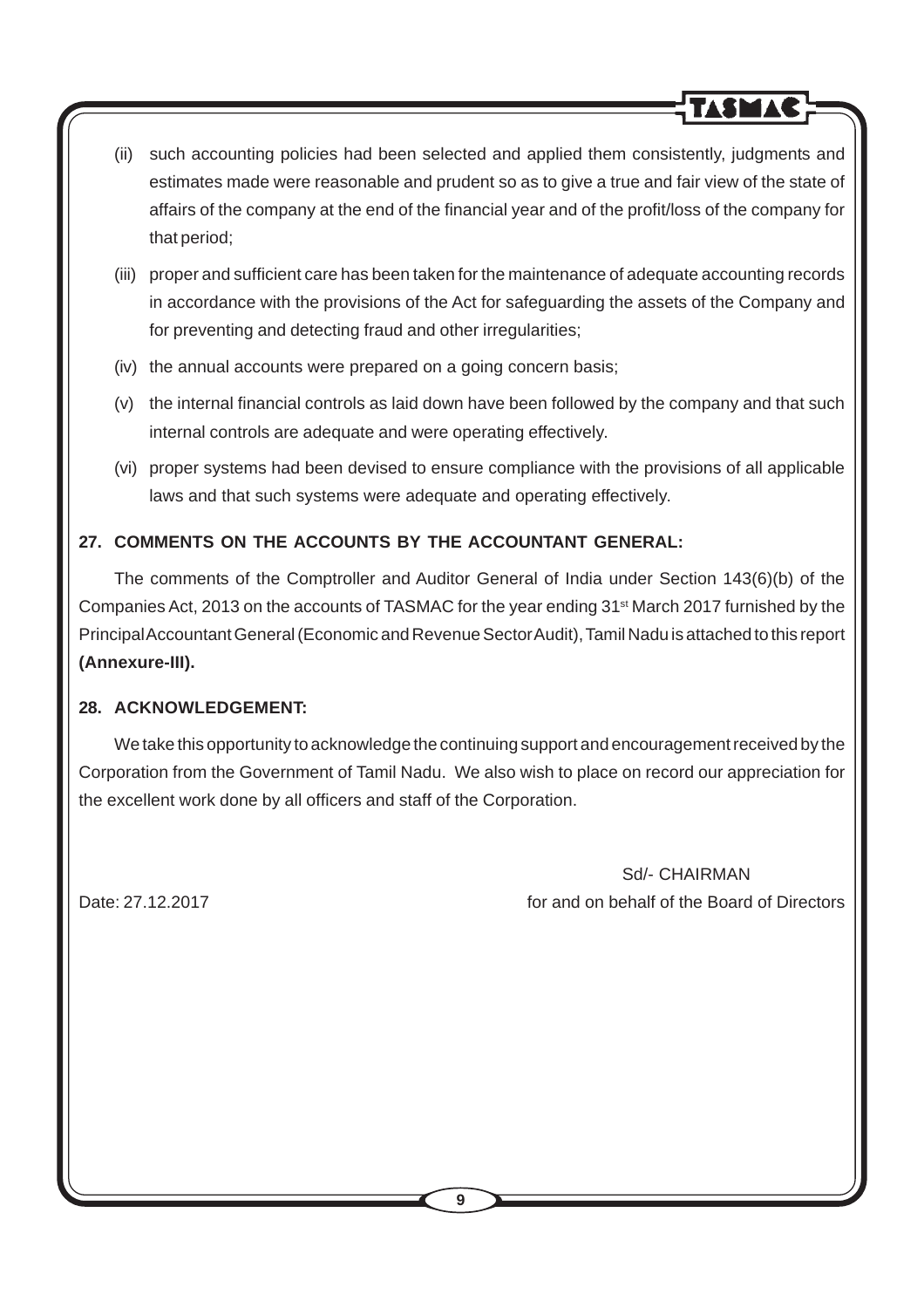(ii) such accounting policies had been selected and applied them consistently, judgments and estimates made were reasonable and prudent so as to give a true and fair view of the state of affairs of the company at the end of the financial year and of the profit/loss of the company for that period;

(iii) proper and sufficient care has been taken for the maintenance of adequate accounting records in accordance with the provisions of the Act for safeguarding the assets of the Company and for preventing and detecting fraud and other irregularities;

(iv) the annual accounts were prepared on a going concern basis;

(v) the internal financial controls as laid down have been followed by the company and that such internal controls are adequate and were operating effectively.

(vi) proper systems had been devised to ensure compliance with the provisions of all applicable laws and that such systems were adequate and operating effectively.

**27. COMMENTS ON THE ACCOUNTS BY THE ACCOUNTANT GENERAL:**

The comments of the Comptroller and Auditor General of India under Section 143(6)(b) of the Companies Act, 2013 on the accounts of TASMAC for the year ending 31st March 2017 furnished by the Principal Accountant General (Economic and Revenue Sector Audit), Tamil Nadu is attached to this report **(Annexure-III).**

**28. ACKNOWLEDGEMENT:**

We take this opportunity to acknowledge the continuing support and encouragement received by the Corporation from the Government of Tamil Nadu. We also wish to place on record our appreciation for the excellent work done by all officers and staff of the Corporation.

Sd/- CHAIRMAN

Date: 27.12.2017 for and on behalf of the Board of Directors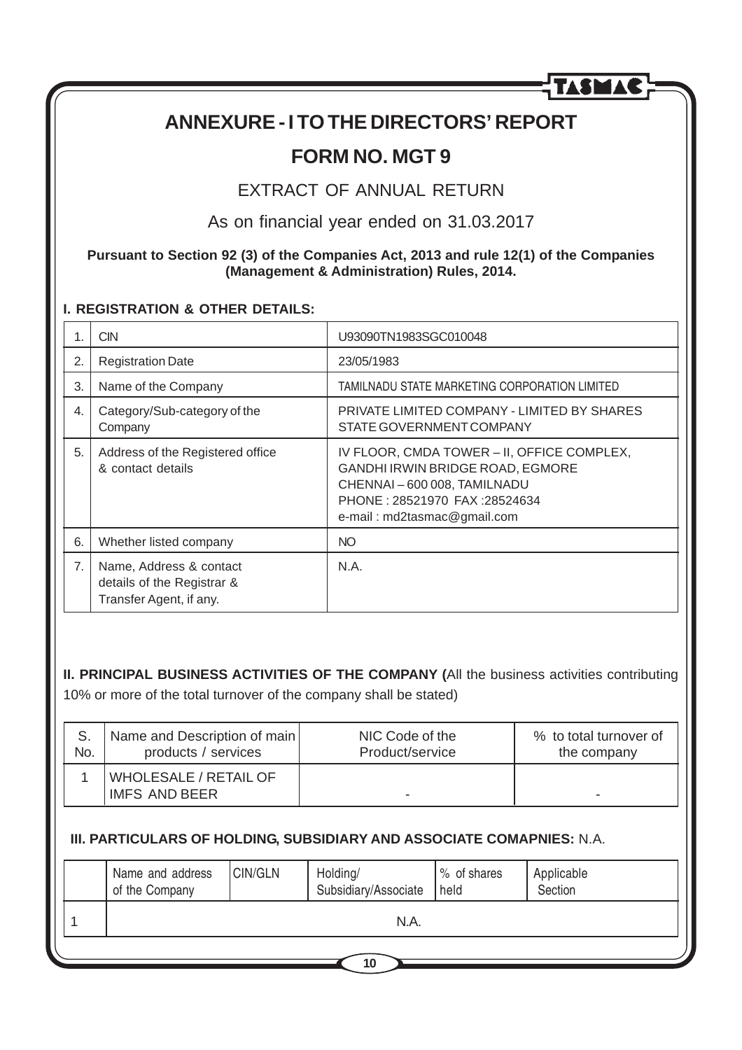# ANNEXURE - I TO THE DIRECTORS' REPORT

## FORM NO. MGT 9

### EXTRACT OF ANNUAL RETURN

### As on financial year ended on 31.03.2017

**Pursuant to Section 92 (3) of the Companies Act, 2013 and rule 12(1) of the Companies (Management & Administration) Rules, 2014.**

**I. REGISTRATION & OTHER DETAILS:**

| | | |
|---|---|---|
| 1. | CIN | U93090TN1983SGC010048 |
| 2. | Registration Date | 23/05/1983 |
| 3. | Name of the Company | TAMILNADU STATE MARKETING CORPORATION LIMITED |
| 4. | Category/Sub-category of the Company | PRIVATE LIMITED COMPANY - LIMITED BY SHARES<br>STATE GOVERNMENT COMPANY |
| 5. | Address of the Registered office & contact details | IV FLOOR, CMDA TOWER – II, OFFICE COMPLEX,<br>GANDHI IRWIN BRIDGE ROAD, EGMORE<br>CHENNAI – 600 008, TAMILNADU<br>PHONE : 28521970 FAX :28524634<br>e-mail : md2tasmac@gmail.com |
| 6. | Whether listed company | NO |
| 7. | Name, Address & contact details of the Registrar & Transfer Agent, if any. | N.A. |

**II. PRINCIPAL BUSINESS ACTIVITIES OF THE COMPANY (**All the business activities contributing 10% or more of the total turnover of the company shall be stated)

| S. No. | Name and Description of main products / services | NIC Code of the Product/service | % to total turnover of the company |
|---|---|---|---|
| 1 | WHOLESALE / RETAIL OF IMFS AND BEER | - | - |

**III. PARTICULARS OF HOLDING, SUBSIDIARY AND ASSOCIATE COMAPNIES:** N.A.

| | Name and address of the Company | CIN/GLN | Holding/ Subsidiary/Associate | % of shares held | Applicable Section |
|---|---|---|---|---|---|
| 1 | N.A. | | | | |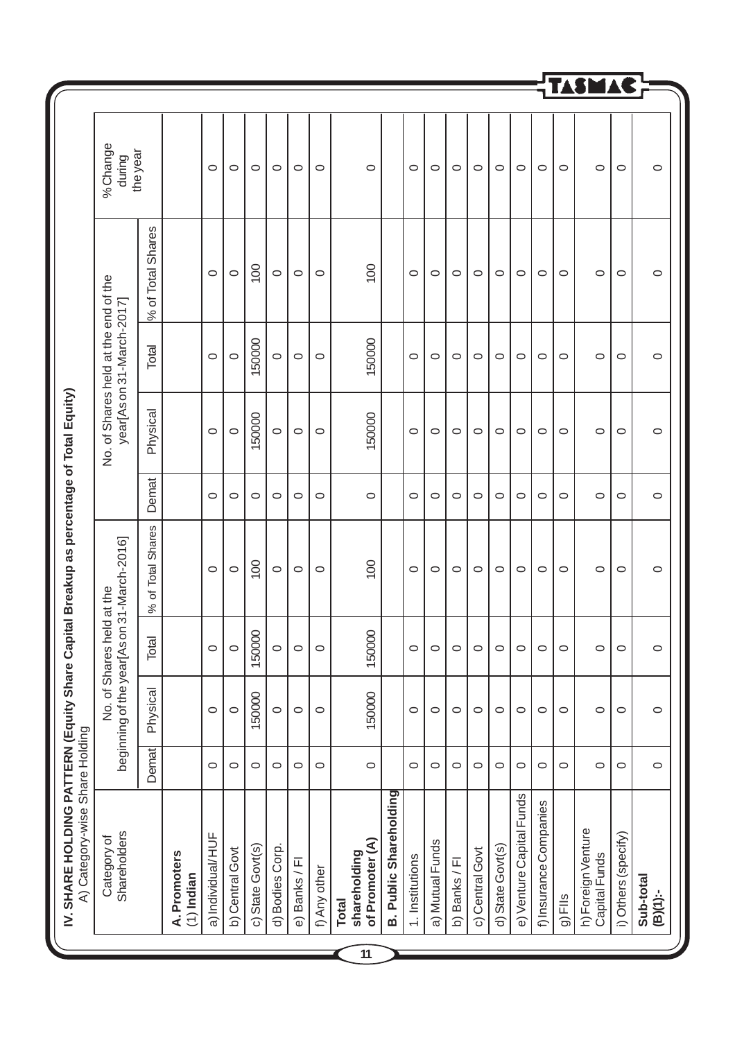**IV. SHARE HOLDING PATTERN (Equity Share Capital Breakup as percentage of Total Equity)**

A) Category-wise Share Holding

| Category of Shareholders | No. of Shares held at the beginning of the year[As on 31-March-2016] | | | | No. of Shares held at the end of the year[As on 31-March-2017] | | | | % Change during the year |
|---|---|---|---|---|---|---|---|---|---|
| | Demat | Physical | Total | % of Total Shares | Demat | Physical | Total | % of Total Shares | |
| **A. Promoters** (1) **Indian** | | | | | | | | | |
| a) Individual/ HUF | 0 | 0 | 0 | 0 | 0 | 0 | 0 | 0 | 0 |
| b) Central Govt | 0 | 0 | 0 | 0 | 0 | 0 | 0 | 0 | 0 |
| c) State Govt(s) | 0 | 150000 | 150000 | 100 | 0 | 150000 | 150000 | 100 | 0 |
| d) Bodies Corp. | 0 | 0 | 0 | 0 | 0 | 0 | 0 | 0 | 0 |
| e) Banks / FI | 0 | 0 | 0 | 0 | 0 | 0 | 0 | 0 | 0 |
| f) Any other | 0 | 0 | 0 | 0 | 0 | 0 | 0 | 0 | 0 |
| **Total shareholding of Promoter (A)** | 0 | 150000 | 150000 | 100 | 0 | 150000 | 150000 | 100 | 0 |
| **B. Public Shareholding** | | | | | | | | | |
| 1. Institutions | 0 | 0 | 0 | 0 | 0 | 0 | 0 | 0 | 0 |
| a) Mutual Funds | 0 | 0 | 0 | 0 | 0 | 0 | 0 | 0 | 0 |
| b) Banks / FI | 0 | 0 | 0 | 0 | 0 | 0 | 0 | 0 | 0 |
| c) Central Govt | 0 | 0 | 0 | 0 | 0 | 0 | 0 | 0 | 0 |
| d) State Govt(s) | 0 | 0 | 0 | 0 | 0 | 0 | 0 | 0 | 0 |
| e) Venture Capital Funds | 0 | 0 | 0 | 0 | 0 | 0 | 0 | 0 | 0 |
| f) Insurance Companies | 0 | 0 | 0 | 0 | 0 | 0 | 0 | 0 | 0 |
| g) FIIs | 0 | 0 | 0 | 0 | 0 | 0 | 0 | 0 | 0 |
| h) Foreign Venture Capital Funds | 0 | 0 | 0 | 0 | 0 | 0 | 0 | 0 | 0 |
| i) Others (specify) | 0 | 0 | 0 | 0 | 0 | 0 | 0 | 0 | 0 |
| **Sub-total (B)(1):-** | 0 | 0 | 0 | 0 | 0 | 0 | 0 | 0 | 0 |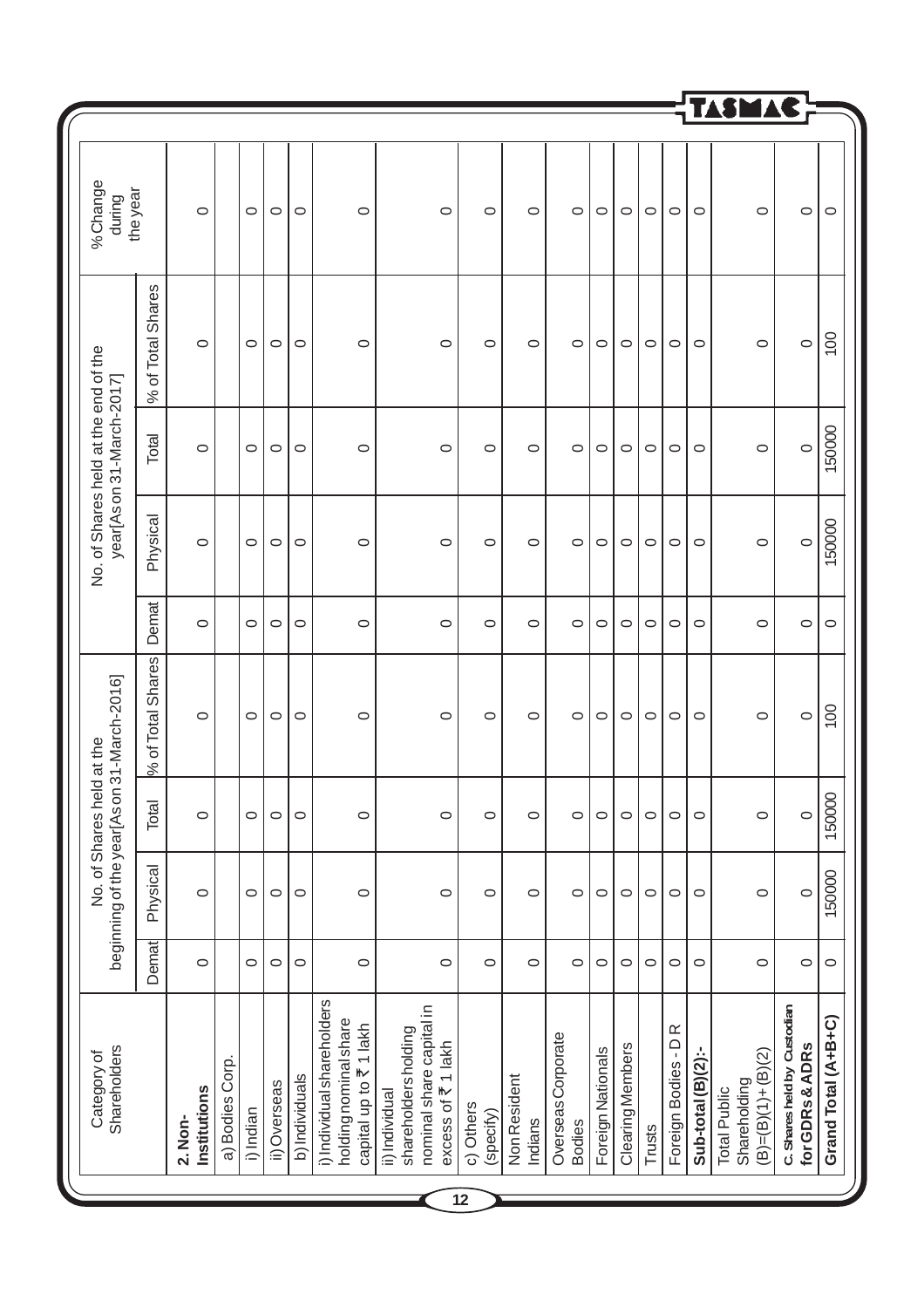| Category of Shareholders | No. of Shares held at the beginning of the year[As on 31-March-2016] | | | | No. of Shares held at the end of the year[As on 31-March-2017] | | | | % Change during the year |
|---|---|---|---|---|---|---|---|---|---|
| | Demat | Physical | Total | % of Total Shares | Demat | Physical | Total | % of Total Shares | |
| **2. Non-Institutions** | 0 | 0 | 0 | 0 | 0 | 0 | 0 | 0 | 0 |
| a) Bodies Corp. | | | | | | | | | |
| i) Indian | 0 | 0 | 0 | 0 | 0 | 0 | 0 | 0 | 0 |
| ii) Overseas | 0 | 0 | 0 | 0 | 0 | 0 | 0 | 0 | 0 |
| b) Individuals | 0 | 0 | 0 | 0 | 0 | 0 | 0 | 0 | 0 |
| i) Individual shareholders holding nominal share capital up to ₹ 1 lakh | 0 | 0 | 0 | 0 | 0 | 0 | 0 | 0 | 0 |
| ii) Individual shareholders holding nominal share capital in excess of ₹ 1 lakh | 0 | 0 | 0 | 0 | 0 | 0 | 0 | 0 | 0 |
| c) Others (specify) | 0 | 0 | 0 | 0 | 0 | 0 | 0 | 0 | 0 |
| Non Resident Indians | 0 | 0 | 0 | 0 | 0 | 0 | 0 | 0 | 0 |
| Overseas Corporate Bodies | 0 | 0 | 0 | 0 | 0 | 0 | 0 | 0 | 0 |
| Foreign Nationals | 0 | 0 | 0 | 0 | 0 | 0 | 0 | 0 | 0 |
| Clearing Members | 0 | 0 | 0 | 0 | 0 | 0 | 0 | 0 | 0 |
| Trusts | 0 | 0 | 0 | 0 | 0 | 0 | 0 | 0 | 0 |
| Foreign Bodies - D R | 0 | 0 | 0 | 0 | 0 | 0 | 0 | 0 | 0 |
| **Sub-total (B)(2):-** | 0 | 0 | 0 | 0 | 0 | 0 | 0 | 0 | 0 |
| Total Public Shareholding (B)=(B)(1)+ (B)(2) | 0 | 0 | 0 | 0 | 0 | 0 | 0 | 0 | 0 |
| **C. Shares held by Custodian for GDRs & ADRs** | 0 | 0 | 0 | 0 | 0 | 0 | 0 | 0 | 0 |
| **Grand Total (A+B+C)** | 0 | 150000 | 150000 | 100 | 0 | 150000 | 150000 | 100 | 0 |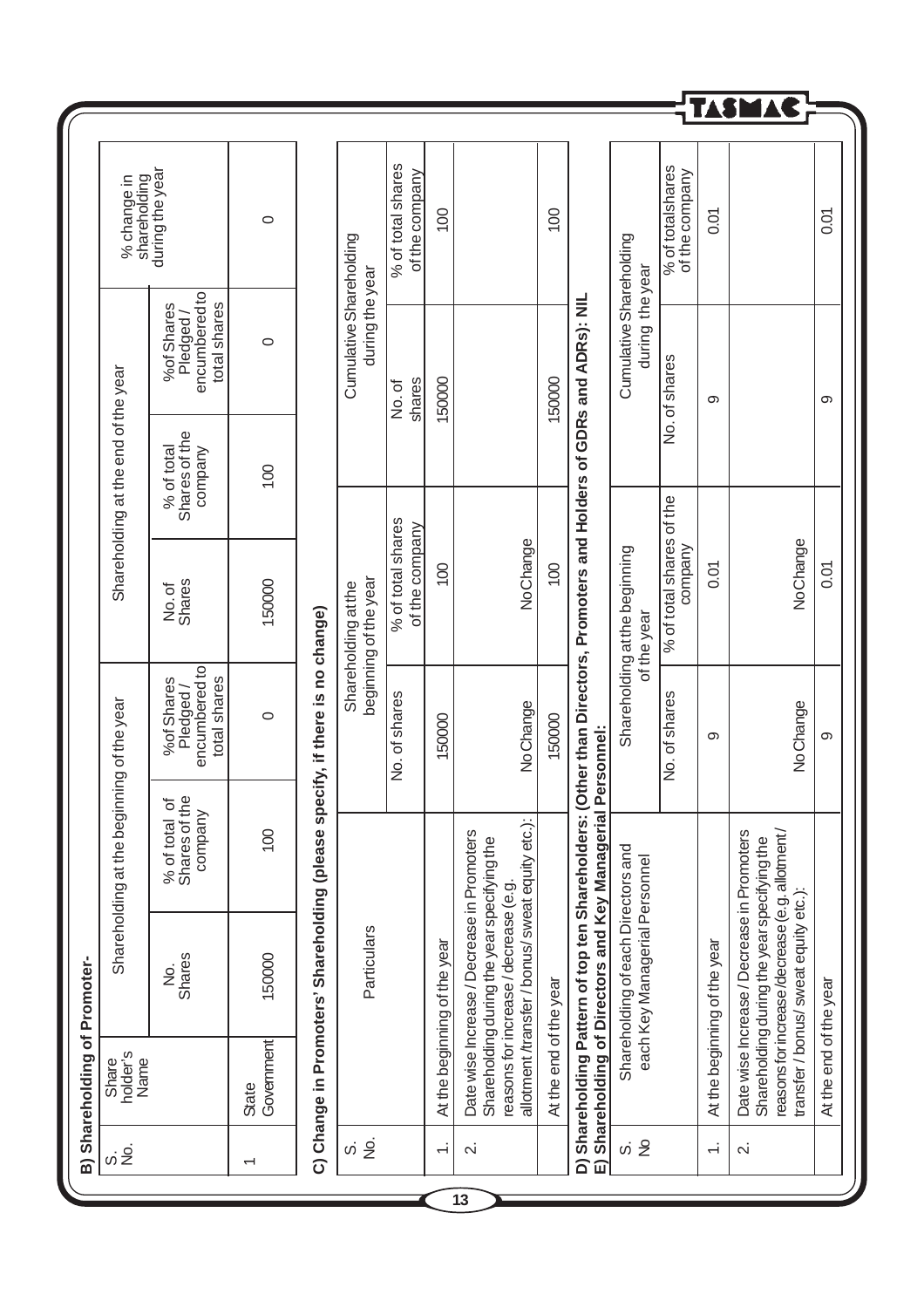### B) Shareholding of Promoter-

| S. No. | Share holder's Name | Shareholding at the beginning of the year | | | Shareholding at the end of the year | | | % change in shareholding during the year |
|---|---|---|---|---|---|---|---|---|
| | | No. Shares | % of total of Shares of the company | %of Shares Pledged / encumbered to total shares | No. of Shares | % of total Shares of the company | %of Shares Pledged / encumbered to total shares | |
| 1 | State Government | 150000 | 100 | 0 | 150000 | 100 | 0 | 0 |

### C) Change in Promoters' Shareholding (please specify, if there is no change)

| S. No. | Particulars | Shareholding at the beginning of the year | | Cumulative Shareholding during the year | |
|---|---|---|---|---|---|
| | | No. of shares | % of total shares of the company | No. of shares | % of total shares of the company |
| 1. | At the beginning of the year | 150000 | 100 | 150000 | 100 |
| 2. | Date wise Increase / Decrease in Promoters Shareholding during the year specifying the reasons for increase / decrease (e.g. allotment /transfer / bonus/ sweat equity etc.): | No Change | No Change | | |
| | At the end of the year | 150000 | 100 | 150000 | 100 |

### D) Shareholding Pattern of top ten Shareholders: (Other than Directors, Promoters and Holders of GDRs and ADRs): NIL

### E) Shareholding of Directors and Key Managerial Personnel:

| S. No | Shareholding of each Directors and each Key Managerial Personnel | Shareholding at the beginning of the year | | Cumulative Shareholding during the year | |
|---|---|---|---|---|---|
| | | No. of shares | % of total shares of the company | No. of shares | % of totalshares of the company |
| 1. | At the beginning of the year | 9 | 0.01 | 9 | 0.01 |
| 2. | Date wise Increase / Decrease in Promoters Shareholding during the year specifying the reasons for increase /decrease (e.g. allotment / transfer / bonus/ sweat equity etc.): | No Change | No Change | | |
| | At the end of the year | 9 | 0.01 | 9 | 0.01 |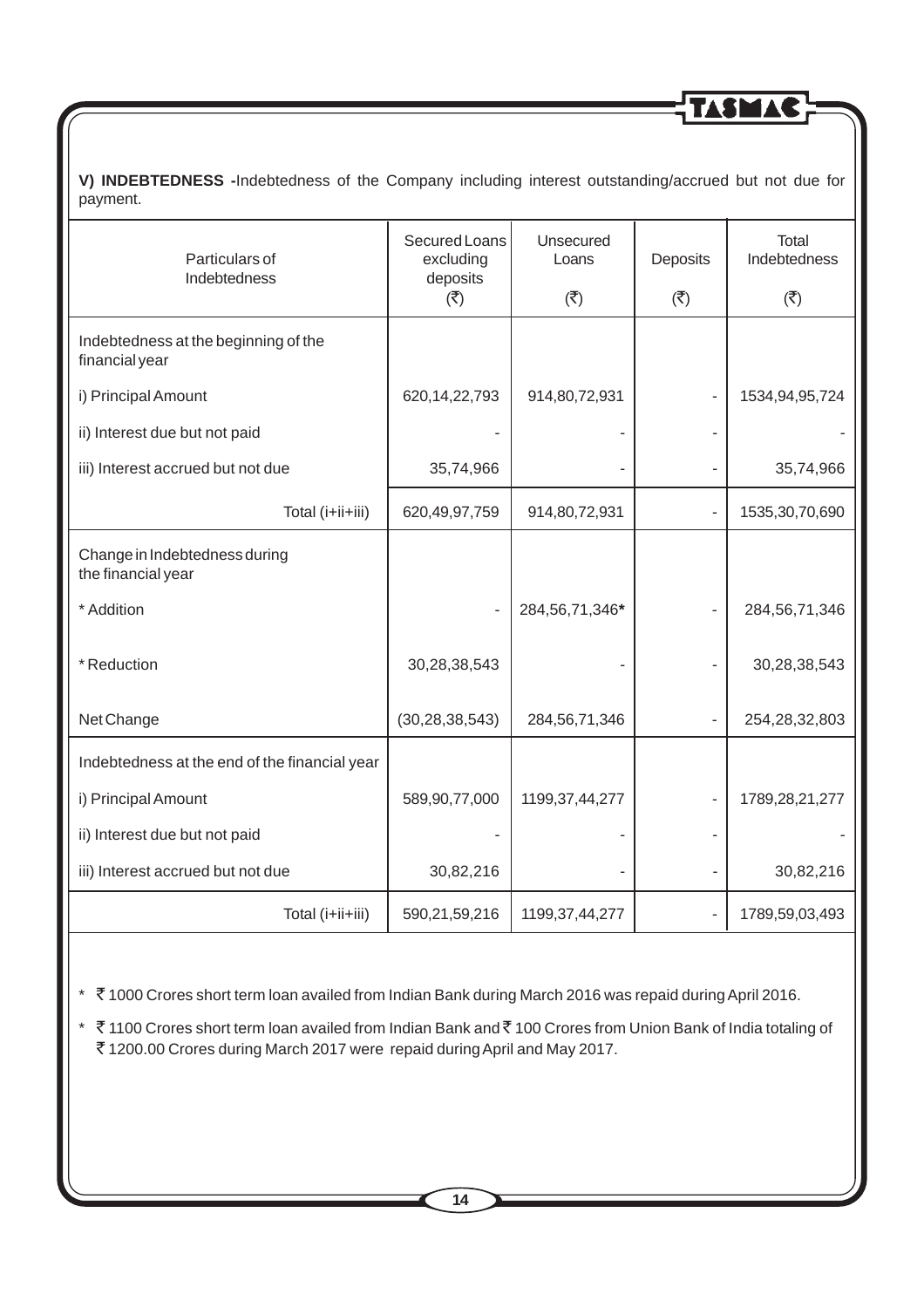**V) INDEBTEDNESS -**Indebtedness of the Company including interest outstanding/accrued but not due for payment.

| Particulars of Indebtedness | Secured Loans excluding deposits (₹) | Unsecured Loans (₹) | Deposits (₹) | Total Indebtedness (₹) |
|---|---|---|---|---|
| Indebtedness at the beginning of the financial year | | | | |
| i) Principal Amount | 620,14,22,793 | 914,80,72,931 | - | 1534,94,95,724 |
| ii) Interest due but not paid | - | - | - | - |
| iii) Interest accrued but not due | 35,74,966 | - | - | 35,74,966 |
| Total (i+ii+iii) | 620,49,97,759 | 914,80,72,931 | - | 1535,30,70,690 |
| Change in Indebtedness during the financial year | | | | |
| * Addition | - | 284,56,71,346* | - | 284,56,71,346 |
| * Reduction | 30,28,38,543 | - | - | 30,28,38,543 |
| Net Change | (30,28,38,543) | 284,56,71,346 | - | 254,28,32,803 |
| Indebtedness at the end of the financial year | | | | |
| i) Principal Amount | 589,90,77,000 | 1199,37,44,277 | - | 1789,28,21,277 |
| ii) Interest due but not paid | - | - | - | - |
| iii) Interest accrued but not due | 30,82,216 | - | - | 30,82,216 |
| Total (i+ii+iii) | 590,21,59,216 | 1199,37,44,277 | - | 1789,59,03,493 |

* ₹ 1000 Crores short term loan availed from Indian Bank during March 2016 was repaid during April 2016.

* ₹ 1100 Crores short term loan availed from Indian Bank and ₹ 100 Crores from Union Bank of India totaling of ₹ 1200.00 Crores during March 2017 were repaid during April and May 2017.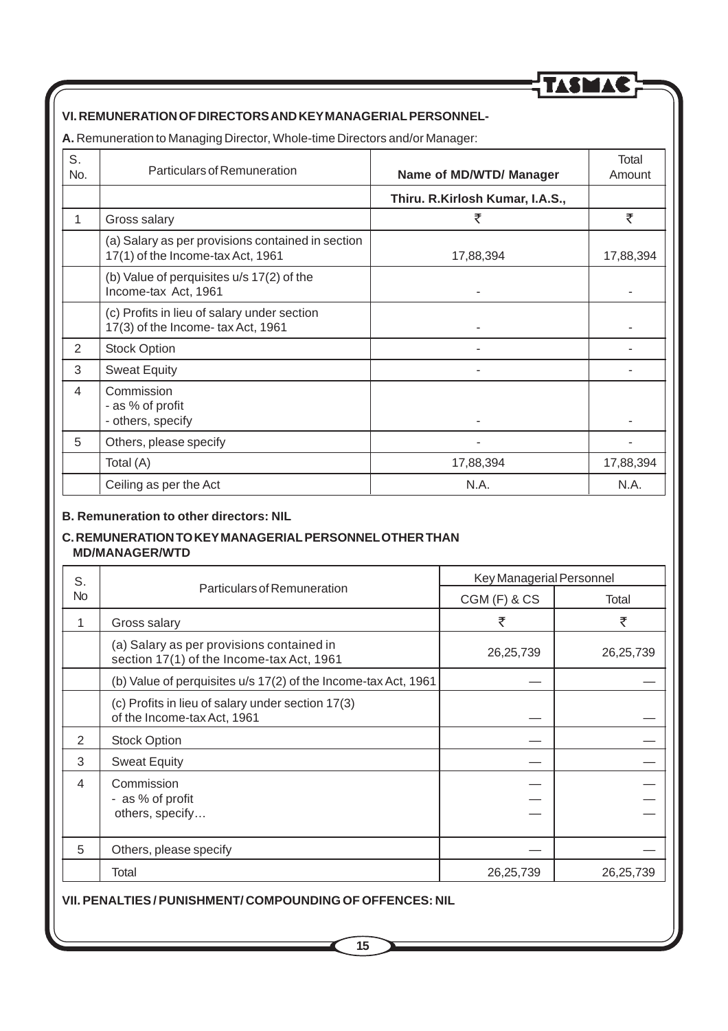## VI. REMUNERATION OF DIRECTORS AND KEY MANAGERIAL PERSONNEL-

**A.** Remuneration to Managing Director, Whole-time Directors and/or Manager:

| S. No. | Particulars of Remuneration | Name of MD/WTD/ Manager | Total Amount |
|---|---|---|---|
| | | **Thiru. R.Kirlosh Kumar, I.A.S.,** | |
| 1 | Gross salary | ₹ | ₹ |
| | (a) Salary as per provisions contained in section 17(1) of the Income-tax Act, 1961 | 17,88,394 | 17,88,394 |
| | (b) Value of perquisites u/s 17(2) of the Income-tax Act, 1961 | - | - |
| | (c) Profits in lieu of salary under section 17(3) of the Income- tax Act, 1961 | - | - |
| 2 | Stock Option | - | - |
| 3 | Sweat Equity | - | - |
| 4 | Commission<br>- as % of profit<br>- others, specify | - | - |
| 5 | Others, please specify | - | - |
| | Total (A) | 17,88,394 | 17,88,394 |
| | Ceiling as per the Act | N.A. | N.A. |

**B. Remuneration to other directors: NIL**

**C. REMUNERATION TO KEY MANAGERIAL PERSONNEL OTHER THAN MD/MANAGER/WTD**

| S. No | Particulars of Remuneration | Key Managerial Personnel | |
|---|---|---|---|
| | | CGM (F) & CS | Total |
| 1 | Gross salary | ₹ | ₹ |
| | (a) Salary as per provisions contained in section 17(1) of the Income-tax Act, 1961 | 26,25,739 | 26,25,739 |
| | (b) Value of perquisites u/s 17(2) of the Income-tax Act, 1961 | — | — |
| | (c) Profits in lieu of salary under section 17(3) of the Income-tax Act, 1961 | — | — |
| 2 | Stock Option | — | — |
| 3 | Sweat Equity | — | — |
| 4 | Commission<br>- as % of profit<br>others, specify… | —<br>—<br>— | —<br>—<br>— |
| 5 | Others, please specify | — | — |
| | Total | 26,25,739 | 26,25,739 |

**VII. PENALTIES / PUNISHMENT/ COMPOUNDING OF OFFENCES: NIL**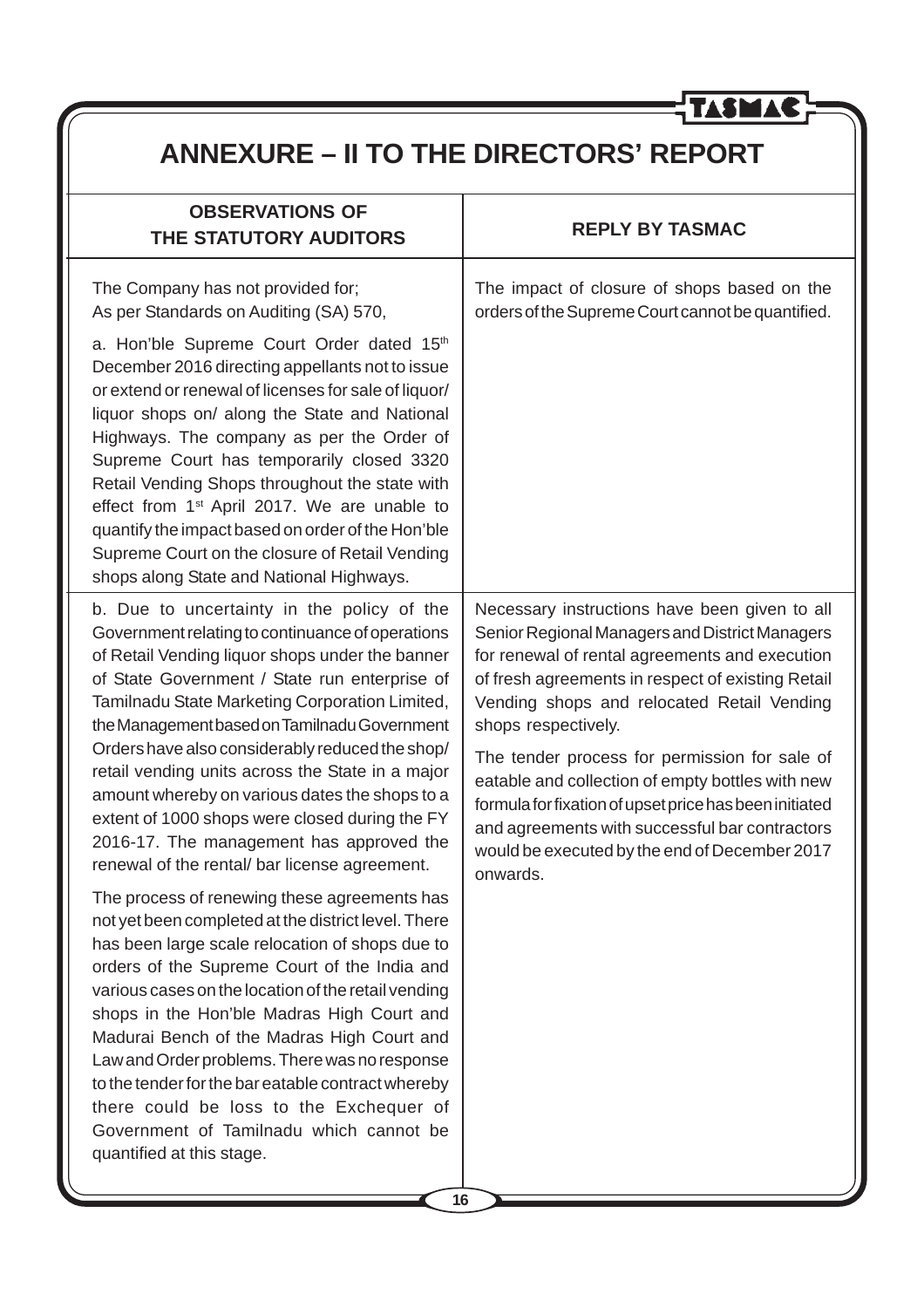# ANNEXURE – II TO THE DIRECTORS' REPORT

| OBSERVATIONS OF THE STATUTORY AUDITORS | REPLY BY TASMAC |
|---|---|
| The Company has not provided for;<br>As per Standards on Auditing (SA) 570,<br><br>a. Hon'ble Supreme Court Order dated 15th December 2016 directing appellants not to issue or extend or renewal of licenses for sale of liquor/ liquor shops on/ along the State and National Highways. The company as per the Order of Supreme Court has temporarily closed 3320 Retail Vending Shops throughout the state with effect from 1st April 2017. We are unable to quantify the impact based on order of the Hon'ble Supreme Court on the closure of Retail Vending shops along State and National Highways. | The impact of closure of shops based on the orders of the Supreme Court cannot be quantified. |
| b. Due to uncertainty in the policy of the Government relating to continuance of operations of Retail Vending liquor shops under the banner of State Government / State run enterprise of Tamilnadu State Marketing Corporation Limited, the Management based on Tamilnadu Government Orders have also considerably reduced the shop/ retail vending units across the State in a major amount whereby on various dates the shops to a extent of 1000 shops were closed during the FY 2016-17. The management has approved the renewal of the rental/ bar license agreement.<br><br>The process of renewing these agreements has not yet been completed at the district level. There has been large scale relocation of shops due to orders of the Supreme Court of the India and various cases on the location of the retail vending shops in the Hon'ble Madras High Court and Madurai Bench of the Madras High Court and Law and Order problems. There was no response to the tender for the bar eatable contract whereby there could be loss to the Exchequer of Government of Tamilnadu which cannot be quantified at this stage. | Necessary instructions have been given to all Senior Regional Managers and District Managers for renewal of rental agreements and execution of fresh agreements in respect of existing Retail Vending shops and relocated Retail Vending shops respectively.<br><br>The tender process for permission for sale of eatable and collection of empty bottles with new formula for fixation of upset price has been initiated and agreements with successful bar contractors would be executed by the end of December 2017 onwards. |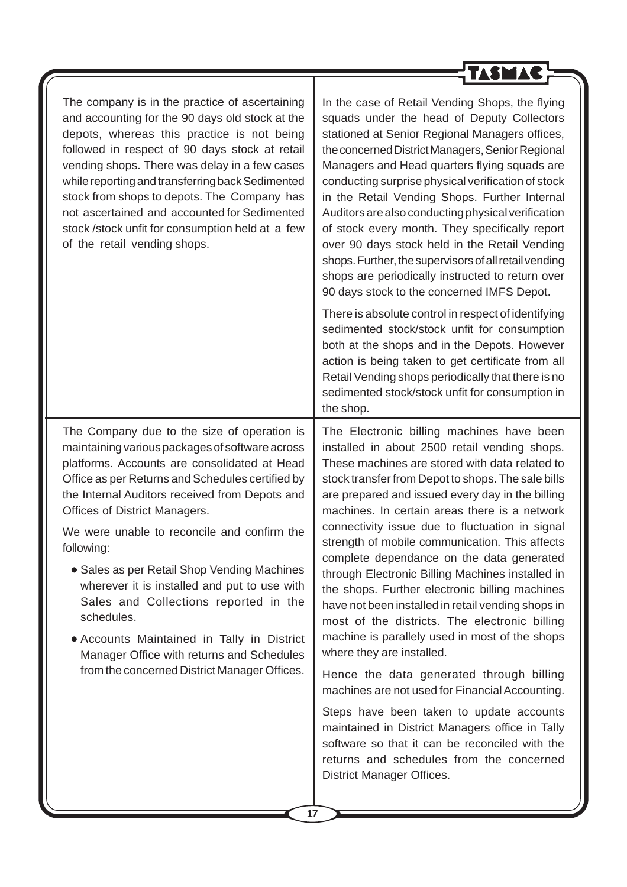| | |
|---|---|
| The company is in the practice of ascertaining and accounting for the 90 days old stock at the depots, whereas this practice is not being followed in respect of 90 days stock at retail vending shops. There was delay in a few cases while reporting and transferring back Sedimented stock from shops to depots. The Company has not ascertained and accounted for Sedimented stock /stock unfit for consumption held at a few of the retail vending shops. | In the case of Retail Vending Shops, the flying squads under the head of Deputy Collectors stationed at Senior Regional Managers offices, the concerned District Managers, Senior Regional Managers and Head quarters flying squads are conducting surprise physical verification of stock in the Retail Vending Shops. Further Internal Auditors are also conducting physical verification of stock every month. They specifically report over 90 days stock held in the Retail Vending shops. Further, the supervisors of all retail vending shops are periodically instructed to return over 90 days stock to the concerned IMFS Depot.<br><br>There is absolute control in respect of identifying sedimented stock/stock unfit for consumption both at the shops and in the Depots. However action is being taken to get certificate from all Retail Vending shops periodically that there is no sedimented stock/stock unfit for consumption in the shop. |
| The Company due to the size of operation is maintaining various packages of software across platforms. Accounts are consolidated at Head Office as per Returns and Schedules certified by the Internal Auditors received from Depots and Offices of District Managers.<br><br>We were unable to reconcile and confirm the following:<br><br>• Sales as per Retail Shop Vending Machines wherever it is installed and put to use with Sales and Collections reported in the schedules.<br><br>• Accounts Maintained in Tally in District Manager Office with returns and Schedules from the concerned District Manager Offices. | The Electronic billing machines have been installed in about 2500 retail vending shops. These machines are stored with data related to stock transfer from Depot to shops. The sale bills are prepared and issued every day in the billing machines. In certain areas there is a network connectivity issue due to fluctuation in signal strength of mobile communication. This affects complete dependance on the data generated through Electronic Billing Machines installed in the shops. Further electronic billing machines have not been installed in retail vending shops in most of the districts. The electronic billing machine is parallely used in most of the shops where they are installed.<br><br>Hence the data generated through billing machines are not used for Financial Accounting.<br><br>Steps have been taken to update accounts maintained in District Managers office in Tally software so that it can be reconciled with the returns and schedules from the concerned District Manager Offices. |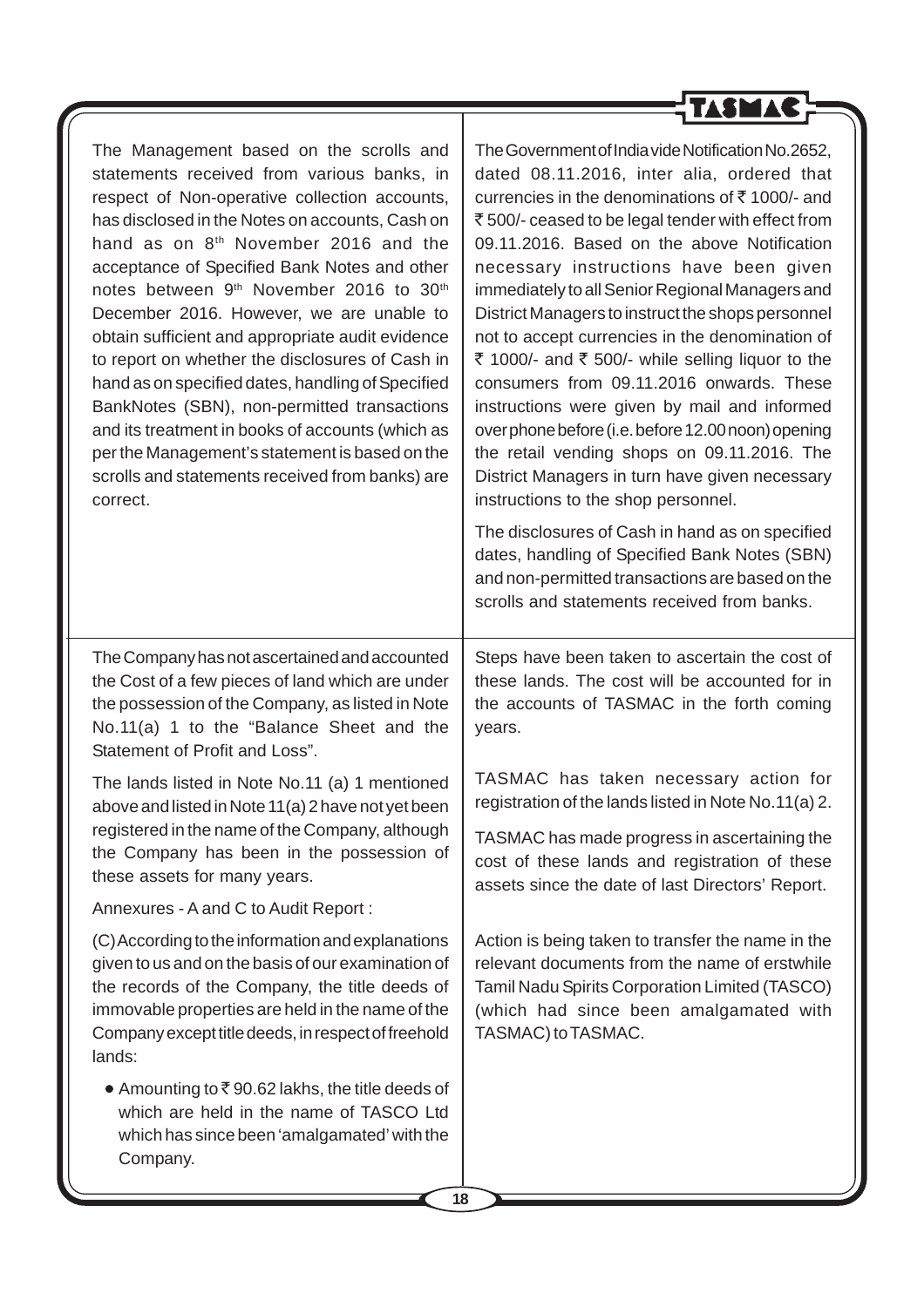| | |
|---|---|
| The Management based on the scrolls and statements received from various banks, in respect of Non-operative collection accounts, has disclosed in the Notes on accounts, Cash on hand as on 8th November 2016 and the acceptance of Specified Bank Notes and other notes between 9th November 2016 to 30th December 2016. However, we are unable to obtain sufficient and appropriate audit evidence to report on whether the disclosures of Cash in hand as on specified dates, handling of Specified BankNotes (SBN), non-permitted transactions and its treatment in books of accounts (which as per the Management's statement is based on the scrolls and statements received from banks) are correct. | The Government of India vide Notification No.2652, dated 08.11.2016, inter alia, ordered that currencies in the denominations of ₹ 1000/- and ₹ 500/- ceased to be legal tender with effect from 09.11.2016. Based on the above Notification necessary instructions have been given immediately to all Senior Regional Managers and District Managers to instruct the shops personnel not to accept currencies in the denomination of ₹ 1000/- and ₹ 500/- while selling liquor to the consumers from 09.11.2016 onwards. These instructions were given by mail and informed over phone before (i.e. before 12.00 noon) opening the retail vending shops on 09.11.2016. The District Managers in turn have given necessary instructions to the shop personnel.<br><br>The disclosures of Cash in hand as on specified dates, handling of Specified Bank Notes (SBN) and non-permitted transactions are based on the scrolls and statements received from banks. |
| The Company has not ascertained and accounted the Cost of a few pieces of land which are under the possession of the Company, as listed in Note No.11(a) 1 to the "Balance Sheet and the Statement of Profit and Loss". | Steps have been taken to ascertain the cost of these lands. The cost will be accounted for in the accounts of TASMAC in the forth coming years. |
| The lands listed in Note No.11 (a) 1 mentioned above and listed in Note 11(a) 2 have not yet been registered in the name of the Company, although the Company has been in the possession of these assets for many years. | TASMAC has taken necessary action for registration of the lands listed in Note No.11(a) 2.<br><br>TASMAC has made progress in ascertaining the cost of these lands and registration of these assets since the date of last Directors' Report. |
| Annexures - A and C to Audit Report : | |
| (C) According to the information and explanations given to us and on the basis of our examination of the records of the Company, the title deeds of immovable properties are held in the name of the Company except title deeds, in respect of freehold lands:<br><br>• Amounting to ₹ 90.62 lakhs, the title deeds of which are held in the name of TASCO Ltd which has since been 'amalgamated' with the Company. | Action is being taken to transfer the name in the relevant documents from the name of erstwhile Tamil Nadu Spirits Corporation Limited (TASCO) (which had since been amalgamated with TASMAC) to TASMAC. |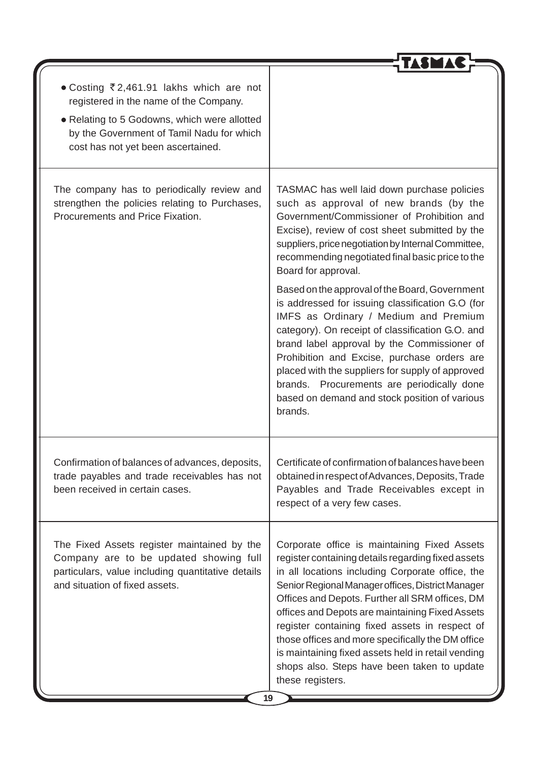| | |
|---|---|
| • Costing ₹2,461.91 lakhs which are not registered in the name of the Company.<br>• Relating to 5 Godowns, which were allotted by the Government of Tamil Nadu for which cost has not yet been ascertained. | |
| The company has to periodically review and strengthen the policies relating to Purchases, Procurements and Price Fixation. | TASMAC has well laid down purchase policies such as approval of new brands (by the Government/Commissioner of Prohibition and Excise), review of cost sheet submitted by the suppliers, price negotiation by Internal Committee, recommending negotiated final basic price to the Board for approval.<br><br>Based on the approval of the Board, Government is addressed for issuing classification G.O (for IMFS as Ordinary / Medium and Premium category). On receipt of classification G.O. and brand label approval by the Commissioner of Prohibition and Excise, purchase orders are placed with the suppliers for supply of approved brands. Procurements are periodically done based on demand and stock position of various brands. |
| Confirmation of balances of advances, deposits, trade payables and trade receivables has not been received in certain cases. | Certificate of confirmation of balances have been obtained in respect of Advances, Deposits, Trade Payables and Trade Receivables except in respect of a very few cases. |
| The Fixed Assets register maintained by the Company are to be updated showing full particulars, value including quantitative details and situation of fixed assets. | Corporate office is maintaining Fixed Assets register containing details regarding fixed assets in all locations including Corporate office, the Senior Regional Manager offices, District Manager Offices and Depots. Further all SRM offices, DM offices and Depots are maintaining Fixed Assets register containing fixed assets in respect of those offices and more specifically the DM office is maintaining fixed assets held in retail vending shops also. Steps have been taken to update these registers. |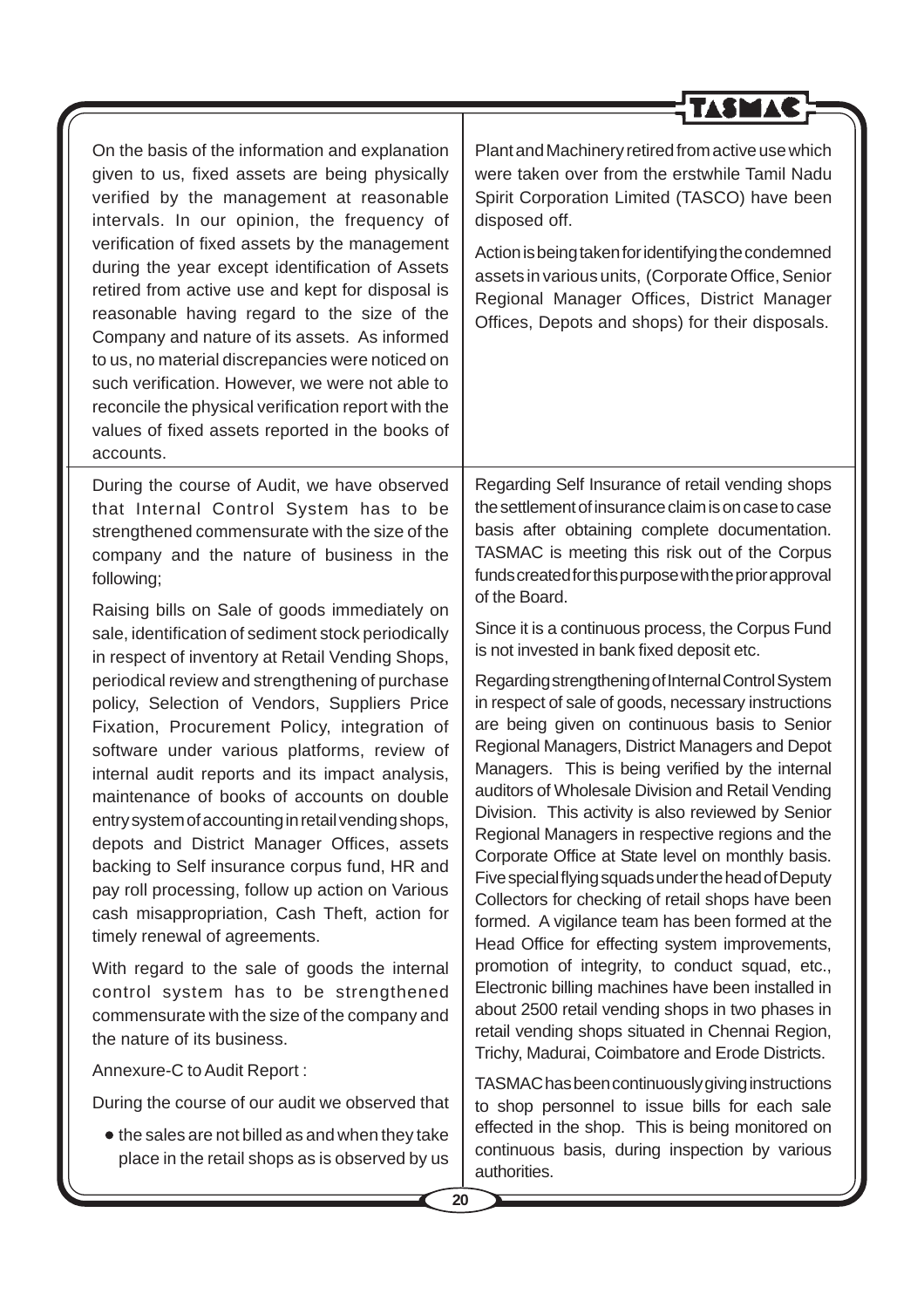| | |
|---|---|
| On the basis of the information and explanation given to us, fixed assets are being physically verified by the management at reasonable intervals. In our opinion, the frequency of verification of fixed assets by the management during the year except identification of Assets retired from active use and kept for disposal is reasonable having regard to the size of the Company and nature of its assets. As informed to us, no material discrepancies were noticed on such verification. However, we were not able to reconcile the physical verification report with the values of fixed assets reported in the books of accounts. | Plant and Machinery retired from active use which were taken over from the erstwhile Tamil Nadu Spirit Corporation Limited (TASCO) have been disposed off.<br><br>Action is being taken for identifying the condemned assets in various units, (Corporate Office, Senior Regional Manager Offices, District Manager Offices, Depots and shops) for their disposals. |
| During the course of Audit, we have observed that Internal Control System has to be strengthened commensurate with the size of the company and the nature of business in the following;<br><br>Raising bills on Sale of goods immediately on sale, identification of sediment stock periodically in respect of inventory at Retail Vending Shops, periodical review and strengthening of purchase policy, Selection of Vendors, Suppliers Price Fixation, Procurement Policy, integration of software under various platforms, review of internal audit reports and its impact analysis, maintenance of books of accounts on double entry system of accounting in retail vending shops, depots and District Manager Offices, assets backing to Self insurance corpus fund, HR and pay roll processing, follow up action on Various cash misappropriation, Cash Theft, action for timely renewal of agreements.<br><br>With regard to the sale of goods the internal control system has to be strengthened commensurate with the size of the company and the nature of its business.<br><br>Annexure-C to Audit Report :<br><br>During the course of our audit we observed that<br><br>• the sales are not billed as and when they take place in the retail shops as is observed by us | Regarding Self Insurance of retail vending shops the settlement of insurance claim is on case to case basis after obtaining complete documentation. TASMAC is meeting this risk out of the Corpus funds created for this purpose with the prior approval of the Board.<br><br>Since it is a continuous process, the Corpus Fund is not invested in bank fixed deposit etc.<br><br>Regarding strengthening of Internal Control System in respect of sale of goods, necessary instructions are being given on continuous basis to Senior Regional Managers, District Managers and Depot Managers. This is being verified by the internal auditors of Wholesale Division and Retail Vending Division. This activity is also reviewed by Senior Regional Managers in respective regions and the Corporate Office at State level on monthly basis. Five special flying squads under the head of Deputy Collectors for checking of retail shops have been formed. A vigilance team has been formed at the Head Office for effecting system improvements, promotion of integrity, to conduct squad, etc., Electronic billing machines have been installed in about 2500 retail vending shops in two phases in retail vending shops situated in Chennai Region, Trichy, Madurai, Coimbatore and Erode Districts.<br><br>TASMAC has been continuously giving instructions to shop personnel to issue bills for each sale effected in the shop. This is being monitored on continuous basis, during inspection by various authorities. |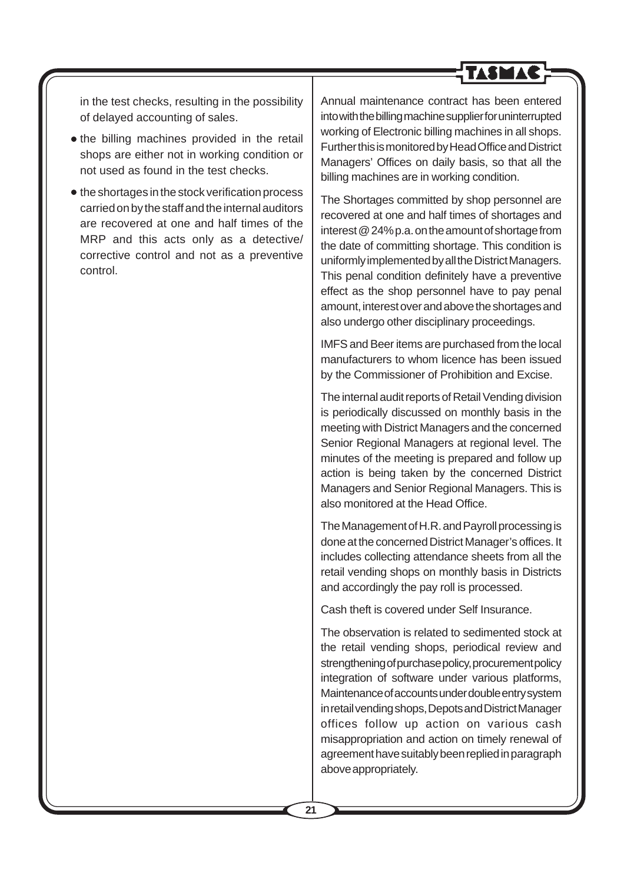in the test checks, resulting in the possibility of delayed accounting of sales.

- the billing machines provided in the retail shops are either not in working condition or not used as found in the test checks.
- the shortages in the stock verification process carried on by the staff and the internal auditors are recovered at one and half times of the MRP and this acts only as a detective/ corrective control and not as a preventive control.

Annual maintenance contract has been entered into with the billing machine supplier for uninterrupted working of Electronic billing machines in all shops. Further this is monitored by Head Office and District Managers' Offices on daily basis, so that all the billing machines are in working condition.

The Shortages committed by shop personnel are recovered at one and half times of shortages and interest @ 24% p.a. on the amount of shortage from the date of committing shortage. This condition is uniformly implemented by all the District Managers. This penal condition definitely have a preventive effect as the shop personnel have to pay penal amount, interest over and above the shortages and also undergo other disciplinary proceedings.

IMFS and Beer items are purchased from the local manufacturers to whom licence has been issued by the Commissioner of Prohibition and Excise.

The internal audit reports of Retail Vending division is periodically discussed on monthly basis in the meeting with District Managers and the concerned Senior Regional Managers at regional level. The minutes of the meeting is prepared and follow up action is being taken by the concerned District Managers and Senior Regional Managers. This is also monitored at the Head Office.

The Management of H.R. and Payroll processing is done at the concerned District Manager's offices. It includes collecting attendance sheets from all the retail vending shops on monthly basis in Districts and accordingly the pay roll is processed.

Cash theft is covered under Self Insurance.

The observation is related to sedimented stock at the retail vending shops, periodical review and strengthening of purchase policy, procurement policy integration of software under various platforms, Maintenance of accounts under double entry system in retail vending shops, Depots and District Manager offices follow up action on various cash misappropriation and action on timely renewal of agreement have suitably been replied in paragraph above appropriately.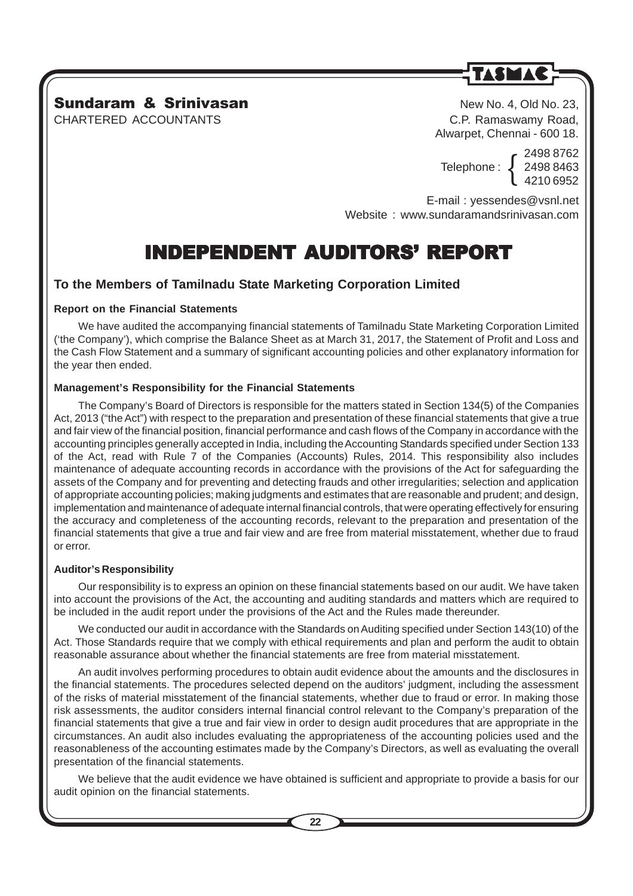**Sundaram & Srinivasan**
CHARTERED ACCOUNTANTS

New No. 4, Old No. 23,
C.P. Ramaswamy Road,
Alwarpet, Chennai - 600 18.

Telephone : 2498 8762, 2498 8463, 4210 6952

E-mail : yessendes@vsnl.net
Website : www.sundaramandsrinivasan.com

# INDEPENDENT AUDITORS' REPORT

## To the Members of Tamilnadu State Marketing Corporation Limited

### Report on the Financial Statements

We have audited the accompanying financial statements of Tamilnadu State Marketing Corporation Limited ('the Company'), which comprise the Balance Sheet as at March 31, 2017, the Statement of Profit and Loss and the Cash Flow Statement and a summary of significant accounting policies and other explanatory information for the year then ended.

### Management's Responsibility for the Financial Statements

The Company's Board of Directors is responsible for the matters stated in Section 134(5) of the Companies Act, 2013 ("the Act") with respect to the preparation and presentation of these financial statements that give a true and fair view of the financial position, financial performance and cash flows of the Company in accordance with the accounting principles generally accepted in India, including the Accounting Standards specified under Section 133 of the Act, read with Rule 7 of the Companies (Accounts) Rules, 2014. This responsibility also includes maintenance of adequate accounting records in accordance with the provisions of the Act for safeguarding the assets of the Company and for preventing and detecting frauds and other irregularities; selection and application of appropriate accounting policies; making judgments and estimates that are reasonable and prudent; and design, implementation and maintenance of adequate internal financial controls, that were operating effectively for ensuring the accuracy and completeness of the accounting records, relevant to the preparation and presentation of the financial statements that give a true and fair view and are free from material misstatement, whether due to fraud or error.

### Auditor's Responsibility

Our responsibility is to express an opinion on these financial statements based on our audit. We have taken into account the provisions of the Act, the accounting and auditing standards and matters which are required to be included in the audit report under the provisions of the Act and the Rules made thereunder.

We conducted our audit in accordance with the Standards on Auditing specified under Section 143(10) of the Act. Those Standards require that we comply with ethical requirements and plan and perform the audit to obtain reasonable assurance about whether the financial statements are free from material misstatement.

An audit involves performing procedures to obtain audit evidence about the amounts and the disclosures in the financial statements. The procedures selected depend on the auditors' judgment, including the assessment of the risks of material misstatement of the financial statements, whether due to fraud or error. In making those risk assessments, the auditor considers internal financial control relevant to the Company's preparation of the financial statements that give a true and fair view in order to design audit procedures that are appropriate in the circumstances. An audit also includes evaluating the appropriateness of the accounting policies used and the reasonableness of the accounting estimates made by the Company's Directors, as well as evaluating the overall presentation of the financial statements.

We believe that the audit evidence we have obtained is sufficient and appropriate to provide a basis for our audit opinion on the financial statements.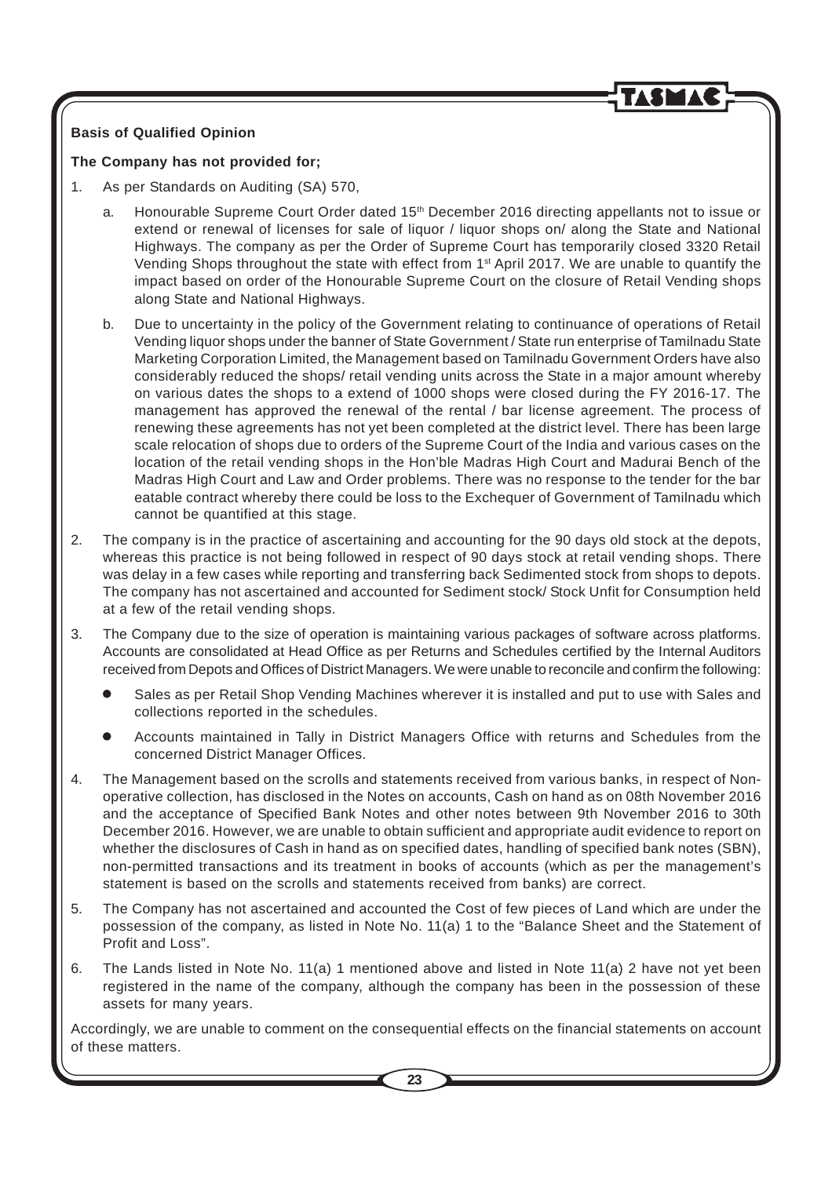**Basis of Qualified Opinion**

**The Company has not provided for;**

1. As per Standards on Auditing (SA) 570,

   a. Honourable Supreme Court Order dated 15th December 2016 directing appellants not to issue or extend or renewal of licenses for sale of liquor / liquor shops on/ along the State and National Highways. The company as per the Order of Supreme Court has temporarily closed 3320 Retail Vending Shops throughout the state with effect from 1st April 2017. We are unable to quantify the impact based on order of the Honourable Supreme Court on the closure of Retail Vending shops along State and National Highways.

   b. Due to uncertainty in the policy of the Government relating to continuance of operations of Retail Vending liquor shops under the banner of State Government / State run enterprise of Tamilnadu State Marketing Corporation Limited, the Management based on Tamilnadu Government Orders have also considerably reduced the shops/ retail vending units across the State in a major amount whereby on various dates the shops to a extend of 1000 shops were closed during the FY 2016-17. The management has approved the renewal of the rental / bar license agreement. The process of renewing these agreements has not yet been completed at the district level. There has been large scale relocation of shops due to orders of the Supreme Court of the India and various cases on the location of the retail vending shops in the Hon'ble Madras High Court and Madurai Bench of the Madras High Court and Law and Order problems. There was no response to the tender for the bar eatable contract whereby there could be loss to the Exchequer of Government of Tamilnadu which cannot be quantified at this stage.

2. The company is in the practice of ascertaining and accounting for the 90 days old stock at the depots, whereas this practice is not being followed in respect of 90 days stock at retail vending shops. There was delay in a few cases while reporting and transferring back Sedimented stock from shops to depots. The company has not ascertained and accounted for Sediment stock/ Stock Unfit for Consumption held at a few of the retail vending shops.

3. The Company due to the size of operation is maintaining various packages of software across platforms. Accounts are consolidated at Head Office as per Returns and Schedules certified by the Internal Auditors received from Depots and Offices of District Managers. We were unable to reconcile and confirm the following:

   - Sales as per Retail Shop Vending Machines wherever it is installed and put to use with Sales and collections reported in the schedules.
   - Accounts maintained in Tally in District Managers Office with returns and Schedules from the concerned District Manager Offices.

4. The Management based on the scrolls and statements received from various banks, in respect of Non-operative collection, has disclosed in the Notes on accounts, Cash on hand as on 08th November 2016 and the acceptance of Specified Bank Notes and other notes between 9th November 2016 to 30th December 2016. However, we are unable to obtain sufficient and appropriate audit evidence to report on whether the disclosures of Cash in hand as on specified dates, handling of specified bank notes (SBN), non-permitted transactions and its treatment in books of accounts (which as per the management's statement is based on the scrolls and statements received from banks) are correct.

5. The Company has not ascertained and accounted the Cost of few pieces of Land which are under the possession of the company, as listed in Note No. 11(a) 1 to the "Balance Sheet and the Statement of Profit and Loss".

6. The Lands listed in Note No. 11(a) 1 mentioned above and listed in Note 11(a) 2 have not yet been registered in the name of the company, although the company has been in the possession of these assets for many years.

Accordingly, we are unable to comment on the consequential effects on the financial statements on account of these matters.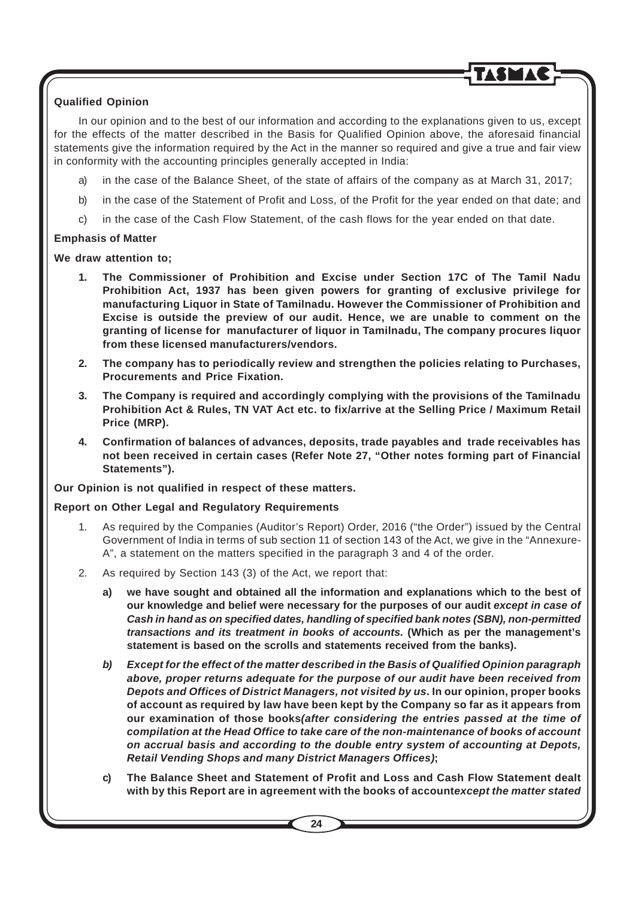**Qualified Opinion**

In our opinion and to the best of our information and according to the explanations given to us, except for the effects of the matter described in the Basis for Qualified Opinion above, the aforesaid financial statements give the information required by the Act in the manner so required and give a true and fair view in conformity with the accounting principles generally accepted in India:

a) in the case of the Balance Sheet, of the state of affairs of the company as at March 31, 2017;

b) in the case of the Statement of Profit and Loss, of the Profit for the year ended on that date; and

c) in the case of the Cash Flow Statement, of the cash flows for the year ended on that date.

**Emphasis of Matter**

**We draw attention to;**

1. **The Commissioner of Prohibition and Excise under Section 17C of The Tamil Nadu Prohibition Act, 1937 has been given powers for granting of exclusive privilege for manufacturing Liquor in State of Tamilnadu. However the Commissioner of Prohibition and Excise is outside the preview of our audit. Hence, we are unable to comment on the granting of license for manufacturer of liquor in Tamilnadu, The company procures liquor from these licensed manufacturers/vendors.**

2. **The company has to periodically review and strengthen the policies relating to Purchases, Procurements and Price Fixation.**

3. **The Company is required and accordingly complying with the provisions of the Tamilnadu Prohibition Act & Rules, TN VAT Act etc. to fix/arrive at the Selling Price / Maximum Retail Price (MRP).**

4. **Confirmation of balances of advances, deposits, trade payables and trade receivables has not been received in certain cases (Refer Note 27, "Other notes forming part of Financial Statements").**

**Our Opinion is not qualified in respect of these matters.**

**Report on Other Legal and Regulatory Requirements**

1. As required by the Companies (Auditor's Report) Order, 2016 ("the Order") issued by the Central Government of India in terms of sub section 11 of section 143 of the Act, we give in the "Annexure-A", a statement on the matters specified in the paragraph 3 and 4 of the order.

2. As required by Section 143 (3) of the Act, we report that:

   a) **we have sought and obtained all the information and explanations which to the best of our knowledge and belief were necessary for the purposes of our audit *except in case of Cash in hand as on specified dates, handling of specified bank notes (SBN), non-permitted transactions and its treatment in books of accounts.* (Which as per the management's statement is based on the scrolls and statements received from the banks).**

   b) ***Except for the effect of the matter described in the Basis of Qualified Opinion paragraph above, proper returns adequate for the purpose of our audit have been received from Depots and Offices of District Managers, not visited by us*. In our opinion, proper books of account as required by law have been kept by the Company so far as it appears from our examination of those books*(after considering the entries passed at the time of compilation at the Head Office to take care of the non-maintenance of books of account on accrual basis and according to the double entry system of accounting at Depots, Retail Vending Shops and many District Managers Offices)*;**

   c) **The Balance Sheet and Statement of Profit and Loss and Cash Flow Statement dealt with by this Report are in agreement with the books of account*except the matter stated***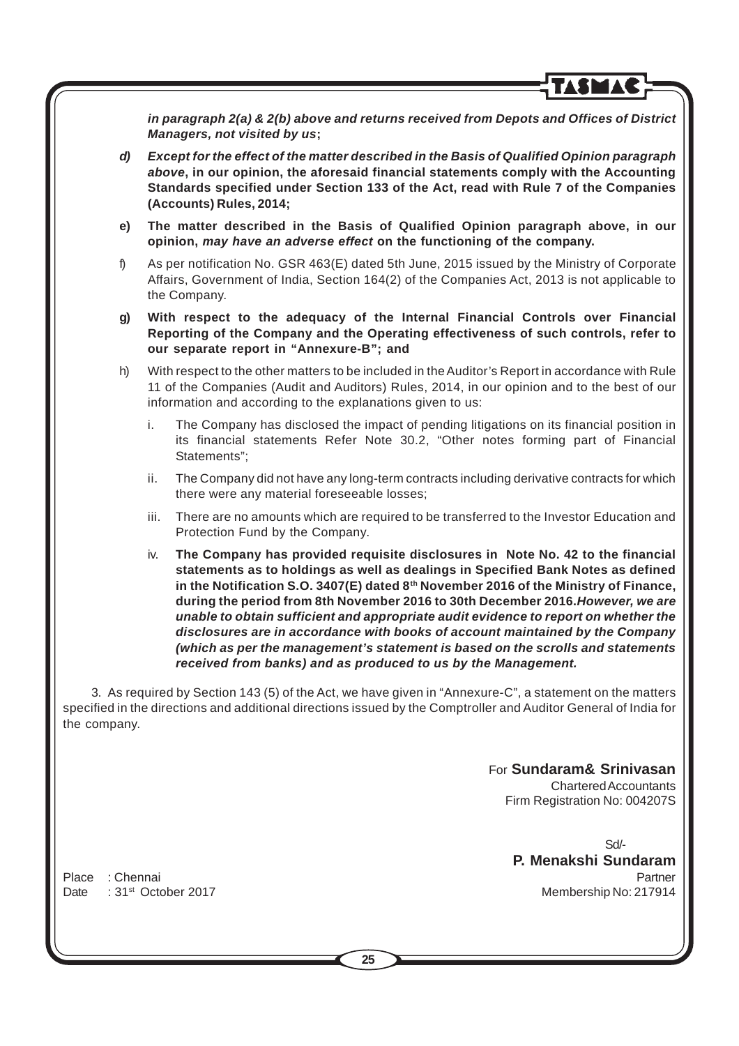***in paragraph 2(a) & 2(b) above and returns received from Depots and Offices of District Managers, not visited by us*;**

***d) Except for the effect of the matter described in the Basis of Qualified Opinion paragraph above*, in our opinion, the aforesaid financial statements comply with the Accounting Standards specified under Section 133 of the Act, read with Rule 7 of the Companies (Accounts) Rules, 2014;**

**e) The matter described in the Basis of Qualified Opinion paragraph above, in our opinion, *may have an adverse effect* on the functioning of the company.**

f) As per notification No. GSR 463(E) dated 5th June, 2015 issued by the Ministry of Corporate Affairs, Government of India, Section 164(2) of the Companies Act, 2013 is not applicable to the Company.

**g) With respect to the adequacy of the Internal Financial Controls over Financial Reporting of the Company and the Operating effectiveness of such controls, refer to our separate report in "Annexure-B"; and**

h) With respect to the other matters to be included in the Auditor's Report in accordance with Rule 11 of the Companies (Audit and Auditors) Rules, 2014, in our opinion and to the best of our information and according to the explanations given to us:

i. The Company has disclosed the impact of pending litigations on its financial position in its financial statements Refer Note 30.2, "Other notes forming part of Financial Statements";

ii. The Company did not have any long-term contracts including derivative contracts for which there were any material foreseeable losses;

iii. There are no amounts which are required to be transferred to the Investor Education and Protection Fund by the Company.

iv. **The Company has provided requisite disclosures in Note No. 42 to the financial statements as to holdings as well as dealings in Specified Bank Notes as defined in the Notification S.O. 3407(E) dated 8th November 2016 of the Ministry of Finance, during the period from 8th November 2016 to 30th December 2016.*However, we are unable to obtain sufficient and appropriate audit evidence to report on whether the disclosures are in accordance with books of account maintained by the Company (which as per the management's statement is based on the scrolls and statements received from banks) and as produced to us by the Management.***

3. As required by Section 143 (5) of the Act, we have given in "Annexure-C", a statement on the matters specified in the directions and additional directions issued by the Comptroller and Auditor General of India for the company.

For **Sundaram& Srinivasan**
Chartered Accountants
Firm Registration No: 004207S

Sd/-
**P. Menakshi Sundaram**
Partner
Membership No: 217914

Place : Chennai
Date : 31st October 2017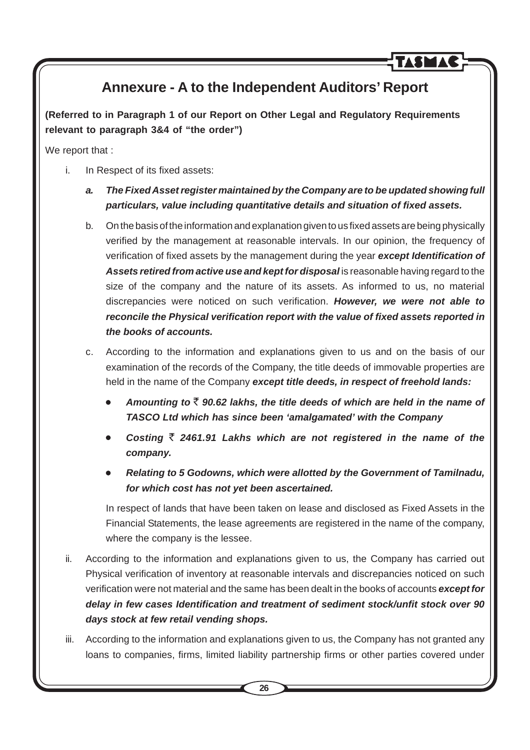# Annexure - A to the Independent Auditors' Report

**(Referred to in Paragraph 1 of our Report on Other Legal and Regulatory Requirements relevant to paragraph 3&4 of "the order")**

We report that :

i. In Respect of its fixed assets:

   ***a. The Fixed Asset register maintained by the Company are to be updated showing full particulars, value including quantitative details and situation of fixed assets.***

   b. On the basis of the information and explanation given to us fixed assets are being physically verified by the management at reasonable intervals. In our opinion, the frequency of verification of fixed assets by the management during the year ***except Identification of Assets retired from active use and kept for disposal*** is reasonable having regard to the size of the company and the nature of its assets. As informed to us, no material discrepancies were noticed on such verification. ***However, we were not able to reconcile the Physical verification report with the value of fixed assets reported in the books of accounts.***

   c. According to the information and explanations given to us and on the basis of our examination of the records of the Company, the title deeds of immovable properties are held in the name of the Company ***except title deeds, in respect of freehold lands:***

   - ***Amounting to ₹ 90.62 lakhs, the title deeds of which are held in the name of TASCO Ltd which has since been 'amalgamated' with the Company***
   - ***Costing ₹ 2461.91 Lakhs which are not registered in the name of the company.***
   - ***Relating to 5 Godowns, which were allotted by the Government of Tamilnadu, for which cost has not yet been ascertained.***

   In respect of lands that have been taken on lease and disclosed as Fixed Assets in the Financial Statements, the lease agreements are registered in the name of the company, where the company is the lessee.

ii. According to the information and explanations given to us, the Company has carried out Physical verification of inventory at reasonable intervals and discrepancies noticed on such verification were not material and the same has been dealt in the books of accounts ***except for delay in few cases Identification and treatment of sediment stock/unfit stock over 90 days stock at few retail vending shops.***

iii. According to the information and explanations given to us, the Company has not granted any loans to companies, firms, limited liability partnership firms or other parties covered under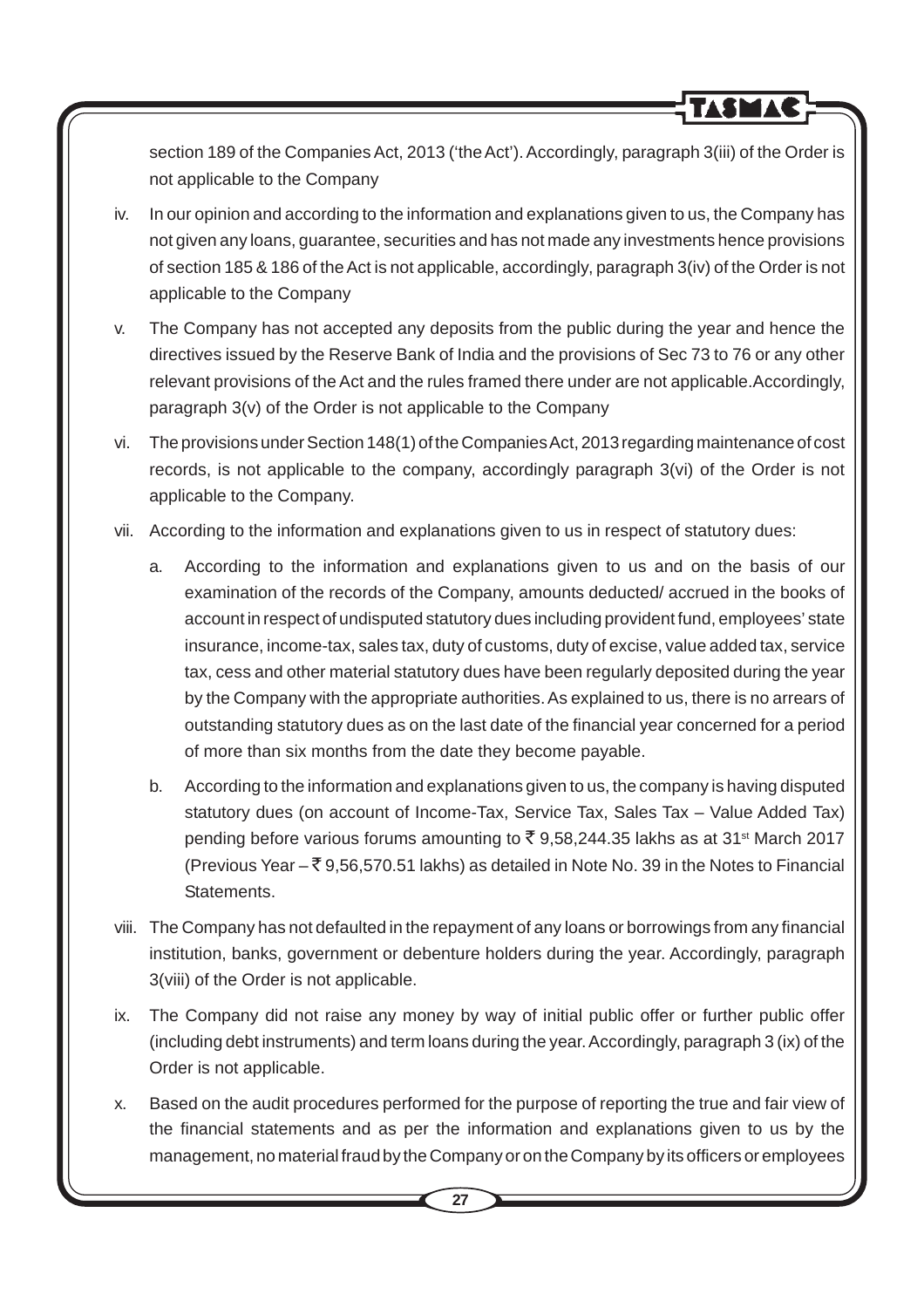section 189 of the Companies Act, 2013 ('the Act'). Accordingly, paragraph 3(iii) of the Order is not applicable to the Company

iv. In our opinion and according to the information and explanations given to us, the Company has not given any loans, guarantee, securities and has not made any investments hence provisions of section 185 & 186 of the Act is not applicable, accordingly, paragraph 3(iv) of the Order is not applicable to the Company

v. The Company has not accepted any deposits from the public during the year and hence the directives issued by the Reserve Bank of India and the provisions of Sec 73 to 76 or any other relevant provisions of the Act and the rules framed there under are not applicable.Accordingly, paragraph 3(v) of the Order is not applicable to the Company

vi. The provisions under Section 148(1) of the Companies Act, 2013 regarding maintenance of cost records, is not applicable to the company, accordingly paragraph 3(vi) of the Order is not applicable to the Company.

vii. According to the information and explanations given to us in respect of statutory dues:

   a. According to the information and explanations given to us and on the basis of our examination of the records of the Company, amounts deducted/ accrued in the books of account in respect of undisputed statutory dues including provident fund, employees' state insurance, income-tax, sales tax, duty of customs, duty of excise, value added tax, service tax, cess and other material statutory dues have been regularly deposited during the year by the Company with the appropriate authorities. As explained to us, there is no arrears of outstanding statutory dues as on the last date of the financial year concerned for a period of more than six months from the date they become payable.

   b. According to the information and explanations given to us, the company is having disputed statutory dues (on account of Income-Tax, Service Tax, Sales Tax – Value Added Tax) pending before various forums amounting to ₹ 9,58,244.35 lakhs as at 31st March 2017 (Previous Year – ₹ 9,56,570.51 lakhs) as detailed in Note No. 39 in the Notes to Financial Statements.

viii. The Company has not defaulted in the repayment of any loans or borrowings from any financial institution, banks, government or debenture holders during the year. Accordingly, paragraph 3(viii) of the Order is not applicable.

ix. The Company did not raise any money by way of initial public offer or further public offer (including debt instruments) and term loans during the year. Accordingly, paragraph 3 (ix) of the Order is not applicable.

x. Based on the audit procedures performed for the purpose of reporting the true and fair view of the financial statements and as per the information and explanations given to us by the management, no material fraud by the Company or on the Company by its officers or employees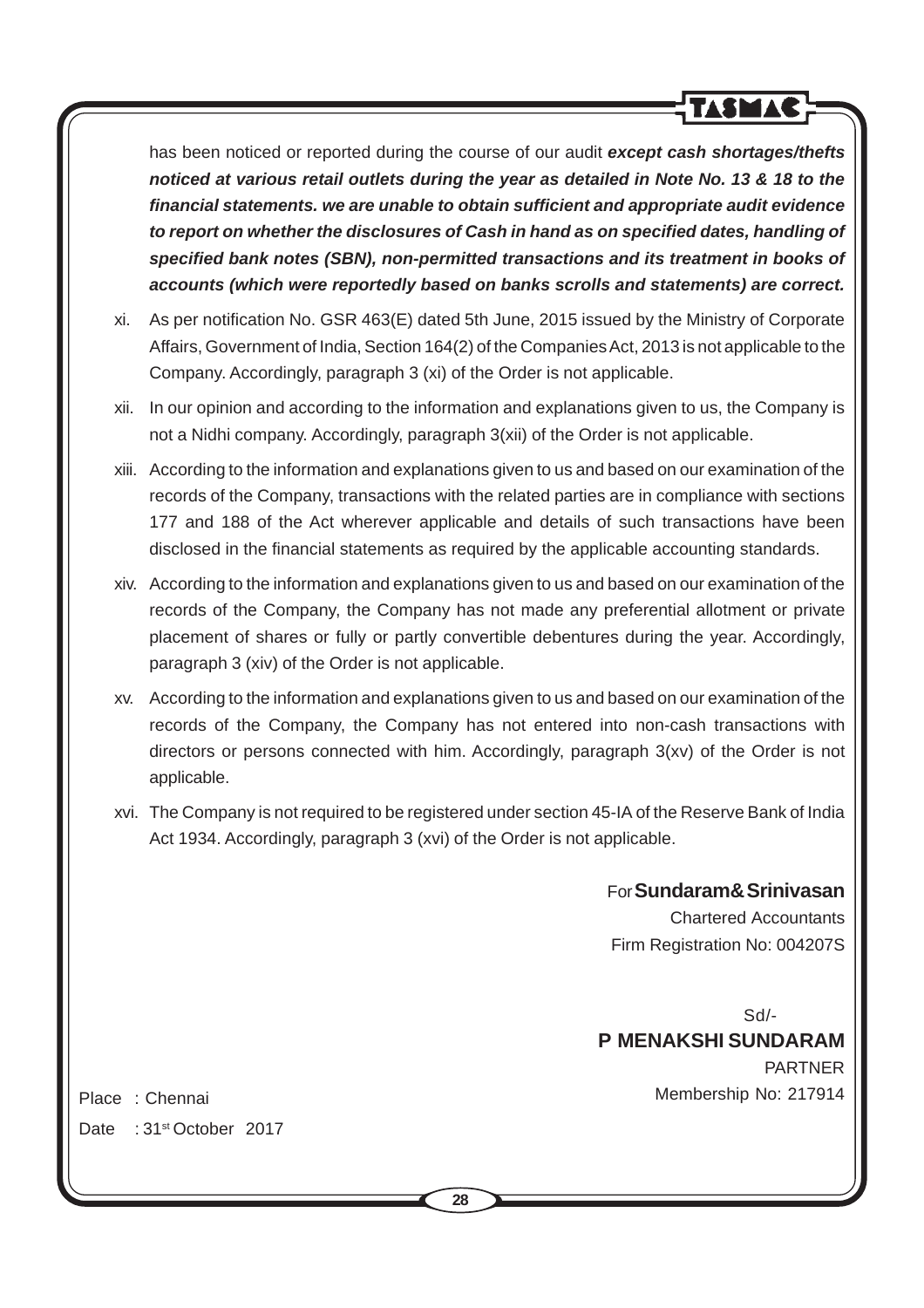has been noticed or reported during the course of our audit ***except cash shortages/thefts noticed at various retail outlets during the year as detailed in Note No. 13 & 18 to the financial statements. we are unable to obtain sufficient and appropriate audit evidence to report on whether the disclosures of Cash in hand as on specified dates, handling of specified bank notes (SBN), non-permitted transactions and its treatment in books of accounts (which were reportedly based on banks scrolls and statements) are correct.***

xi. As per notification No. GSR 463(E) dated 5th June, 2015 issued by the Ministry of Corporate Affairs, Government of India, Section 164(2) of the Companies Act, 2013 is not applicable to the Company. Accordingly, paragraph 3 (xi) of the Order is not applicable.

xii. In our opinion and according to the information and explanations given to us, the Company is not a Nidhi company. Accordingly, paragraph 3(xii) of the Order is not applicable.

xiii. According to the information and explanations given to us and based on our examination of the records of the Company, transactions with the related parties are in compliance with sections 177 and 188 of the Act wherever applicable and details of such transactions have been disclosed in the financial statements as required by the applicable accounting standards.

xiv. According to the information and explanations given to us and based on our examination of the records of the Company, the Company has not made any preferential allotment or private placement of shares or fully or partly convertible debentures during the year. Accordingly, paragraph 3 (xiv) of the Order is not applicable.

xv. According to the information and explanations given to us and based on our examination of the records of the Company, the Company has not entered into non-cash transactions with directors or persons connected with him. Accordingly, paragraph 3(xv) of the Order is not applicable.

xvi. The Company is not required to be registered under section 45-IA of the Reserve Bank of India Act 1934. Accordingly, paragraph 3 (xvi) of the Order is not applicable.

For **Sundaram & Srinivasan**
Chartered Accountants
Firm Registration No: 004207S

Sd/-
**P MENAKSHI SUNDARAM**
PARTNER
Membership No: 217914

Place : Chennai
Date : 31st October 2017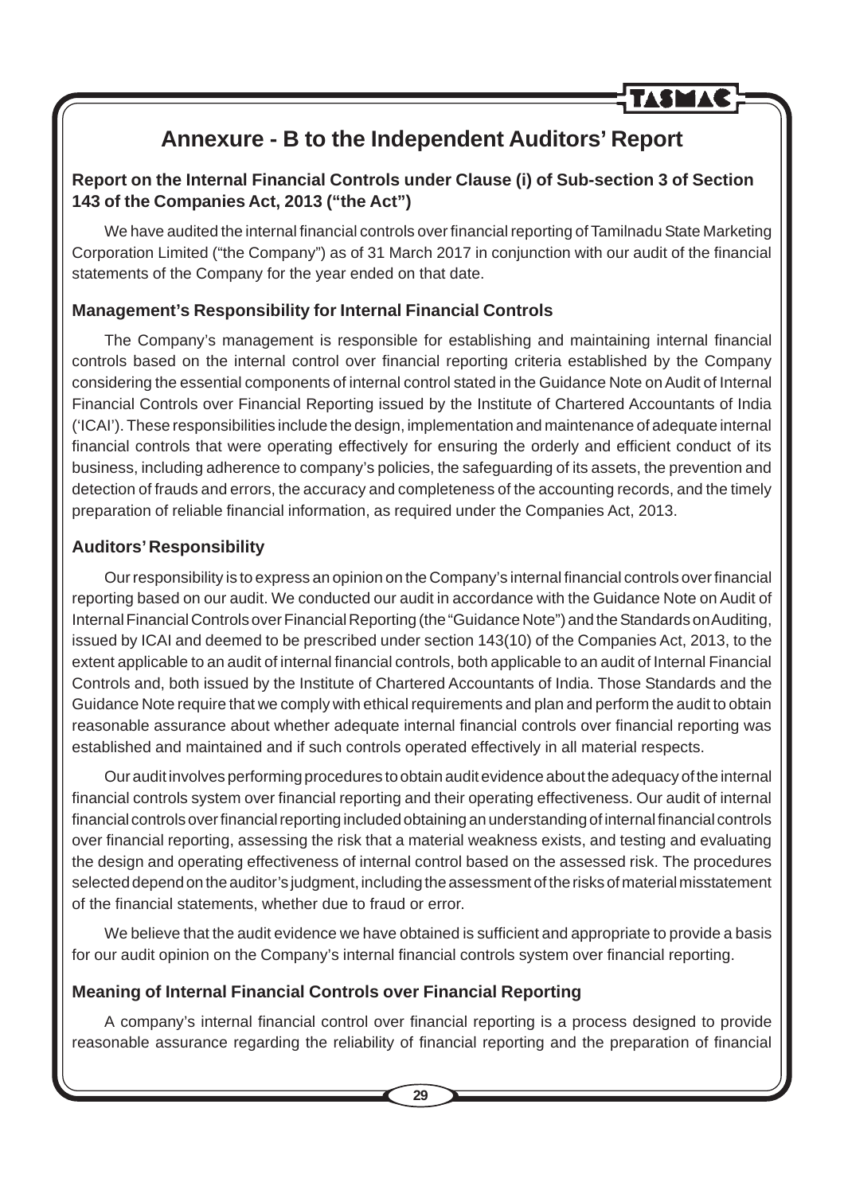# Annexure - B to the Independent Auditors' Report

### Report on the Internal Financial Controls under Clause (i) of Sub-section 3 of Section 143 of the Companies Act, 2013 ("the Act")

We have audited the internal financial controls over financial reporting of Tamilnadu State Marketing Corporation Limited ("the Company") as of 31 March 2017 in conjunction with our audit of the financial statements of the Company for the year ended on that date.

### Management's Responsibility for Internal Financial Controls

The Company's management is responsible for establishing and maintaining internal financial controls based on the internal control over financial reporting criteria established by the Company considering the essential components of internal control stated in the Guidance Note on Audit of Internal Financial Controls over Financial Reporting issued by the Institute of Chartered Accountants of India ('ICAI'). These responsibilities include the design, implementation and maintenance of adequate internal financial controls that were operating effectively for ensuring the orderly and efficient conduct of its business, including adherence to company's policies, the safeguarding of its assets, the prevention and detection of frauds and errors, the accuracy and completeness of the accounting records, and the timely preparation of reliable financial information, as required under the Companies Act, 2013.

### Auditors' Responsibility

Our responsibility is to express an opinion on the Company's internal financial controls over financial reporting based on our audit. We conducted our audit in accordance with the Guidance Note on Audit of Internal Financial Controls over Financial Reporting (the "Guidance Note") and the Standards on Auditing, issued by ICAI and deemed to be prescribed under section 143(10) of the Companies Act, 2013, to the extent applicable to an audit of internal financial controls, both applicable to an audit of Internal Financial Controls and, both issued by the Institute of Chartered Accountants of India. Those Standards and the Guidance Note require that we comply with ethical requirements and plan and perform the audit to obtain reasonable assurance about whether adequate internal financial controls over financial reporting was established and maintained and if such controls operated effectively in all material respects.

Our audit involves performing procedures to obtain audit evidence about the adequacy of the internal financial controls system over financial reporting and their operating effectiveness. Our audit of internal financial controls over financial reporting included obtaining an understanding of internal financial controls over financial reporting, assessing the risk that a material weakness exists, and testing and evaluating the design and operating effectiveness of internal control based on the assessed risk. The procedures selected depend on the auditor's judgment, including the assessment of the risks of material misstatement of the financial statements, whether due to fraud or error.

We believe that the audit evidence we have obtained is sufficient and appropriate to provide a basis for our audit opinion on the Company's internal financial controls system over financial reporting.

### Meaning of Internal Financial Controls over Financial Reporting

A company's internal financial control over financial reporting is a process designed to provide reasonable assurance regarding the reliability of financial reporting and the preparation of financial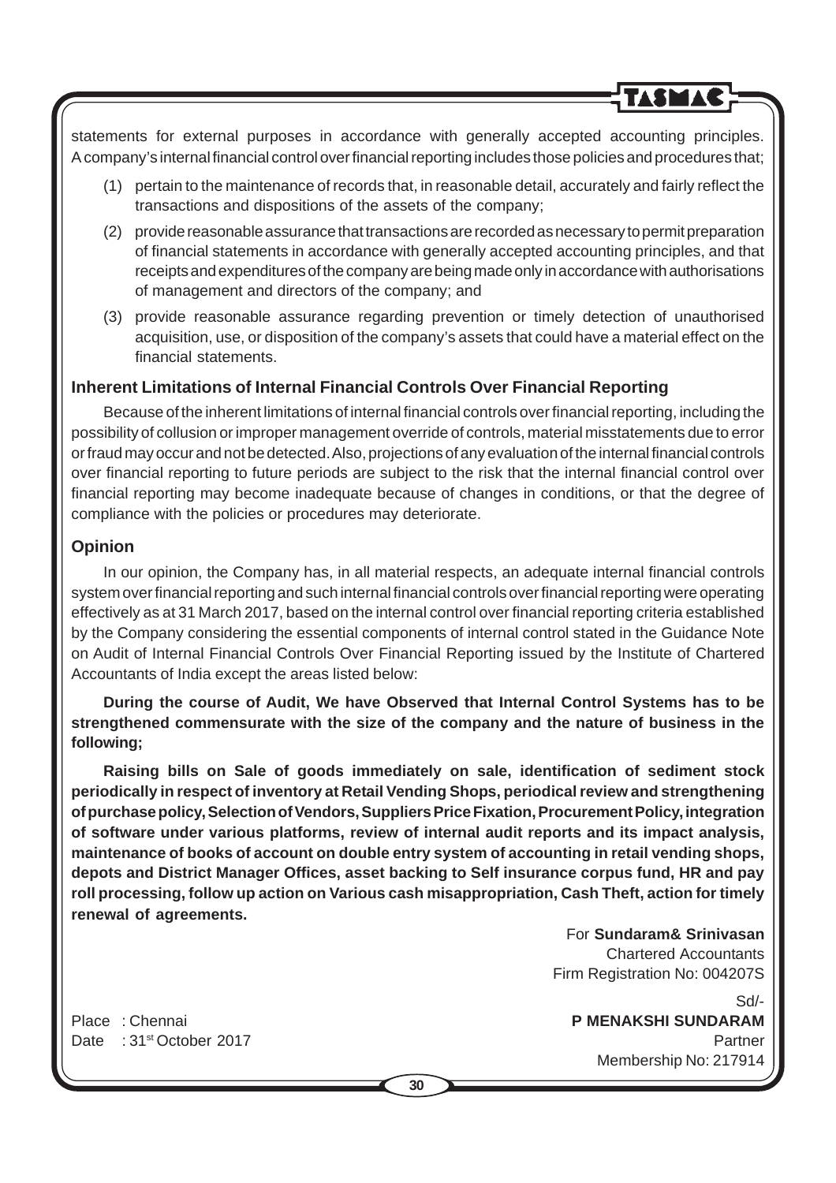statements for external purposes in accordance with generally accepted accounting principles. A company's internal financial control over financial reporting includes those policies and procedures that;

(1) pertain to the maintenance of records that, in reasonable detail, accurately and fairly reflect the transactions and dispositions of the assets of the company;

(2) provide reasonable assurance that transactions are recorded as necessary to permit preparation of financial statements in accordance with generally accepted accounting principles, and that receipts and expenditures of the company are being made only in accordance with authorisations of management and directors of the company; and

(3) provide reasonable assurance regarding prevention or timely detection of unauthorised acquisition, use, or disposition of the company's assets that could have a material effect on the financial statements.

### Inherent Limitations of Internal Financial Controls Over Financial Reporting

Because of the inherent limitations of internal financial controls over financial reporting, including the possibility of collusion or improper management override of controls, material misstatements due to error or fraud may occur and not be detected. Also, projections of any evaluation of the internal financial controls over financial reporting to future periods are subject to the risk that the internal financial control over financial reporting may become inadequate because of changes in conditions, or that the degree of compliance with the policies or procedures may deteriorate.

### Opinion

In our opinion, the Company has, in all material respects, an adequate internal financial controls system over financial reporting and such internal financial controls over financial reporting were operating effectively as at 31 March 2017, based on the internal control over financial reporting criteria established by the Company considering the essential components of internal control stated in the Guidance Note on Audit of Internal Financial Controls Over Financial Reporting issued by the Institute of Chartered Accountants of India except the areas listed below:

**During the course of Audit, We have Observed that Internal Control Systems has to be strengthened commensurate with the size of the company and the nature of business in the following;**

**Raising bills on Sale of goods immediately on sale, identification of sediment stock periodically in respect of inventory at Retail Vending Shops, periodical review and strengthening of purchase policy, Selection of Vendors, Suppliers Price Fixation, Procurement Policy, integration of software under various platforms, review of internal audit reports and its impact analysis, maintenance of books of account on double entry system of accounting in retail vending shops, depots and District Manager Offices, asset backing to Self insurance corpus fund, HR and pay roll processing, follow up action on Various cash misappropriation, Cash Theft, action for timely renewal of agreements.**

For **Sundaram& Srinivasan**
Chartered Accountants
Firm Registration No: 004207S

Sd/-
**P MENAKSHI SUNDARAM**
Partner
Membership No: 217914

Place : Chennai
Date : 31st October 2017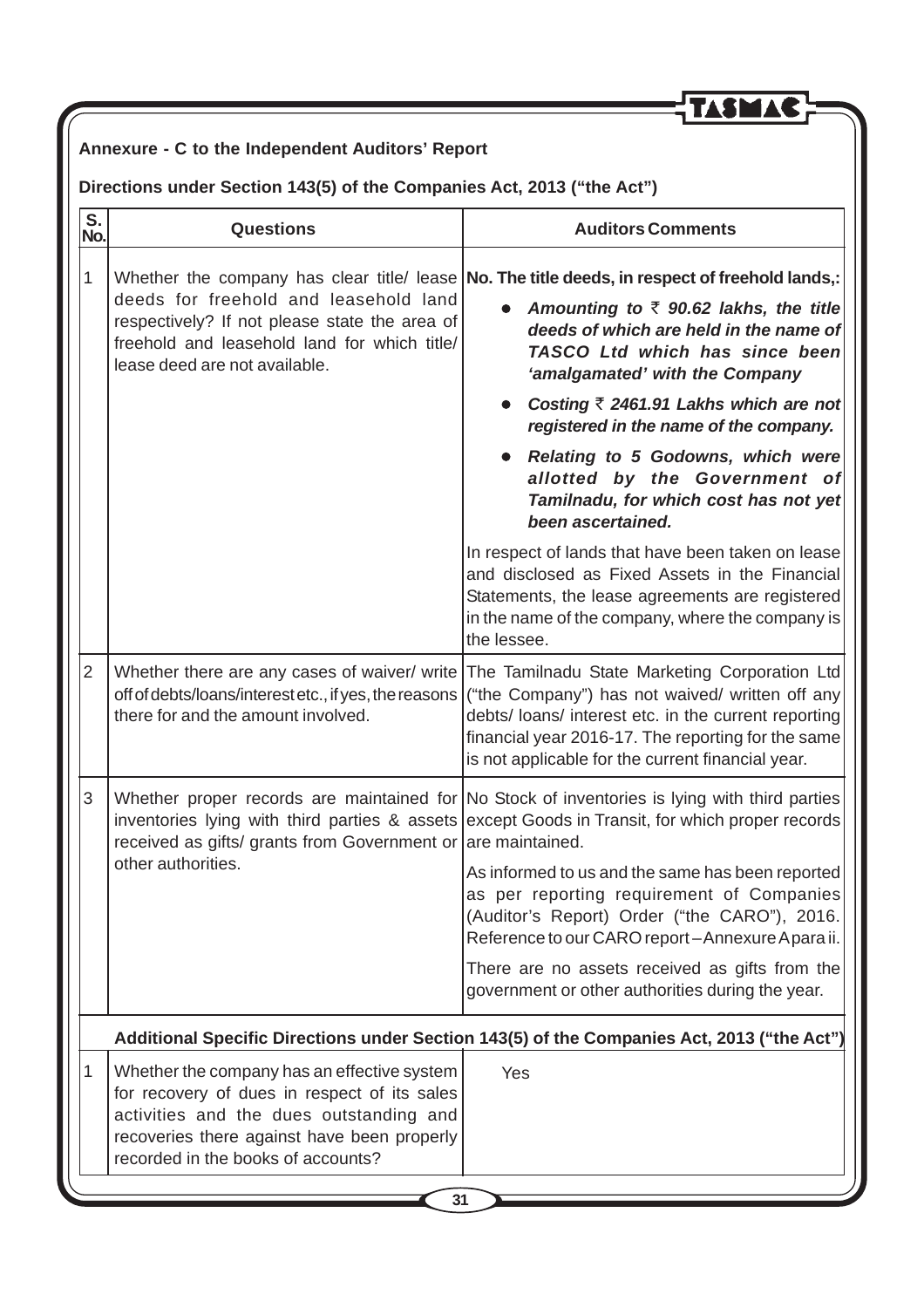**Annexure - C to the Independent Auditors' Report**

**Directions under Section 143(5) of the Companies Act, 2013 ("the Act")**

| S. No. | Questions | Auditors Comments |
|---|---|---|
| 1 | Whether the company has clear title/ lease deeds for freehold and leasehold land respectively? If not please state the area of freehold and leasehold land for which title/ lease deed are not available. | **No. The title deeds, in respect of freehold lands,:**<br>• ***Amounting to ₹ 90.62 lakhs, the title deeds of which are held in the name of TASCO Ltd which has since been 'amalgamated' with the Company***<br>• ***Costing ₹ 2461.91 Lakhs which are not registered in the name of the company.***<br>• ***Relating to 5 Godowns, which were allotted by the Government of Tamilnadu, for which cost has not yet been ascertained.***<br>In respect of lands that have been taken on lease and disclosed as Fixed Assets in the Financial Statements, the lease agreements are registered in the name of the company, where the company is the lessee. |
| 2 | Whether there are any cases of waiver/ write off of debts/loans/interest etc., if yes, the reasons there for and the amount involved. | The Tamilnadu State Marketing Corporation Ltd ("the Company") has not waived/ written off any debts/ loans/ interest etc. in the current reporting financial year 2016-17. The reporting for the same is not applicable for the current financial year. |
| 3 | Whether proper records are maintained for inventories lying with third parties & assets received as gifts/ grants from Government or other authorities. | No Stock of inventories is lying with third parties except Goods in Transit, for which proper records are maintained.<br>As informed to us and the same has been reported as per reporting requirement of Companies (Auditor's Report) Order ("the CARO"), 2016. Reference to our CARO report – Annexure A para ii.<br>There are no assets received as gifts from the government or other authorities during the year. |
| | **Additional Specific Directions under Section 143(5) of the Companies Act, 2013 ("the Act")** | |
| 1 | Whether the company has an effective system for recovery of dues in respect of its sales activities and the dues outstanding and recoveries there against have been properly recorded in the books of accounts? | Yes |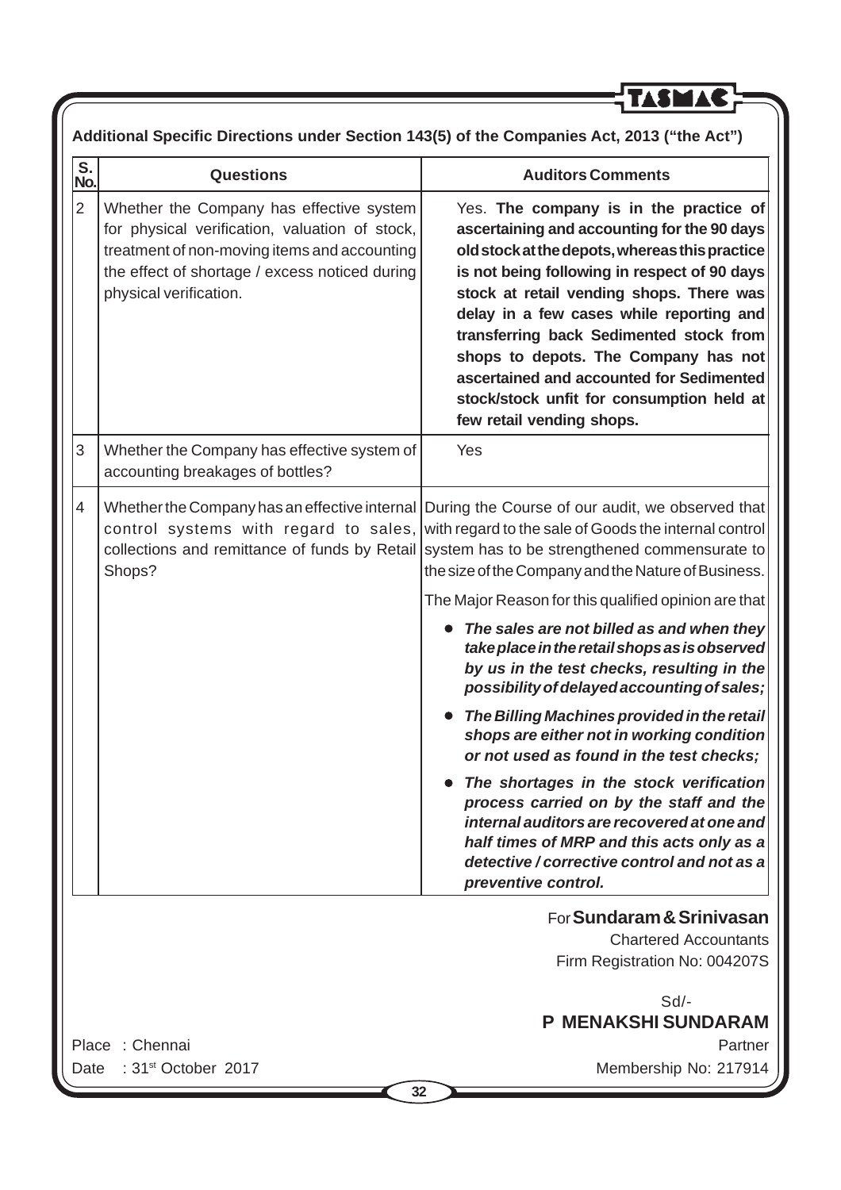**Additional Specific Directions under Section 143(5) of the Companies Act, 2013 ("the Act")**

| S. No. | Questions | Auditors Comments |
|---|---|---|
| 2 | Whether the Company has effective system for physical verification, valuation of stock, treatment of non-moving items and accounting the effect of shortage / excess noticed during physical verification. | Yes. **The company is in the practice of ascertaining and accounting for the 90 days old stock at the depots, whereas this practice is not being following in respect of 90 days stock at retail vending shops. There was delay in a few cases while reporting and transferring back Sedimented stock from shops to depots. The Company has not ascertained and accounted for Sedimented stock/stock unfit for consumption held at few retail vending shops.** |
| 3 | Whether the Company has effective system of accounting breakages of bottles? | Yes |
| 4 | Whether the Company has an effective internal control systems with regard to sales, collections and remittance of funds by Retail Shops? | During the Course of our audit, we observed that with regard to the sale of Goods the internal control system has to be strengthened commensurate to the size of the Company and the Nature of Business.<br><br>The Major Reason for this qualified opinion are that<br><br>• ***The sales are not billed as and when they take place in the retail shops as is observed by us in the test checks, resulting in the possibility of delayed accounting of sales;***<br><br>• ***The Billing Machines provided in the retail shops are either not in working condition or not used as found in the test checks;***<br><br>• ***The shortages in the stock verification process carried on by the staff and the internal auditors are recovered at one and half times of MRP and this acts only as a detective / corrective control and not as a preventive control.*** |

For **Sundaram & Srinivasan**
Chartered Accountants
Firm Registration No: 004207S

Sd/-
**P MENAKSHI SUNDARAM**
Partner
Membership No: 217914

Place : Chennai
Date : 31st October 2017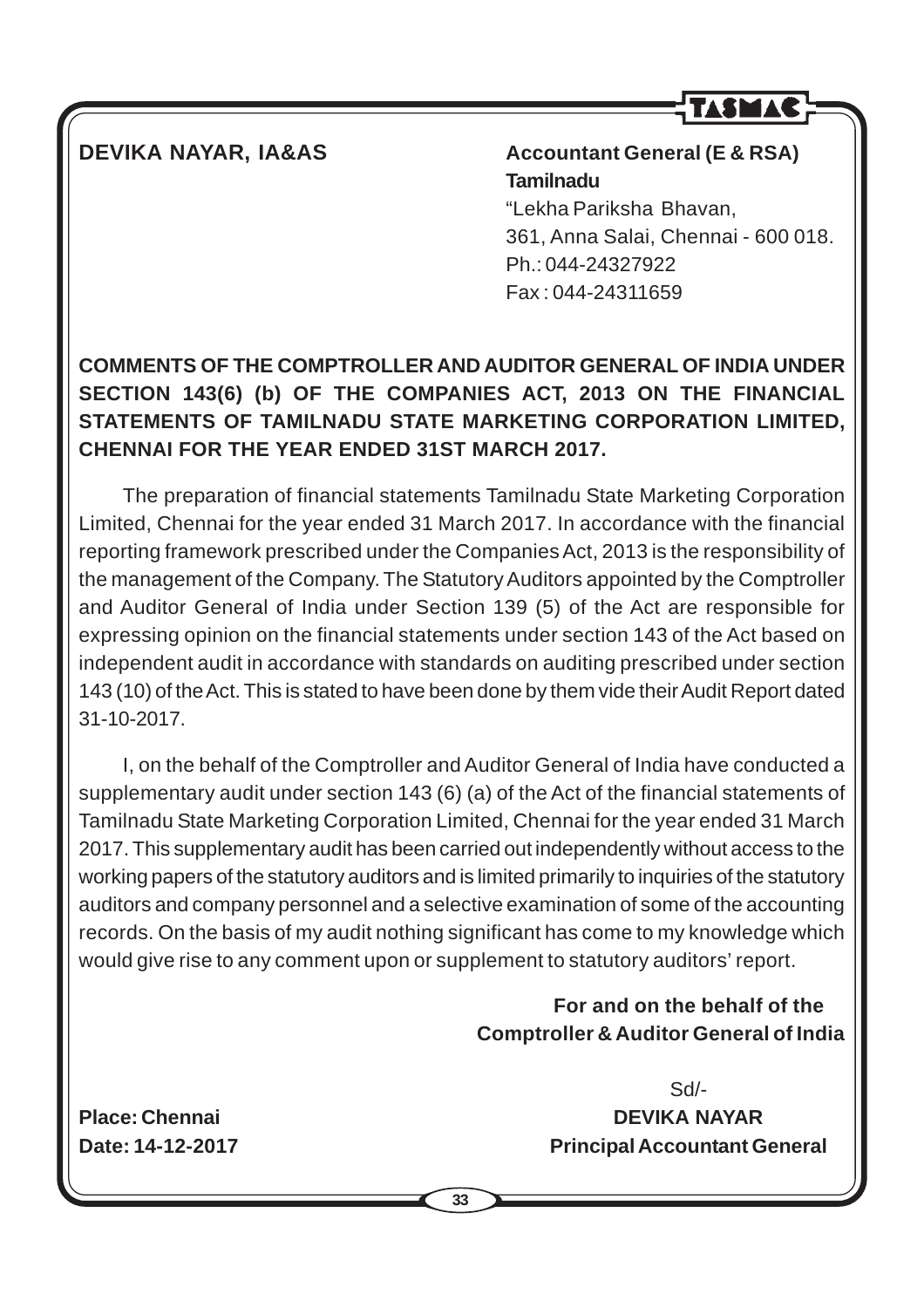**DEVIKA NAYAR, IA&AS**

**Accountant General (E & RSA)**
**Tamilnadu**
"Lekha Pariksha Bhavan,
361, Anna Salai, Chennai - 600 018.
Ph.: 044-24327922
Fax : 044-24311659

**COMMENTS OF THE COMPTROLLER AND AUDITOR GENERAL OF INDIA UNDER SECTION 143(6) (b) OF THE COMPANIES ACT, 2013 ON THE FINANCIAL STATEMENTS OF TAMILNADU STATE MARKETING CORPORATION LIMITED, CHENNAI FOR THE YEAR ENDED 31ST MARCH 2017.**

The preparation of financial statements Tamilnadu State Marketing Corporation Limited, Chennai for the year ended 31 March 2017. In accordance with the financial reporting framework prescribed under the Companies Act, 2013 is the responsibility of the management of the Company. The Statutory Auditors appointed by the Comptroller and Auditor General of India under Section 139 (5) of the Act are responsible for expressing opinion on the financial statements under section 143 of the Act based on independent audit in accordance with standards on auditing prescribed under section 143 (10) of the Act. This is stated to have been done by them vide their Audit Report dated 31-10-2017.

I, on the behalf of the Comptroller and Auditor General of India have conducted a supplementary audit under section 143 (6) (a) of the Act of the financial statements of Tamilnadu State Marketing Corporation Limited, Chennai for the year ended 31 March 2017. This supplementary audit has been carried out independently without access to the working papers of the statutory auditors and is limited primarily to inquiries of the statutory auditors and company personnel and a selective examination of some of the accounting records. On the basis of my audit nothing significant has come to my knowledge which would give rise to any comment upon or supplement to statutory auditors' report.

**For and on the behalf of the**
**Comptroller & Auditor General of India**

Sd/-

**Place: Chennai** **DEVIKA NAYAR**
**Date: 14-12-2017** **Principal Accountant General**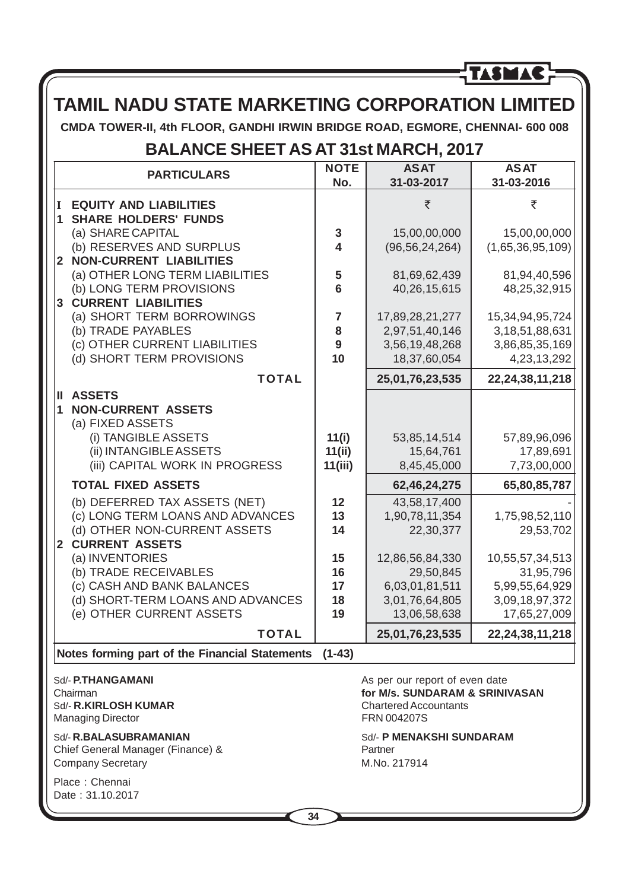# TAMIL NADU STATE MARKETING CORPORATION LIMITED

**CMDA TOWER-II, 4th FLOOR, GANDHI IRWIN BRIDGE ROAD, EGMORE, CHENNAI- 600 008**

## BALANCE SHEET AS AT 31st MARCH, 2017

| PARTICULARS | NOTE No. | AS AT 31-03-2017 | AS AT 31-03-2016 |
|---|---|---|---|
| **I EQUITY AND LIABILITIES** | | ₹ | ₹ |
| **1 SHARE HOLDERS' FUNDS** | | | |
| (a) SHARE CAPITAL | 3 | 15,00,00,000 | 15,00,00,000 |
| (b) RESERVES AND SURPLUS | 4 | (96,56,24,264) | (1,65,36,95,109) |
| **2 NON-CURRENT LIABILITIES** | | | |
| (a) OTHER LONG TERM LIABILITIES | 5 | 81,69,62,439 | 81,94,40,596 |
| (b) LONG TERM PROVISIONS | 6 | 40,26,15,615 | 48,25,32,915 |
| **3 CURRENT LIABILITIES** | | | |
| (a) SHORT TERM BORROWINGS | 7 | 17,89,28,21,277 | 15,34,94,95,724 |
| (b) TRADE PAYABLES | 8 | 2,97,51,40,146 | 3,18,51,88,631 |
| (c) OTHER CURRENT LIABILITIES | 9 | 3,56,19,48,268 | 3,86,85,35,169 |
| (d) SHORT TERM PROVISIONS | 10 | 18,37,60,054 | 4,23,13,292 |
| **TOTAL** | | **25,01,76,23,535** | **22,24,38,11,218** |
| **II ASSETS** | | | |
| **1 NON-CURRENT ASSETS** | | | |
| (a) FIXED ASSETS | | | |
| (i) TANGIBLE ASSETS | 11(i) | 53,85,14,514 | 57,89,96,096 |
| (ii) INTANGIBLE ASSETS | 11(ii) | 15,64,761 | 17,89,691 |
| (iii) CAPITAL WORK IN PROGRESS | 11(iii) | 8,45,45,000 | 7,73,00,000 |
| **TOTAL FIXED ASSETS** | | **62,46,24,275** | **65,80,85,787** |
| (b) DEFERRED TAX ASSETS (NET) | 12 | 43,58,17,400 | - |
| (c) LONG TERM LOANS AND ADVANCES | 13 | 1,90,78,11,354 | 1,75,98,52,110 |
| (d) OTHER NON-CURRENT ASSETS | 14 | 22,30,377 | 29,53,702 |
| **2 CURRENT ASSETS** | | | |
| (a) INVENTORIES | 15 | 12,86,56,84,330 | 10,55,57,34,513 |
| (b) TRADE RECEIVABLES | 16 | 29,50,845 | 31,95,796 |
| (c) CASH AND BANK BALANCES | 17 | 6,03,01,81,511 | 5,99,55,64,929 |
| (d) SHORT-TERM LOANS AND ADVANCES | 18 | 3,01,76,64,805 | 3,09,18,97,372 |
| (e) OTHER CURRENT ASSETS | 19 | 13,06,58,638 | 17,65,27,009 |
| **TOTAL** | | **25,01,76,23,535** | **22,24,38,11,218** |
| **Notes forming part of the Financial Statements** | (1-43) | | |

Sd/- **P.THANGAMANI**
Chairman

Sd/- **R.KIRLOSH KUMAR**
Managing Director

Sd/- **R.BALASUBRAMANIAN**
Chief General Manager (Finance) &
Company Secretary

Place : Chennai
Date : 31.10.2017

As per our report of even date
**for M/s. SUNDARAM & SRINIVASAN**
Chartered Accountants
FRN 004207S

Sd/- **P MENAKSHI SUNDARAM**
Partner
M.No. 217914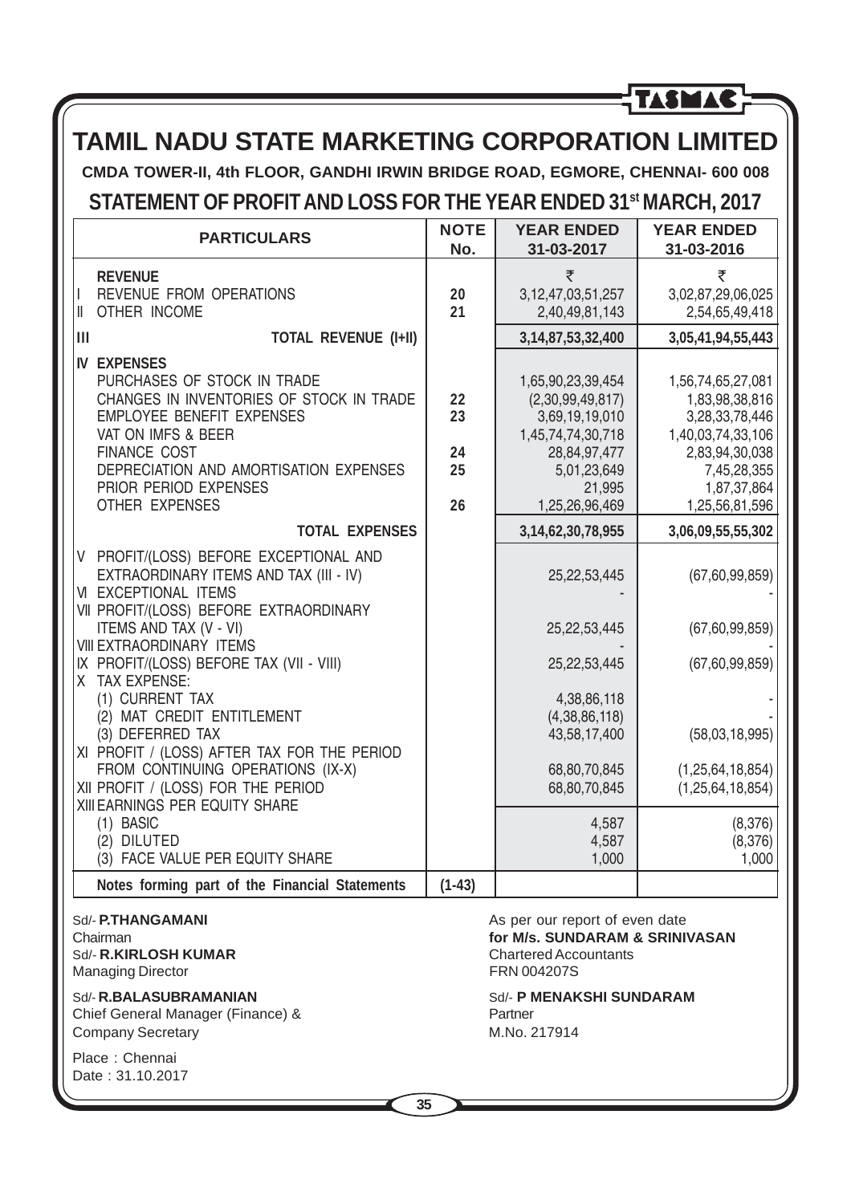# TAMIL NADU STATE MARKETING CORPORATION LIMITED

**CMDA TOWER-II, 4th FLOOR, GANDHI IRWIN BRIDGE ROAD, EGMORE, CHENNAI- 600 008**

## STATEMENT OF PROFIT AND LOSS FOR THE YEAR ENDED 31st MARCH, 2017

| PARTICULARS | NOTE No. | YEAR ENDED 31-03-2017 | YEAR ENDED 31-03-2016 |
|---|---|---|---|
| **REVENUE** | | ₹ | ₹ |
| I REVENUE FROM OPERATIONS | 20 | 3,12,47,03,51,257 | 3,02,87,29,06,025 |
| II OTHER INCOME | 21 | 2,40,49,81,143 | 2,54,65,49,418 |
| III **TOTAL REVENUE (I+II)** | | **3,14,87,53,32,400** | **3,05,41,94,55,443** |
| **IV EXPENSES** | | | |
| PURCHASES OF STOCK IN TRADE | | 1,65,90,23,39,454 | 1,56,74,65,27,081 |
| CHANGES IN INVENTORIES OF STOCK IN TRADE | 22 | (2,30,99,49,817) | 1,83,98,38,816 |
| EMPLOYEE BENEFIT EXPENSES | 23 | 3,69,19,19,010 | 3,28,33,78,446 |
| VAT ON IMFS & BEER | | 1,45,74,74,30,718 | 1,40,03,74,33,106 |
| FINANCE COST | 24 | 28,84,97,477 | 2,83,94,30,038 |
| DEPRECIATION AND AMORTISATION EXPENSES | 25 | 5,01,23,649 | 7,45,28,355 |
| PRIOR PERIOD EXPENSES | | 21,995 | 1,87,37,864 |
| OTHER EXPENSES | 26 | 1,25,26,96,469 | 1,25,56,81,596 |
| **TOTAL EXPENSES** | | **3,14,62,30,78,955** | **3,06,09,55,55,302** |
| V PROFIT/(LOSS) BEFORE EXCEPTIONAL AND EXTRAORDINARY ITEMS AND TAX (III - IV) | | 25,22,53,445 | (67,60,99,859) |
| VI EXCEPTIONAL ITEMS | | - | - |
| VII PROFIT/(LOSS) BEFORE EXTRAORDINARY ITEMS AND TAX (V - VI) | | 25,22,53,445 | (67,60,99,859) |
| VIII EXTRAORDINARY ITEMS | | - | - |
| IX PROFIT/(LOSS) BEFORE TAX (VII - VIII) | | 25,22,53,445 | (67,60,99,859) |
| X TAX EXPENSE: | | | |
| (1) CURRENT TAX | | 4,38,86,118 | - |
| (2) MAT CREDIT ENTITLEMENT | | (4,38,86,118) | - |
| (3) DEFERRED TAX | | 43,58,17,400 | (58,03,18,995) |
| XI PROFIT / (LOSS) AFTER TAX FOR THE PERIOD FROM CONTINUING OPERATIONS (IX-X) | | 68,80,70,845 | (1,25,64,18,854) |
| XII PROFIT / (LOSS) FOR THE PERIOD | | 68,80,70,845 | (1,25,64,18,854) |
| XIII EARNINGS PER EQUITY SHARE | | | |
| (1) BASIC | | 4,587 | (8,376) |
| (2) DILUTED | | 4,587 | (8,376) |
| (3) FACE VALUE PER EQUITY SHARE | | 1,000 | 1,000 |
| **Notes forming part of the Financial Statements** | **(1-43)** | | |

Sd/- **P.THANGAMANI**
Chairman

Sd/- **R.KIRLOSH KUMAR**
Managing Director

Sd/- **R.BALASUBRAMANIAN**
Chief General Manager (Finance) &
Company Secretary

Place : Chennai
Date : 31.10.2017

As per our report of even date
**for M/s. SUNDARAM & SRINIVASAN**
Chartered Accountants
FRN 004207S

Sd/- **P MENAKSHI SUNDARAM**
Partner
M.No. 217914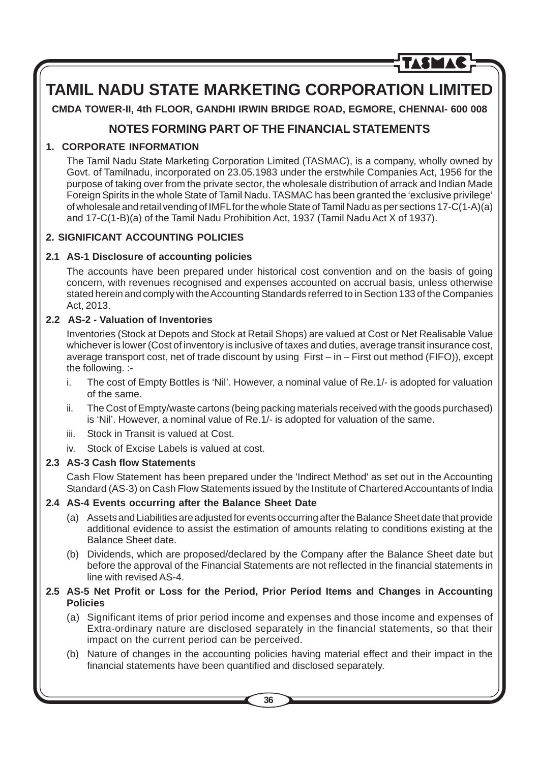# TAMIL NADU STATE MARKETING CORPORATION LIMITED

**CMDA TOWER-II, 4th FLOOR, GANDHI IRWIN BRIDGE ROAD, EGMORE, CHENNAI- 600 008**

## NOTES FORMING PART OF THE FINANCIAL STATEMENTS

### 1. CORPORATE INFORMATION

The Tamil Nadu State Marketing Corporation Limited (TASMAC), is a company, wholly owned by Govt. of Tamilnadu, incorporated on 23.05.1983 under the erstwhile Companies Act, 1956 for the purpose of taking over from the private sector, the wholesale distribution of arrack and Indian Made Foreign Spirits in the whole State of Tamil Nadu. TASMAC has been granted the 'exclusive privilege' of wholesale and retail vending of IMFL for the whole State of Tamil Nadu as per sections 17-C(1-A)(a) and 17-C(1-B)(a) of the Tamil Nadu Prohibition Act, 1937 (Tamil Nadu Act X of 1937).

### 2. SIGNIFICANT ACCOUNTING POLICIES

#### 2.1 AS-1 Disclosure of accounting policies

The accounts have been prepared under historical cost convention and on the basis of going concern, with revenues recognised and expenses accounted on accrual basis, unless otherwise stated herein and comply with the Accounting Standards referred to in Section 133 of the Companies Act, 2013.

#### 2.2 AS-2 - Valuation of Inventories

Inventories (Stock at Depots and Stock at Retail Shops) are valued at Cost or Net Realisable Value whichever is lower (Cost of inventory is inclusive of taxes and duties, average transit insurance cost, average transport cost, net of trade discount by using First – in – First out method (FIFO)), except the following. :-

i. The cost of Empty Bottles is 'Nil'. However, a nominal value of Re.1/- is adopted for valuation of the same.

ii. The Cost of Empty/waste cartons (being packing materials received with the goods purchased) is 'Nil'. However, a nominal value of Re.1/- is adopted for valuation of the same.

iii. Stock in Transit is valued at Cost.

iv. Stock of Excise Labels is valued at cost.

#### 2.3 AS-3 Cash flow Statements

Cash Flow Statement has been prepared under the 'Indirect Method' as set out in the Accounting Standard (AS-3) on Cash Flow Statements issued by the Institute of Chartered Accountants of India

#### 2.4 AS-4 Events occurring after the Balance Sheet Date

(a) Assets and Liabilities are adjusted for events occurring after the Balance Sheet date that provide additional evidence to assist the estimation of amounts relating to conditions existing at the Balance Sheet date.

(b) Dividends, which are proposed/declared by the Company after the Balance Sheet date but before the approval of the Financial Statements are not reflected in the financial statements in line with revised AS-4.

#### 2.5 AS-5 Net Profit or Loss for the Period, Prior Period Items and Changes in Accounting Policies

(a) Significant items of prior period income and expenses and those income and expenses of Extra-ordinary nature are disclosed separately in the financial statements, so that their impact on the current period can be perceived.

(b) Nature of changes in the accounting policies having material effect and their impact in the financial statements have been quantified and disclosed separately.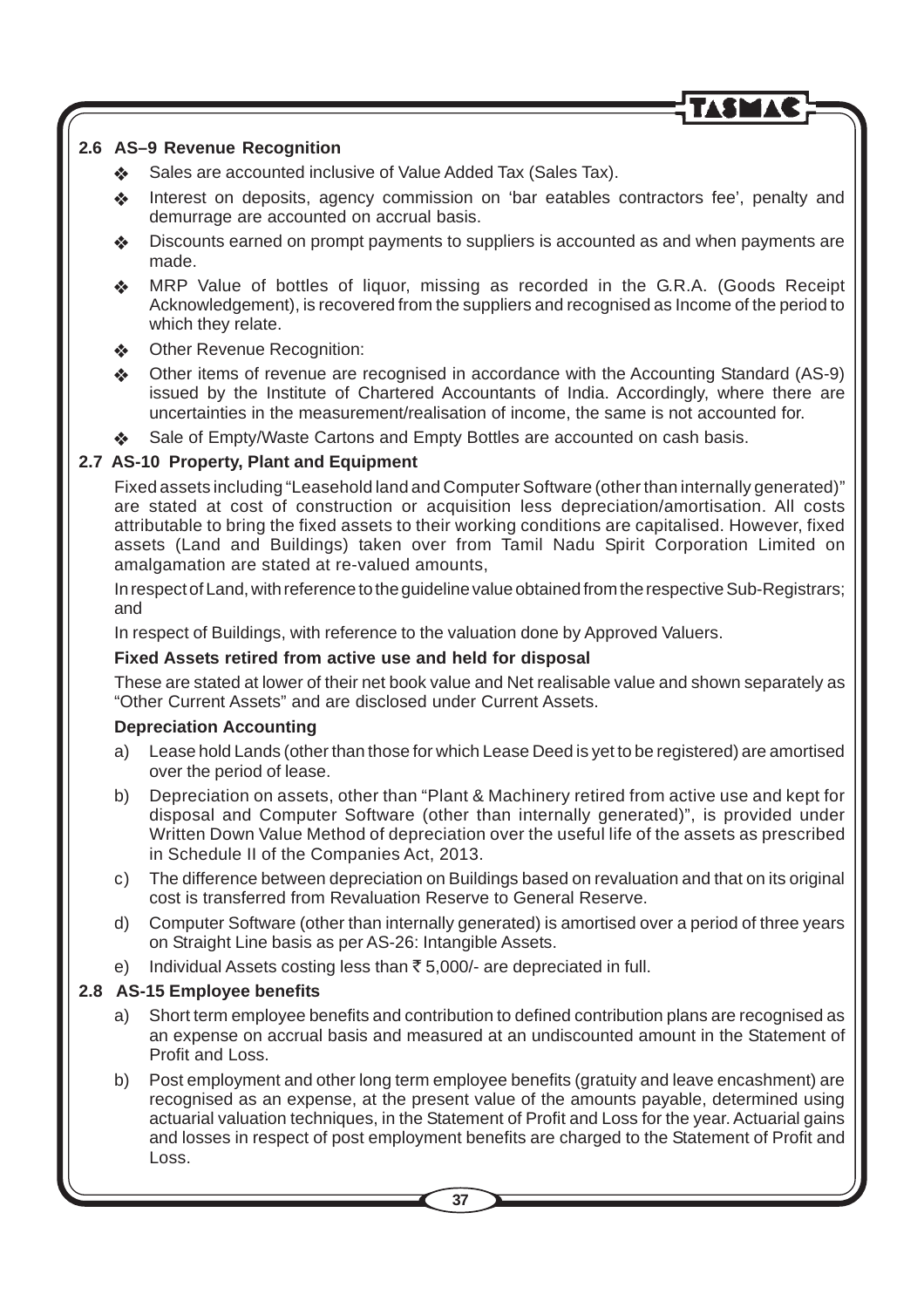### 2.6 AS–9 Revenue Recognition

- Sales are accounted inclusive of Value Added Tax (Sales Tax).
- Interest on deposits, agency commission on 'bar eatables contractors fee', penalty and demurrage are accounted on accrual basis.
- Discounts earned on prompt payments to suppliers is accounted as and when payments are made.
- MRP Value of bottles of liquor, missing as recorded in the G.R.A. (Goods Receipt Acknowledgement), is recovered from the suppliers and recognised as Income of the period to which they relate.
- Other Revenue Recognition:
- Other items of revenue are recognised in accordance with the Accounting Standard (AS-9) issued by the Institute of Chartered Accountants of India. Accordingly, where there are uncertainties in the measurement/realisation of income, the same is not accounted for.
- Sale of Empty/Waste Cartons and Empty Bottles are accounted on cash basis.

### 2.7 AS-10 Property, Plant and Equipment

Fixed assets including "Leasehold land and Computer Software (other than internally generated)" are stated at cost of construction or acquisition less depreciation/amortisation. All costs attributable to bring the fixed assets to their working conditions are capitalised. However, fixed assets (Land and Buildings) taken over from Tamil Nadu Spirit Corporation Limited on amalgamation are stated at re-valued amounts,

In respect of Land, with reference to the guideline value obtained from the respective Sub-Registrars; and

In respect of Buildings, with reference to the valuation done by Approved Valuers.

**Fixed Assets retired from active use and held for disposal**

These are stated at lower of their net book value and Net realisable value and shown separately as "Other Current Assets" and are disclosed under Current Assets.

**Depreciation Accounting**

a) Lease hold Lands (other than those for which Lease Deed is yet to be registered) are amortised over the period of lease.

b) Depreciation on assets, other than "Plant & Machinery retired from active use and kept for disposal and Computer Software (other than internally generated)", is provided under Written Down Value Method of depreciation over the useful life of the assets as prescribed in Schedule II of the Companies Act, 2013.

c) The difference between depreciation on Buildings based on revaluation and that on its original cost is transferred from Revaluation Reserve to General Reserve.

d) Computer Software (other than internally generated) is amortised over a period of three years on Straight Line basis as per AS-26: Intangible Assets.

e) Individual Assets costing less than ₹ 5,000/- are depreciated in full.

### 2.8 AS-15 Employee benefits

a) Short term employee benefits and contribution to defined contribution plans are recognised as an expense on accrual basis and measured at an undiscounted amount in the Statement of Profit and Loss.

b) Post employment and other long term employee benefits (gratuity and leave encashment) are recognised as an expense, at the present value of the amounts payable, determined using actuarial valuation techniques, in the Statement of Profit and Loss for the year. Actuarial gains and losses in respect of post employment benefits are charged to the Statement of Profit and Loss.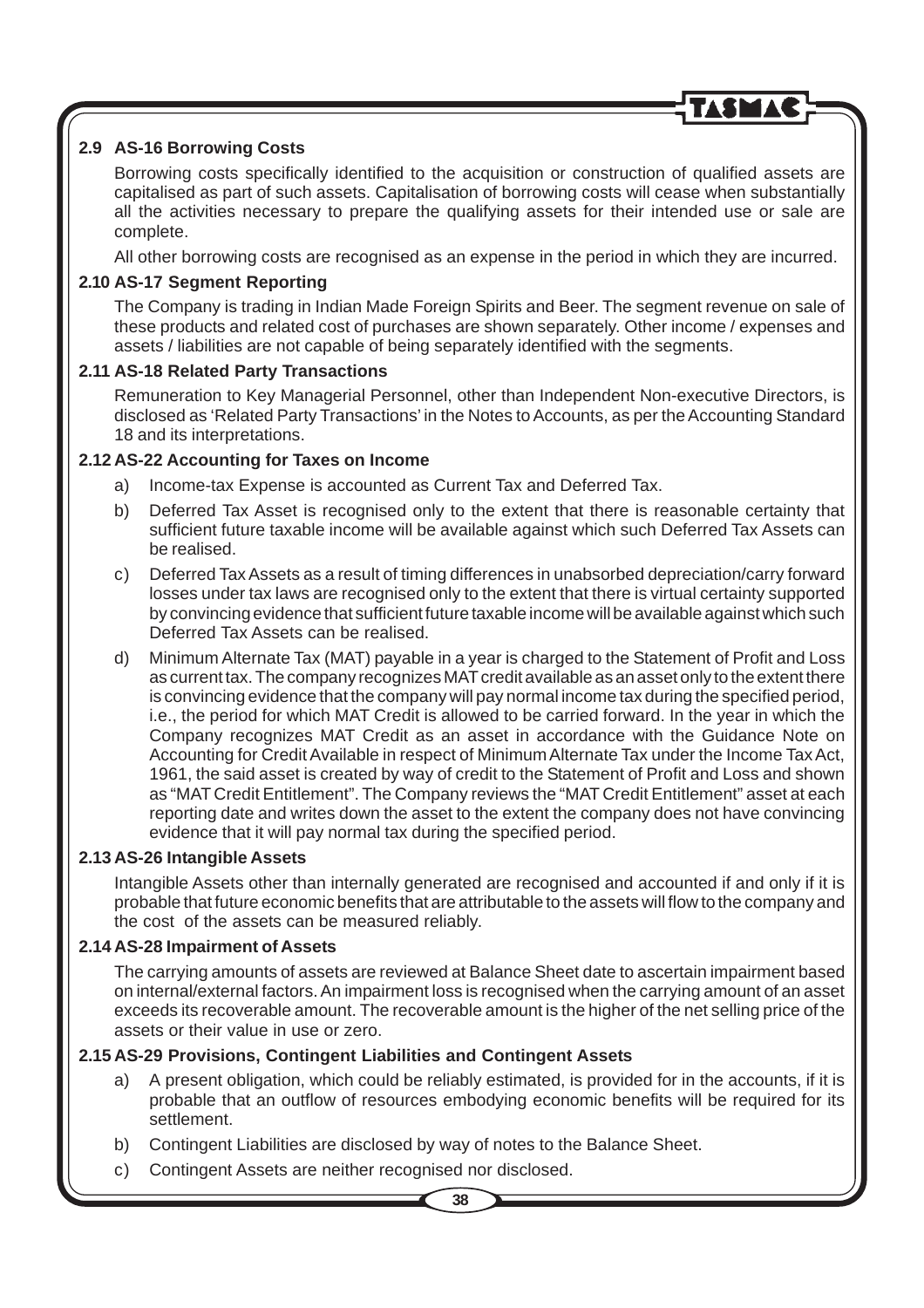### 2.9 AS-16 Borrowing Costs

Borrowing costs specifically identified to the acquisition or construction of qualified assets are capitalised as part of such assets. Capitalisation of borrowing costs will cease when substantially all the activities necessary to prepare the qualifying assets for their intended use or sale are complete.

All other borrowing costs are recognised as an expense in the period in which they are incurred.

### 2.10 AS-17 Segment Reporting

The Company is trading in Indian Made Foreign Spirits and Beer. The segment revenue on sale of these products and related cost of purchases are shown separately. Other income / expenses and assets / liabilities are not capable of being separately identified with the segments.

### 2.11 AS-18 Related Party Transactions

Remuneration to Key Managerial Personnel, other than Independent Non-executive Directors, is disclosed as 'Related Party Transactions' in the Notes to Accounts, as per the Accounting Standard 18 and its interpretations.

### 2.12 AS-22 Accounting for Taxes on Income

a) Income-tax Expense is accounted as Current Tax and Deferred Tax.

b) Deferred Tax Asset is recognised only to the extent that there is reasonable certainty that sufficient future taxable income will be available against which such Deferred Tax Assets can be realised.

c) Deferred Tax Assets as a result of timing differences in unabsorbed depreciation/carry forward losses under tax laws are recognised only to the extent that there is virtual certainty supported by convincing evidence that sufficient future taxable income will be available against which such Deferred Tax Assets can be realised.

d) Minimum Alternate Tax (MAT) payable in a year is charged to the Statement of Profit and Loss as current tax. The company recognizes MAT credit available as an asset only to the extent there is convincing evidence that the company will pay normal income tax during the specified period, i.e., the period for which MAT Credit is allowed to be carried forward. In the year in which the Company recognizes MAT Credit as an asset in accordance with the Guidance Note on Accounting for Credit Available in respect of Minimum Alternate Tax under the Income Tax Act, 1961, the said asset is created by way of credit to the Statement of Profit and Loss and shown as "MAT Credit Entitlement". The Company reviews the "MAT Credit Entitlement" asset at each reporting date and writes down the asset to the extent the company does not have convincing evidence that it will pay normal tax during the specified period.

### 2.13 AS-26 Intangible Assets

Intangible Assets other than internally generated are recognised and accounted if and only if it is probable that future economic benefits that are attributable to the assets will flow to the company and the cost of the assets can be measured reliably.

### 2.14 AS-28 Impairment of Assets

The carrying amounts of assets are reviewed at Balance Sheet date to ascertain impairment based on internal/external factors. An impairment loss is recognised when the carrying amount of an asset exceeds its recoverable amount. The recoverable amount is the higher of the net selling price of the assets or their value in use or zero.

### 2.15 AS-29 Provisions, Contingent Liabilities and Contingent Assets

a) A present obligation, which could be reliably estimated, is provided for in the accounts, if it is probable that an outflow of resources embodying economic benefits will be required for its settlement.

b) Contingent Liabilities are disclosed by way of notes to the Balance Sheet.

c) Contingent Assets are neither recognised nor disclosed.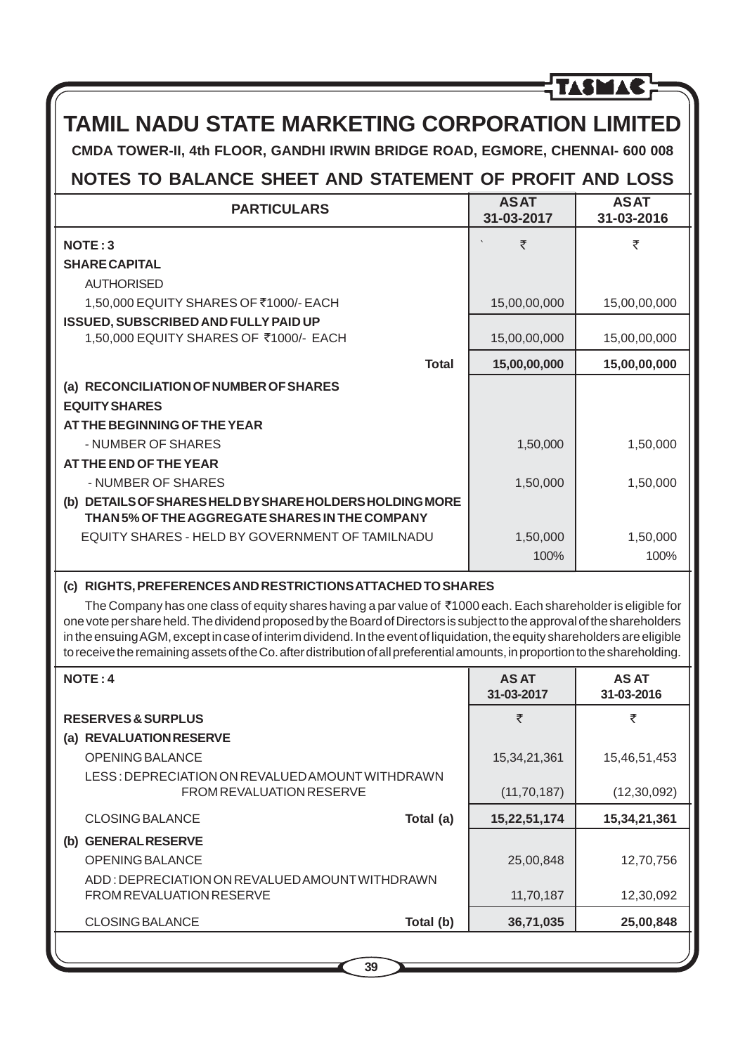# TAMIL NADU STATE MARKETING CORPORATION LIMITED

**CMDA TOWER-II, 4th FLOOR, GANDHI IRWIN BRIDGE ROAD, EGMORE, CHENNAI- 600 008**

## NOTES TO BALANCE SHEET AND STATEMENT OF PROFIT AND LOSS

| PARTICULARS | AS AT 31-03-2017 | AS AT 31-03-2016 |
|---|---|---|
| **NOTE : 3** | ₹ | ₹ |
| **SHARE CAPITAL** | | |
| AUTHORISED | | |
| 1,50,000 EQUITY SHARES OF ₹1000/- EACH | 15,00,00,000 | 15,00,00,000 |
| **ISSUED, SUBSCRIBED AND FULLY PAID UP** | | |
| 1,50,000 EQUITY SHARES OF ₹1000/- EACH | 15,00,00,000 | 15,00,00,000 |
| **Total** | **15,00,00,000** | **15,00,00,000** |
| **(a) RECONCILIATION OF NUMBER OF SHARES** | | |
| **EQUITY SHARES** | | |
| **AT THE BEGINNING OF THE YEAR** | | |
| - NUMBER OF SHARES | 1,50,000 | 1,50,000 |
| **AT THE END OF THE YEAR** | | |
| - NUMBER OF SHARES | 1,50,000 | 1,50,000 |
| **(b) DETAILS OF SHARES HELD BY SHARE HOLDERS HOLDING MORE THAN 5% OF THE AGGREGATE SHARES IN THE COMPANY** | | |
| EQUITY SHARES - HELD BY GOVERNMENT OF TAMILNADU | 1,50,000 | 1,50,000 |
| | 100% | 100% |

**(c) RIGHTS, PREFERENCES AND RESTRICTIONS ATTACHED TO SHARES**

The Company has one class of equity shares having a par value of ₹1000 each. Each shareholder is eligible for one vote per share held. The dividend proposed by the Board of Directors is subject to the approval of the shareholders in the ensuing AGM, except in case of interim dividend. In the event of liquidation, the equity shareholders are eligible to receive the remaining assets of the Co. after distribution of all preferential amounts, in proportion to the shareholding.

| NOTE : 4 | AS AT 31-03-2017 | AS AT 31-03-2016 |
|---|---|---|
| **RESERVES & SURPLUS** | ₹ | ₹ |
| **(a) REVALUATION RESERVE** | | |
| OPENING BALANCE | 15,34,21,361 | 15,46,51,453 |
| LESS : DEPRECIATION ON REVALUED AMOUNT WITHDRAWN FROM REVALUATION RESERVE | (11,70,187) | (12,30,092) |
| CLOSING BALANCE **Total (a)** | **15,22,51,174** | **15,34,21,361** |
| **(b) GENERAL RESERVE** | | |
| OPENING BALANCE | 25,00,848 | 12,70,756 |
| ADD : DEPRECIATION ON REVALUED AMOUNT WITHDRAWN FROM REVALUATION RESERVE | 11,70,187 | 12,30,092 |
| CLOSING BALANCE **Total (b)** | **36,71,035** | **25,00,848** |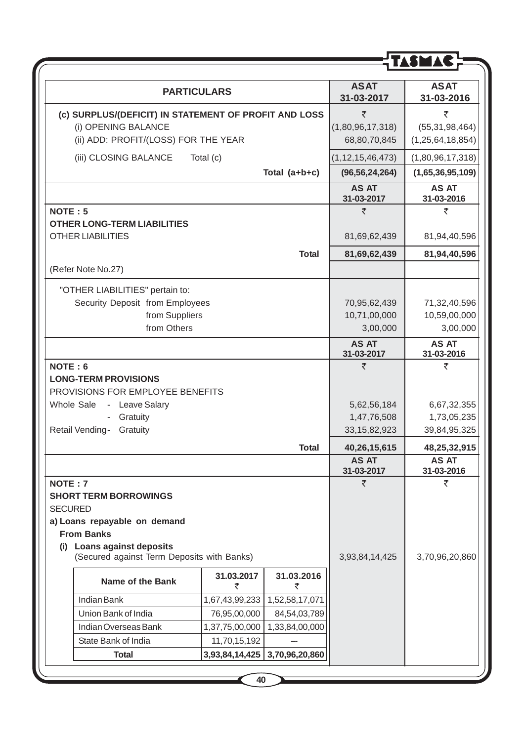| PARTICULARS | AS AT 31-03-2017 | AS AT 31-03-2016 |
|---|---|---|
| **(c) SURPLUS/(DEFICIT) IN STATEMENT OF PROFIT AND LOSS** | ₹ | ₹ |
| (i) OPENING BALANCE | (1,80,96,17,318) | (55,31,98,464) |
| (ii) ADD: PROFIT/(LOSS) FOR THE YEAR | 68,80,70,845 | (1,25,64,18,854) |
| (iii) CLOSING BALANCE Total (c) | (1,12,15,46,473) | (1,80,96,17,318) |
| **Total (a+b+c)** | **(96,56,24,264)** | **(1,65,36,95,109)** |

| | AS AT 31-03-2017 | AS AT 31-03-2016 |
|---|---|---|
| **NOTE : 5** | ₹ | ₹ |
| **OTHER LONG-TERM LIABILITIES** | | |
| OTHER LIABILITIES | 81,69,62,439 | 81,94,40,596 |
| **Total** | **81,69,62,439** | **81,94,40,596** |
| (Refer Note No.27) | | |
| "OTHER LIABILITIES" pertain to: | | |
| Security Deposit from Employees | 70,95,62,439 | 71,32,40,596 |
| from Suppliers | 10,71,00,000 | 10,59,00,000 |
| from Others | 3,00,000 | 3,00,000 |

| | AS AT 31-03-2017 | AS AT 31-03-2016 |
|---|---|---|
| **NOTE : 6** | ₹ | ₹ |
| **LONG-TERM PROVISIONS** | | |
| PROVISIONS FOR EMPLOYEE BENEFITS | | |
| Whole Sale - Leave Salary | 5,62,56,184 | 6,67,32,355 |
| - Gratuity | 1,47,76,508 | 1,73,05,235 |
| Retail Vending- Gratuity | 33,15,82,923 | 39,84,95,325 |
| **Total** | **40,26,15,615** | **48,25,32,915** |

| | AS AT 31-03-2017 | AS AT 31-03-2016 |
|---|---|---|
| **NOTE : 7** | ₹ | ₹ |
| **SHORT TERM BORROWINGS** | | |
| SECURED | | |
| **a) Loans repayable on demand** | | |
| **From Banks** | | |
| **(i) Loans against deposits** (Secured against Term Deposits with Banks) | 3,93,84,14,425 | 3,70,96,20,860 |

| Name of the Bank | 31.03.2017 ₹ | 31.03.2016 ₹ |
|---|---|---|
| Indian Bank | 1,67,43,99,233 | 1,52,58,17,071 |
| Union Bank of India | 76,95,00,000 | 84,54,03,789 |
| Indian Overseas Bank | 1,37,75,00,000 | 1,33,84,00,000 |
| State Bank of India | 11,70,15,192 | — |
| **Total** | **3,93,84,14,425** | **3,70,96,20,860** |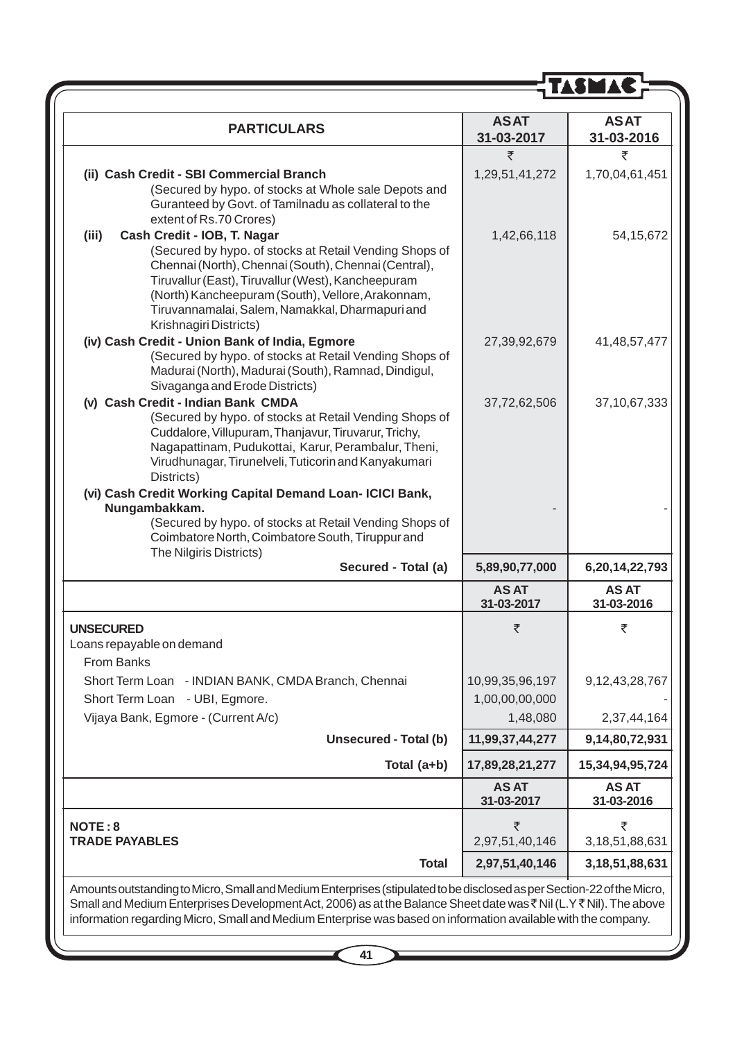| PARTICULARS | AS AT 31-03-2017 | AS AT 31-03-2016 |
|---|---|---|
| | ₹ | ₹ |
| **(ii) Cash Credit - SBI Commercial Branch** (Secured by hypo. of stocks at Whole sale Depots and Guranteed by Govt. of Tamilnadu as collateral to the extent of Rs.70 Crores) | 1,29,51,41,272 | 1,70,04,61,451 |
| **(iii) Cash Credit - IOB, T. Nagar** (Secured by hypo. of stocks at Retail Vending Shops of Chennai (North), Chennai (South), Chennai (Central), Tiruvallur (East), Tiruvallur (West), Kancheepuram (North) Kancheepuram (South), Vellore, Arakonnam, Tiruvannamalai, Salem, Namakkal, Dharmapuri and Krishnagiri Districts) | 1,42,66,118 | 54,15,672 |
| **(iv) Cash Credit - Union Bank of India, Egmore** (Secured by hypo. of stocks at Retail Vending Shops of Madurai (North), Madurai (South), Ramnad, Dindigul, Sivaganga and Erode Districts) | 27,39,92,679 | 41,48,57,477 |
| **(v) Cash Credit - Indian Bank CMDA** (Secured by hypo. of stocks at Retail Vending Shops of Cuddalore, Villupuram, Thanjavur, Tiruvarur, Trichy, Nagapattinam, Pudukottai, Karur, Perambalur, Theni, Virudhunagar, Tirunelveli, Tuticorin and Kanyakumari Districts) | 37,72,62,506 | 37,10,67,333 |
| **(vi) Cash Credit Working Capital Demand Loan- ICICI Bank, Nungambakkam.** (Secured by hypo. of stocks at Retail Vending Shops of Coimbatore North, Coimbatore South, Tiruppur and The Nilgiris Districts) | - | - |
| **Secured - Total (a)** | **5,89,90,77,000** | **6,20,14,22,793** |

| | AS AT 31-03-2017 | AS AT 31-03-2016 |
|---|---|---|
| **UNSECURED** | ₹ | ₹ |
| Loans repayable on demand | | |
| From Banks | | |
| Short Term Loan - INDIAN BANK, CMDA Branch, Chennai | 10,99,35,96,197 | 9,12,43,28,767 |
| Short Term Loan - UBI, Egmore. | 1,00,00,00,000 | - |
| Vijaya Bank, Egmore - (Current A/c) | 1,48,080 | 2,37,44,164 |
| **Unsecured - Total (b)** | **11,99,37,44,277** | **9,14,80,72,931** |
| **Total (a+b)** | **17,89,28,21,277** | **15,34,94,95,724** |

| | AS AT 31-03-2017 | AS AT 31-03-2016 |
|---|---|---|
| **NOTE : 8** | ₹ | ₹ |
| **TRADE PAYABLES** | 2,97,51,40,146 | 3,18,51,88,631 |
| **Total** | **2,97,51,40,146** | **3,18,51,88,631** |

Amounts outstanding to Micro, Small and Medium Enterprises (stipulated to be disclosed as per Section-22 of the Micro, Small and Medium Enterprises Development Act, 2006) as at the Balance Sheet date was ₹ Nil (L.Y ₹ Nil). The above information regarding Micro, Small and Medium Enterprise was based on information available with the company.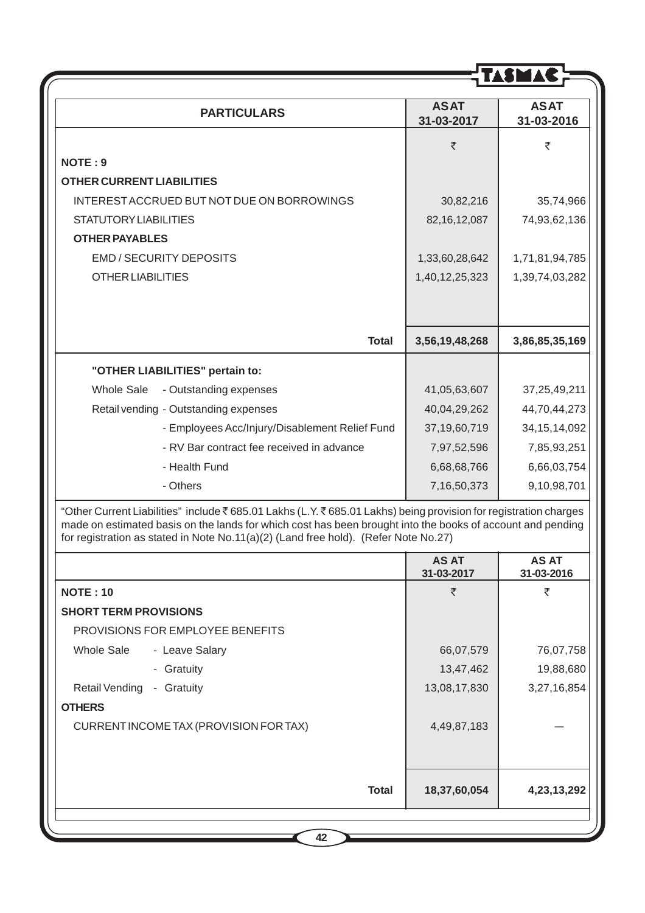| PARTICULARS | AS AT 31-03-2017 | AS AT 31-03-2016 |
|---|---|---|
| | ₹ | ₹ |
| **NOTE : 9** | | |
| **OTHER CURRENT LIABILITIES** | | |
| INTEREST ACCRUED BUT NOT DUE ON BORROWINGS | 30,82,216 | 35,74,966 |
| STATUTORY LIABILITIES | 82,16,12,087 | 74,93,62,136 |
| **OTHER PAYABLES** | | |
| EMD / SECURITY DEPOSITS | 1,33,60,28,642 | 1,71,81,94,785 |
| OTHER LIABILITIES | 1,40,12,25,323 | 1,39,74,03,282 |
| **Total** | **3,56,19,48,268** | **3,86,85,35,169** |
| **"OTHER LIABILITIES" pertain to:** | | |
| Whole Sale - Outstanding expenses | 41,05,63,607 | 37,25,49,211 |
| Retail vending - Outstanding expenses | 40,04,29,262 | 44,70,44,273 |
| - Employees Acc/Injury/Disablement Relief Fund | 37,19,60,719 | 34,15,14,092 |
| - RV Bar contract fee received in advance | 7,97,52,596 | 7,85,93,251 |
| - Health Fund | 6,68,68,766 | 6,66,03,754 |
| - Others | 7,16,50,373 | 9,10,98,701 |

"Other Current Liabilities" include ₹ 685.01 Lakhs (L.Y. ₹ 685.01 Lakhs) being provision for registration charges made on estimated basis on the lands for which cost has been brought into the books of account and pending for registration as stated in Note No.11(a)(2) (Land free hold). (Refer Note No.27)

| | AS AT 31-03-2017 | AS AT 31-03-2016 |
|---|---|---|
| **NOTE : 10** | ₹ | ₹ |
| **SHORT TERM PROVISIONS** | | |
| PROVISIONS FOR EMPLOYEE BENEFITS | | |
| Whole Sale - Leave Salary | 66,07,579 | 76,07,758 |
| - Gratuity | 13,47,462 | 19,88,680 |
| Retail Vending - Gratuity | 13,08,17,830 | 3,27,16,854 |
| **OTHERS** | | |
| CURRENT INCOME TAX (PROVISION FOR TAX) | 4,49,87,183 | — |
| **Total** | **18,37,60,054** | **4,23,13,292** |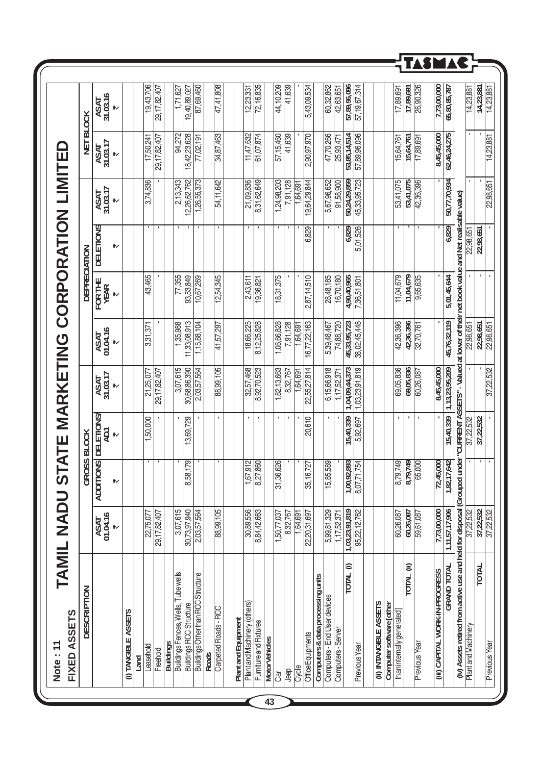# TAMIL NADU STATE MARKETING CORPORATION LIMITED

**Note : 11**

**FIXED ASSETS**

| DESCRIPTION | GROSS BLOCK | | | | DEPRECIATION | | | | NET BLOCK | |
|---|---|---|---|---|---|---|---|---|---|---|
| | AS AT 01.04.16 ₹ | ADDITIONS ₹ | DELETIONS/ ADJ. ₹ | AS AT 31.03.17 ₹ | AS AT 01.04.16 ₹ | FOR THE YEAR ₹ | DELETIONS ₹ | AS AT 31.03.17 ₹ | AS AT 31.03.17 ₹ | AS AT 31.03.16 ₹ |
| **(i) TANGIBLE ASSETS** | | | | | | | | | | |
| **Land** | | | | | | | | | | |
| Leasehold | 22,75,077 | - | 1,50,000 | 21,25,077 | 3,31,371 | 43,465 | - | 3,74,836 | 17,50,241 | 19,43,706 |
| Freehold | 29,17,82,407 | - | - | 29,17,82,407 | - | - | - | - | 29,17,82,407 | 29,17,82,407 |
| **Buildings** | | | | | | | | | | |
| Buildings Fences, Wells, Tube wells | 3,07,615 | - | - | 3,07,615 | 1,35,988 | 77,355 | - | 2,13,343 | 94,272 | 1,71,627 |
| Buildings RCC Structure | 30,73,97,940 | 8,58,179 | 13,69,729 | 30,68,86,390 | 11,33,08,913 | 93,53,849 | - | 12,26,62,762 | 18,42,23,628 | 19,40,89,027 |
| Buildings Other than RCC Structure | 2,03,57,564 | - | - | 2,03,57,564 | 1,15,88,104 | 10,67,269 | - | 1,26,55,373 | 77,02,191 | 87,69,460 |
| **Roads** | | | | | | | | | | |
| Carpeted Roads - RCC | 88,99,105 | - | - | 88,99,105 | 41,57,297 | 12,54,345 | - | 54,11,642 | 34,87,463 | 47,41,808 |
| **Plant and Equipment** | | | | | | | | | | |
| Plant and Machinery (others) | 30,89,556 | 1,67,912 | - | 32,57,468 | 18,66,225 | 2,43,611 | - | 21,09,836 | 11,47,632 | 12,23,331 |
| Furniture and Fixtures | 8,84,42,663 | 8,27,860 | - | 8,92,70,523 | 8,12,25,828 | 19,36,821 | - | 8,31,62,649 | 61,07,874 | 72,16,835 |
| **Motor Vehicles** | | | | | | | | | | |
| Car | 1,50,77,037 | 31,36,626 | - | 1,82,13,663 | 1,06,66,828 | 18,31,375 | - | 1,24,98,203 | 57,15,460 | 44,10,209 |
| Jeep | 8,32,767 | - | - | 8,32,767 | 7,91,128 | - | - | 7,91,128 | 41,639 | 41,639 |
| Cycle | 1,64,691 | - | - | 1,64,691 | 1,64,691 | - | - | 1,64,691 | - | - |
| Office Equipments | 22,20,31,697 | 35,16,727 | 20,610 | 22,55,27,814 | 16,77,22,163 | 2,87,14,510 | 6,829 | 19,64,29,844 | 2,90,97,970 | 5,43,09,534 |
| **Computers & data processing units** | | | | | | | | | | |
| Computers - End User devices | 5,99,81,329 | 15,85,589 | - | 6,15,66,918 | 5,39,48,467 | 28,48,185 | - | 5,67,96,652 | 47,70,266 | 60,32,862 |
| Computers - Server | 1,17,52,371 | - | - | 1,17,52,371 | 74,88,720 | 16,70,180 | - | 91,58,900 | 25,93,471 | 42,63,651 |
| **TOTAL (i)** | **1,03,23,91,819** | **1,00,92,893** | **15,40,339** | **1,04,09,44,373** | **45,33,95,723** | **4,90,40,965** | **6,829** | **50,24,29,859** | **53,85,14,514** | **57,89,96,096** |
| Previous Year | 95,22,12,762 | 8,07,71,754 | 5,92,697 | 1,03,23,91,819 | 38,02,45,448 | 7,36,51,801 | 5,01,526 | 45,33,95,723 | 57,89,96,096 | 57,19,67,314 |
| **(ii) INTANGIBLE ASSETS** | | | | | | | | | | |
| **Computer software [other than internally generated]** | 60,26,087 | 8,79,749 | - | 69,05,836 | 42,36,396 | 11,04,679 | - | 53,41,075 | 15,64,761 | 17,89,691 |
| **TOTAL (ii)** | **60,26,087** | **8,79,749** | **-** | **69,05,836** | **42,36,396** | **11,04,679** | **-** | **53,41,075** | **15,64,761** | **17,89,691** |
| Previous Year | 59,61,087 | 65,000 | - | 60,26,087 | 32,70,761 | 9,65,635 | - | 42,36,396 | 17,89,691 | 26,90,326 |
| **(iii) CAPITAL WORK-IN-PROGRESS** | **7,73,00,000** | **72,45,000** | **-** | **8,45,45,000** | **-** | **-** | **-** | **-** | **8,45,45,000** | **7,73,00,000** |
| **GRAND TOTAL** | **1,11,57,17,906** | **1,82,17,642** | **15,40,339** | **1,13,23,95,209** | **45,76,32,119** | **5,01,45,644** | **6,829** | **50,77,70,934** | **62,46,24,275** | **65,80,85,787** |
| **(iv) Assets retired from active use and held for disposal (Grouped under "CURRENT ASSETS" - Valued at lower of their net book value and Net realisable value)** | | | | | | | | | | |
| Plant and Machinery | 37,22,532 | - | 37,22,532 | - | 22,98,651 | - | 22,98,651 | - | - | 14,23,881 |
| **TOTAL** | **37,22,532** | **-** | **37,22,532** | **-** | **22,98,651** | **-** | **22,98,651** | **-** | **-** | **14,23,881** |
| Previous Year | 37,22,532 | - | - | 37,22,532 | 22,98,651 | - | - | 22,98,651 | 14,23,881 | 14,23,881 |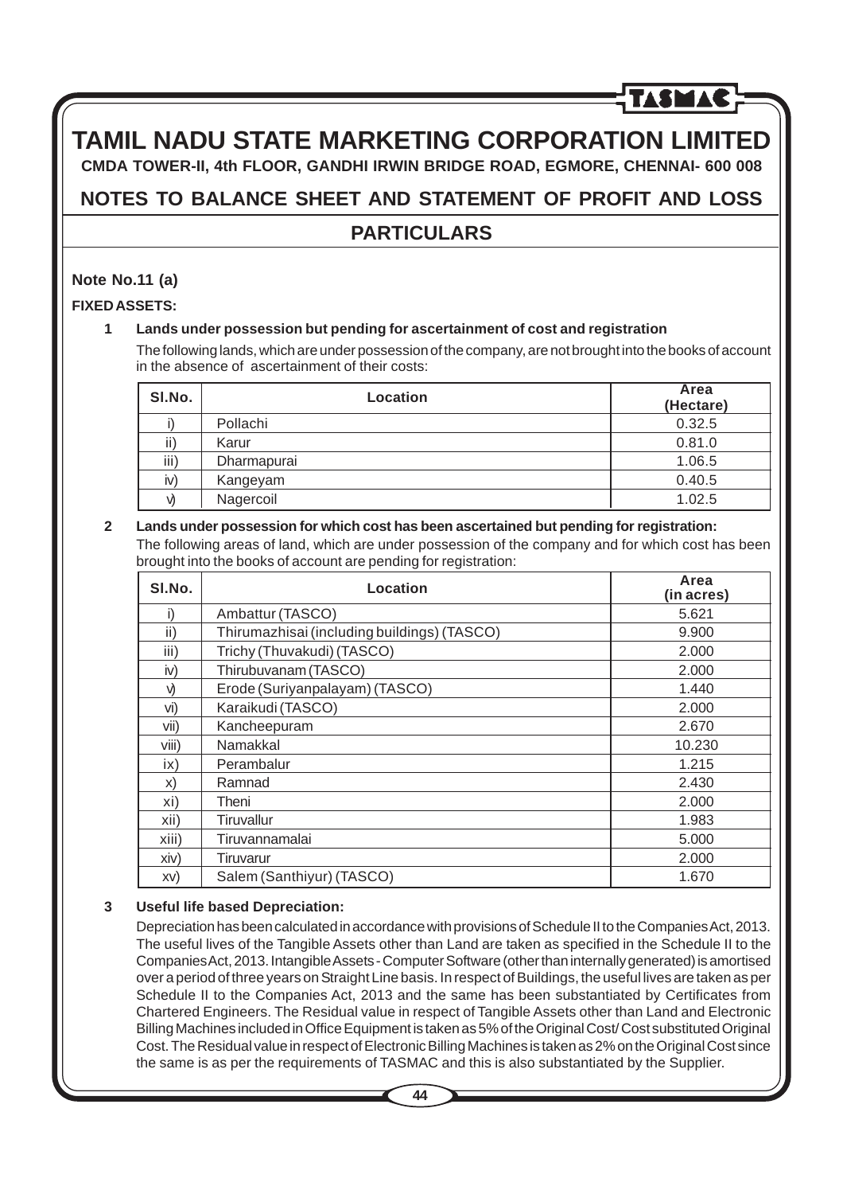# TAMIL NADU STATE MARKETING CORPORATION LIMITED

**CMDA TOWER-II, 4th FLOOR, GANDHI IRWIN BRIDGE ROAD, EGMORE, CHENNAI- 600 008**

## NOTES TO BALANCE SHEET AND STATEMENT OF PROFIT AND LOSS

## PARTICULARS

**Note No.11 (a)**

**FIXED ASSETS:**

**1 Lands under possession but pending for ascertainment of cost and registration**

The following lands, which are under possession of the company, are not brought into the books of account in the absence of ascertainment of their costs:

| Sl.No. | Location | Area (Hectare) |
|---|---|---|
| i) | Pollachi | 0.32.5 |
| ii) | Karur | 0.81.0 |
| iii) | Dharmapurai | 1.06.5 |
| iv) | Kangeyam | 0.40.5 |
| v) | Nagercoil | 1.02.5 |

**2 Lands under possession for which cost has been ascertained but pending for registration:**

The following areas of land, which are under possession of the company and for which cost has been brought into the books of account are pending for registration:

| Sl.No. | Location | Area (in acres) |
|---|---|---|
| i) | Ambattur (TASCO) | 5.621 |
| ii) | Thirumazhisai (including buildings) (TASCO) | 9.900 |
| iii) | Trichy (Thuvakudi) (TASCO) | 2.000 |
| iv) | Thirubuvanam (TASCO) | 2.000 |
| v) | Erode (Suriyanpalayam) (TASCO) | 1.440 |
| vi) | Karaikudi (TASCO) | 2.000 |
| vii) | Kancheepuram | 2.670 |
| viii) | Namakkal | 10.230 |
| ix) | Perambalur | 1.215 |
| x) | Ramnad | 2.430 |
| xi) | Theni | 2.000 |
| xii) | Tiruvallur | 1.983 |
| xiii) | Tiruvannamalai | 5.000 |
| xiv) | Tiruvarur | 2.000 |
| xv) | Salem (Santhiyur) (TASCO) | 1.670 |

**3 Useful life based Depreciation:**

Depreciation has been calculated in accordance with provisions of Schedule II to the Companies Act, 2013. The useful lives of the Tangible Assets other than Land are taken as specified in the Schedule II to the Companies Act, 2013. Intangible Assets - Computer Software (other than internally generated) is amortised over a period of three years on Straight Line basis. In respect of Buildings, the useful lives are taken as per Schedule II to the Companies Act, 2013 and the same has been substantiated by Certificates from Chartered Engineers. The Residual value in respect of Tangible Assets other than Land and Electronic Billing Machines included in Office Equipment is taken as 5% of the Original Cost/ Cost substituted Original Cost. The Residual value in respect of Electronic Billing Machines is taken as 2% on the Original Cost since the same is as per the requirements of TASMAC and this is also substantiated by the Supplier.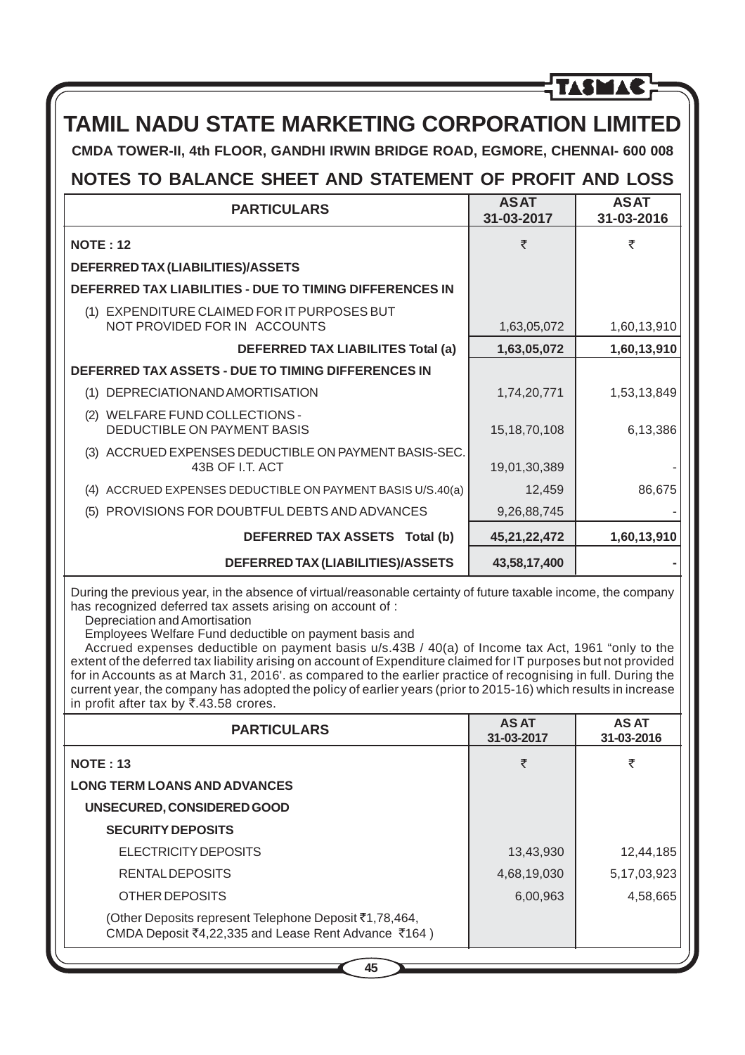# TAMIL NADU STATE MARKETING CORPORATION LIMITED

**CMDA TOWER-II, 4th FLOOR, GANDHI IRWIN BRIDGE ROAD, EGMORE, CHENNAI- 600 008**

## NOTES TO BALANCE SHEET AND STATEMENT OF PROFIT AND LOSS

| PARTICULARS | AS AT 31-03-2017 | AS AT 31-03-2016 |
|---|---|---|
| **NOTE : 12** | ₹ | ₹ |
| **DEFERRED TAX (LIABILITIES)/ASSETS** | | |
| **DEFERRED TAX LIABILITIES - DUE TO TIMING DIFFERENCES IN** | | |
| (1) EXPENDITURE CLAIMED FOR IT PURPOSES BUT NOT PROVIDED FOR IN ACCOUNTS | 1,63,05,072 | 1,60,13,910 |
| **DEFERRED TAX LIABILITES Total (a)** | **1,63,05,072** | **1,60,13,910** |
| **DEFERRED TAX ASSETS - DUE TO TIMING DIFFERENCES IN** | | |
| (1) DEPRECIATION AND AMORTISATION | 1,74,20,771 | 1,53,13,849 |
| (2) WELFARE FUND COLLECTIONS - DEDUCTIBLE ON PAYMENT BASIS | 15,18,70,108 | 6,13,386 |
| (3) ACCRUED EXPENSES DEDUCTIBLE ON PAYMENT BASIS-SEC. 43B OF I.T. ACT | 19,01,30,389 | - |
| (4) ACCRUED EXPENSES DEDUCTIBLE ON PAYMENT BASIS U/S.40(a) | 12,459 | 86,675 |
| (5) PROVISIONS FOR DOUBTFUL DEBTS AND ADVANCES | 9,26,88,745 | - |
| **DEFERRED TAX ASSETS Total (b)** | **45,21,22,472** | **1,60,13,910** |
| **DEFERRED TAX (LIABILITIES)/ASSETS** | **43,58,17,400** | **-** |

During the previous year, in the absence of virtual/reasonable certainty of future taxable income, the company has recognized deferred tax assets arising on account of :

Depreciation and Amortisation

Employees Welfare Fund deductible on payment basis and

Accrued expenses deductible on payment basis u/s.43B / 40(a) of Income tax Act, 1961 "only to the extent of the deferred tax liability arising on account of Expenditure claimed for IT purposes but not provided for in Accounts as at March 31, 2016'. as compared to the earlier practice of recognising in full. During the current year, the company has adopted the policy of earlier years (prior to 2015-16) which results in increase in profit after tax by ₹.43.58 crores.

| PARTICULARS | AS AT 31-03-2017 | AS AT 31-03-2016 |
|---|---|---|
| **NOTE : 13** | ₹ | ₹ |
| **LONG TERM LOANS AND ADVANCES** | | |
| **UNSECURED, CONSIDERED GOOD** | | |
| **SECURITY DEPOSITS** | | |
| ELECTRICITY DEPOSITS | 13,43,930 | 12,44,185 |
| RENTAL DEPOSITS | 4,68,19,030 | 5,17,03,923 |
| OTHER DEPOSITS | 6,00,963 | 4,58,665 |
| (Other Deposits represent Telephone Deposit ₹1,78,464, CMDA Deposit ₹4,22,335 and Lease Rent Advance ₹164 ) | | |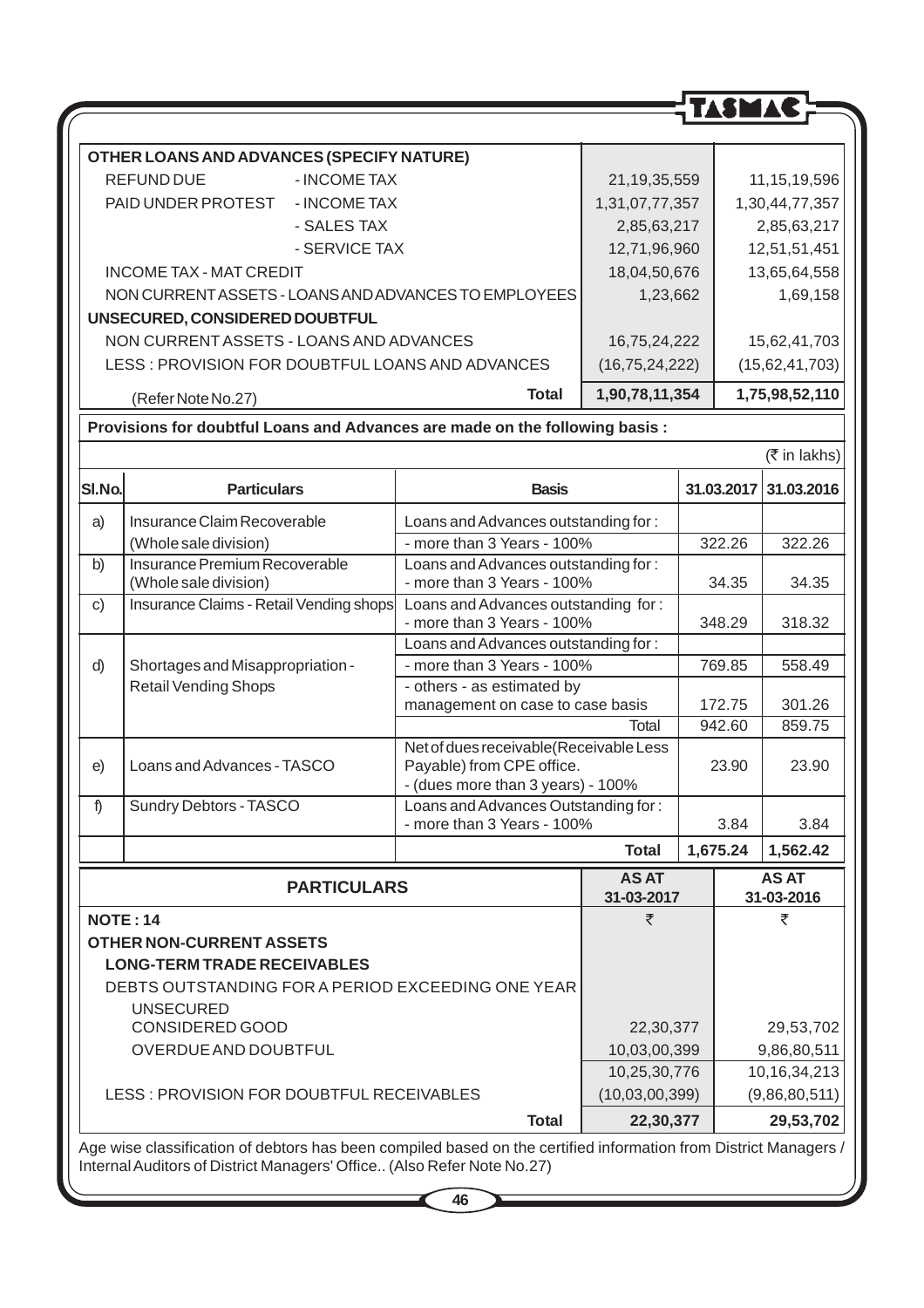| OTHER LOANS AND ADVANCES (SPECIFY NATURE) | | |
|---|---|---|
| REFUND DUE - INCOME TAX | 21,19,35,559 | 11,15,19,596 |
| PAID UNDER PROTEST - INCOME TAX | 1,31,07,77,357 | 1,30,44,77,357 |
| - SALES TAX | 2,85,63,217 | 2,85,63,217 |
| - SERVICE TAX | 12,71,96,960 | 12,51,51,451 |
| INCOME TAX - MAT CREDIT | 18,04,50,676 | 13,65,64,558 |
| NON CURRENT ASSETS - LOANS AND ADVANCES TO EMPLOYEES | 1,23,662 | 1,69,158 |
| **UNSECURED, CONSIDERED DOUBTFUL** | | |
| NON CURRENT ASSETS - LOANS AND ADVANCES | 16,75,24,222 | 15,62,41,703 |
| LESS : PROVISION FOR DOUBTFUL LOANS AND ADVANCES | (16,75,24,222) | (15,62,41,703) |
| (Refer Note No.27) **Total** | **1,90,78,11,354** | **1,75,98,52,110** |

**Provisions for doubtful Loans and Advances are made on the following basis :**

(₹ in lakhs)

| Sl.No. | Particulars | Basis | 31.03.2017 | 31.03.2016 |
|---|---|---|---|---|
| a) | Insurance Claim Recoverable (Whole sale division) | Loans and Advances outstanding for : - more than 3 Years - 100% | 322.26 | 322.26 |
| b) | Insurance Premium Recoverable (Whole sale division) | Loans and Advances outstanding for : - more than 3 Years - 100% | 34.35 | 34.35 |
| c) | Insurance Claims - Retail Vending shops | Loans and Advances outstanding for : - more than 3 Years - 100% | 348.29 | 318.32 |
| d) | Shortages and Misappropriation - Retail Vending Shops | Loans and Advances outstanding for : | | |
| | | - more than 3 Years - 100% | 769.85 | 558.49 |
| | | - others - as estimated by management on case to case basis | 172.75 | 301.26 |
| | | Total | 942.60 | 859.75 |
| e) | Loans and Advances - TASCO | Net of dues receivable(Receivable Less Payable) from CPE office. - (dues more than 3 years) - 100% | 23.90 | 23.90 |
| f) | Sundry Debtors - TASCO | Loans and Advances Outstanding for : - more than 3 Years - 100% | 3.84 | 3.84 |
| | | **Total** | **1,675.24** | **1,562.42** |

| PARTICULARS | AS AT 31-03-2017 | AS AT 31-03-2016 |
|---|---|---|
| **NOTE : 14** | ₹ | ₹ |
| **OTHER NON-CURRENT ASSETS** | | |
| **LONG-TERM TRADE RECEIVABLES** | | |
| DEBTS OUTSTANDING FOR A PERIOD EXCEEDING ONE YEAR | | |
| UNSECURED | | |
| CONSIDERED GOOD | 22,30,377 | 29,53,702 |
| OVERDUE AND DOUBTFUL | 10,03,00,399 | 9,86,80,511 |
| | 10,25,30,776 | 10,16,34,213 |
| LESS : PROVISION FOR DOUBTFUL RECEIVABLES | (10,03,00,399) | (9,86,80,511) |
| **Total** | **22,30,377** | **29,53,702** |

Age wise classification of debtors has been compiled based on the certified information from District Managers / Internal Auditors of District Managers' Office.. (Also Refer Note No.27)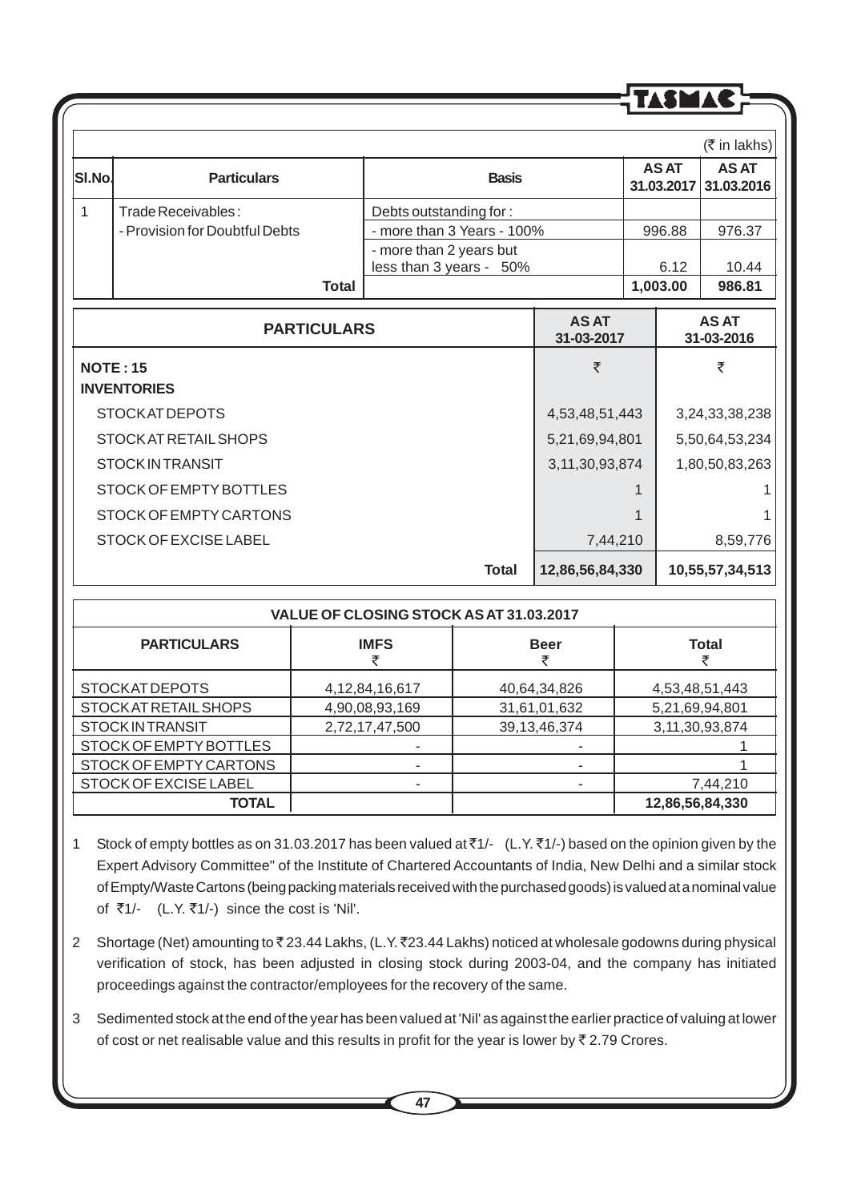(₹ in lakhs)

| Sl.No. | Particulars | Basis | AS AT 31.03.2017 | AS AT 31.03.2016 |
|---|---|---|---|---|
| 1 | Trade Receivables: | Debts outstanding for : | | |
| | - Provision for Doubtful Debts | - more than 3 Years - 100% | 996.88 | 976.37 |
| | | - more than 2 years but less than 3 years - 50% | 6.12 | 10.44 |
| | **Total** | | **1,003.00** | **986.81** |

| PARTICULARS | AS AT 31-03-2017 | AS AT 31-03-2016 |
|---|---|---|
| **NOTE : 15** | ₹ | ₹ |
| **INVENTORIES** | | |
| STOCK AT DEPOTS | 4,53,48,51,443 | 3,24,33,38,238 |
| STOCK AT RETAIL SHOPS | 5,21,69,94,801 | 5,50,64,53,234 |
| STOCK IN TRANSIT | 3,11,30,93,874 | 1,80,50,83,263 |
| STOCK OF EMPTY BOTTLES | 1 | 1 |
| STOCK OF EMPTY CARTONS | 1 | 1 |
| STOCK OF EXCISE LABEL | 7,44,210 | 8,59,776 |
| **Total** | **12,86,56,84,330** | **10,55,57,34,513** |

**VALUE OF CLOSING STOCK AS AT 31.03.2017**

| PARTICULARS | IMFS ₹ | Beer ₹ | Total ₹ |
|---|---|---|---|
| STOCK AT DEPOTS | 4,12,84,16,617 | 40,64,34,826 | 4,53,48,51,443 |
| STOCK AT RETAIL SHOPS | 4,90,08,93,169 | 31,61,01,632 | 5,21,69,94,801 |
| STOCK IN TRANSIT | 2,72,17,47,500 | 39,13,46,374 | 3,11,30,93,874 |
| STOCK OF EMPTY BOTTLES | - | - | 1 |
| STOCK OF EMPTY CARTONS | - | - | 1 |
| STOCK OF EXCISE LABEL | - | - | 7,44,210 |
| **TOTAL** | | | **12,86,56,84,330** |

1. Stock of empty bottles as on 31.03.2017 has been valued at ₹1/- (L.Y. ₹1/-) based on the opinion given by the Expert Advisory Committee" of the Institute of Chartered Accountants of India, New Delhi and a similar stock of Empty/Waste Cartons (being packing materials received with the purchased goods) is valued at a nominal value of ₹1/- (L.Y. ₹1/-) since the cost is 'Nil'.

2. Shortage (Net) amounting to ₹ 23.44 Lakhs, (L.Y. ₹23.44 Lakhs) noticed at wholesale godowns during physical verification of stock, has been adjusted in closing stock during 2003-04, and the company has initiated proceedings against the contractor/employees for the recovery of the same.

3. Sedimented stock at the end of the year has been valued at 'Nil' as against the earlier practice of valuing at lower of cost or net realisable value and this results in profit for the year is lower by ₹ 2.79 Crores.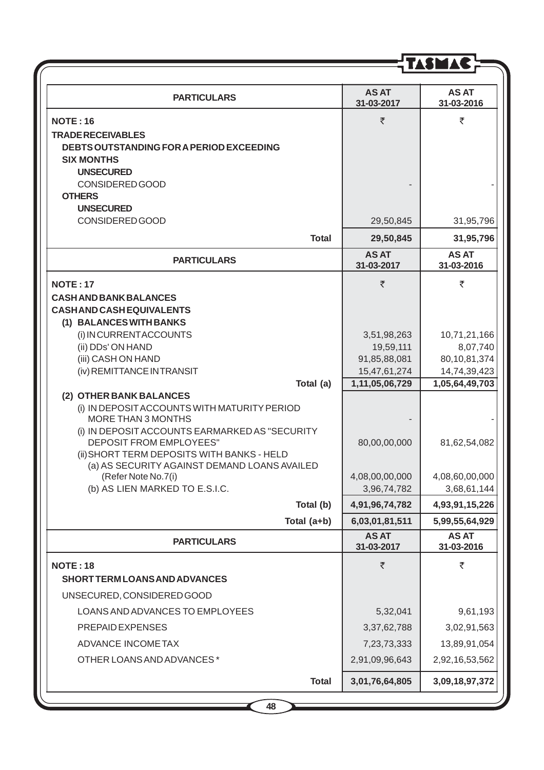| PARTICULARS | AS AT 31-03-2017 | AS AT 31-03-2016 |
|---|---|---|
| **NOTE : 16** | ₹ | ₹ |
| **TRADE RECEIVABLES** | | |
| **DEBTS OUTSTANDING FOR A PERIOD EXCEEDING SIX MONTHS** | | |
| **UNSECURED** | | |
| CONSIDERED GOOD | - | - |
| **OTHERS** | | |
| **UNSECURED** | | |
| CONSIDERED GOOD | 29,50,845 | 31,95,796 |
| **Total** | **29,50,845** | **31,95,796** |

| PARTICULARS | AS AT 31-03-2017 | AS AT 31-03-2016 |
|---|---|---|
| **NOTE : 17** | ₹ | ₹ |
| **CASH AND BANK BALANCES** | | |
| **CASH AND CASH EQUIVALENTS** | | |
| **(1) BALANCES WITH BANKS** | | |
| (i) IN CURRENT ACCOUNTS | 3,51,98,263 | 10,71,21,166 |
| (ii) DDs' ON HAND | 19,59,111 | 8,07,740 |
| (iii) CASH ON HAND | 91,85,88,081 | 80,10,81,374 |
| (iv) REMITTANCE IN TRANSIT | 15,47,61,274 | 14,74,39,423 |
| **Total (a)** | **1,11,05,06,729** | **1,05,64,49,703** |
| **(2) OTHER BANK BALANCES** | | |
| (i) IN DEPOSIT ACCOUNTS WITH MATURITY PERIOD MORE THAN 3 MONTHS | - | - |
| (i) IN DEPOSIT ACCOUNTS EARMARKED AS "SECURITY DEPOSIT FROM EMPLOYEES" | 80,00,00,000 | 81,62,54,082 |
| (ii) SHORT TERM DEPOSITS WITH BANKS - HELD | | |
| (a) AS SECURITY AGAINST DEMAND LOANS AVAILED (Refer Note No.7(i) | 4,08,00,00,000 | 4,08,60,00,000 |
| (b) AS LIEN MARKED TO E.S.I.C. | 3,96,74,782 | 3,68,61,144 |
| **Total (b)** | **4,91,96,74,782** | **4,93,91,15,226** |
| **Total (a+b)** | **6,03,01,81,511** | **5,99,55,64,929** |

| PARTICULARS | AS AT 31-03-2017 | AS AT 31-03-2016 |
|---|---|---|
| **NOTE : 18** | ₹ | ₹ |
| **SHORT TERM LOANS AND ADVANCES** | | |
| UNSECURED, CONSIDERED GOOD | | |
| LOANS AND ADVANCES TO EMPLOYEES | 5,32,041 | 9,61,193 |
| PREPAID EXPENSES | 3,37,62,788 | 3,02,91,563 |
| ADVANCE INCOME TAX | 7,23,73,333 | 13,89,91,054 |
| OTHER LOANS AND ADVANCES * | 2,91,09,96,643 | 2,92,16,53,562 |
| **Total** | **3,01,76,64,805** | **3,09,18,97,372** |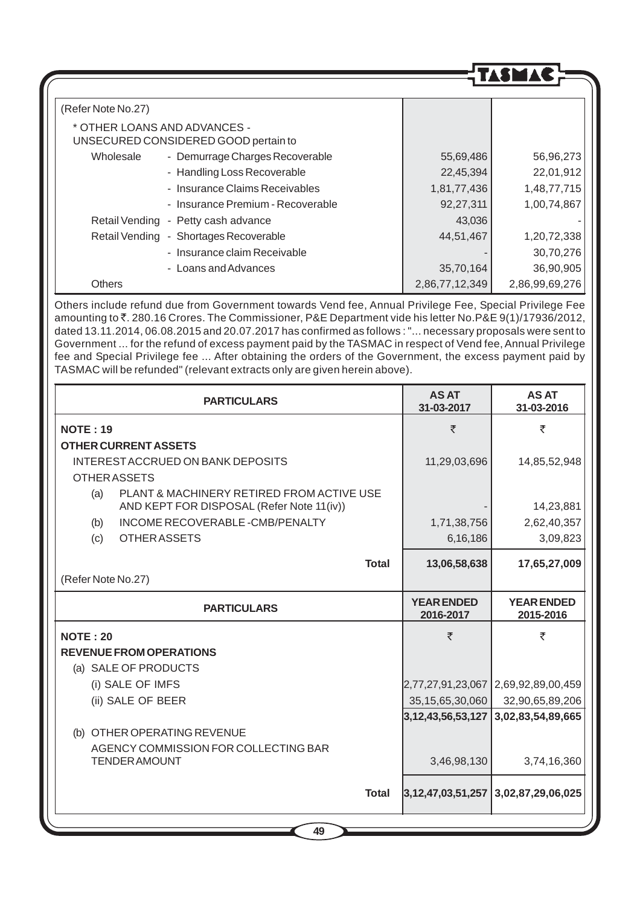| | | |
|---|---|---|
| (Refer Note No.27) | | |
| * OTHER LOANS AND ADVANCES - UNSECURED CONSIDERED GOOD pertain to | | |
| Wholesale - Demurrage Charges Recoverable | 55,69,486 | 56,96,273 |
| - Handling Loss Recoverable | 22,45,394 | 22,01,912 |
| - Insurance Claims Receivables | 1,81,77,436 | 1,48,77,715 |
| - Insurance Premium - Recoverable | 92,27,311 | 1,00,74,867 |
| Retail Vending - Petty cash advance | 43,036 | - |
| Retail Vending - Shortages Recoverable | 44,51,467 | 1,20,72,338 |
| - Insurance claim Receivable | - | 30,70,276 |
| - Loans and Advances | 35,70,164 | 36,90,905 |
| Others | 2,86,77,12,349 | 2,86,99,69,276 |

Others include refund due from Government towards Vend fee, Annual Privilege Fee, Special Privilege Fee amounting to ₹. 280.16 Crores. The Commissioner, P&E Department vide his letter No.P&E 9(1)/17936/2012, dated 13.11.2014, 06.08.2015 and 20.07.2017 has confirmed as follows : "... necessary proposals were sent to Government ... for the refund of excess payment paid by the TASMAC in respect of Vend fee, Annual Privilege fee and Special Privilege fee ... After obtaining the orders of the Government, the excess payment paid by TASMAC will be refunded" (relevant extracts only are given herein above).

| PARTICULARS | AS AT 31-03-2017 | AS AT 31-03-2016 |
|---|---|---|
| **NOTE : 19** | ₹ | ₹ |
| **OTHER CURRENT ASSETS** | | |
| INTEREST ACCRUED ON BANK DEPOSITS | 11,29,03,696 | 14,85,52,948 |
| OTHER ASSETS | | |
| (a) PLANT & MACHINERY RETIRED FROM ACTIVE USE AND KEPT FOR DISPOSAL (Refer Note 11(iv)) | - | 14,23,881 |
| (b) INCOME RECOVERABLE -CMB/PENALTY | 1,71,38,756 | 2,62,40,357 |
| (c) OTHER ASSETS | 6,16,186 | 3,09,823 |
| **Total** | **13,06,58,638** | **17,65,27,009** |

(Refer Note No.27)

| PARTICULARS | YEAR ENDED 2016-2017 | YEAR ENDED 2015-2016 |
|---|---|---|
| **NOTE : 20** | ₹ | ₹ |
| **REVENUE FROM OPERATIONS** | | |
| (a) SALE OF PRODUCTS | | |
| (i) SALE OF IMFS | 2,77,27,91,23,067 | 2,69,92,89,00,459 |
| (ii) SALE OF BEER | 35,15,65,30,060 | 32,90,65,89,206 |
| | **3,12,43,56,53,127** | **3,02,83,54,89,665** |
| (b) OTHER OPERATING REVENUE | | |
| AGENCY COMMISSION FOR COLLECTING BAR TENDER AMOUNT | 3,46,98,130 | 3,74,16,360 |
| **Total** | **3,12,47,03,51,257** | **3,02,87,29,06,025** |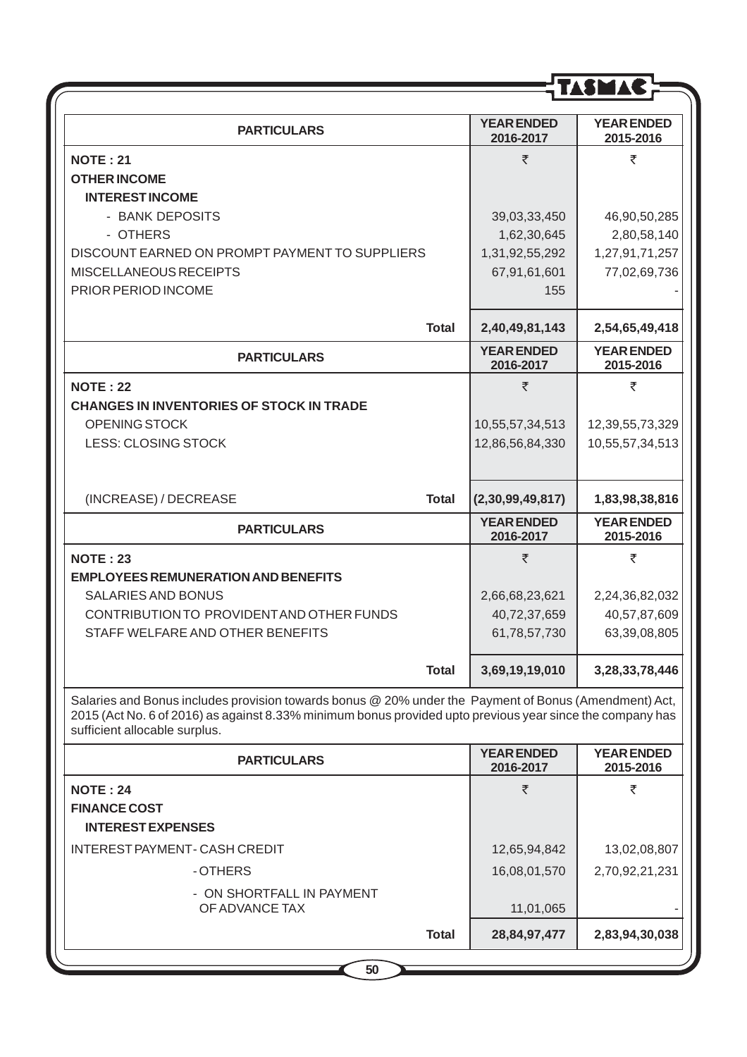| PARTICULARS | YEAR ENDED 2016-2017 | YEAR ENDED 2015-2016 |
|---|---|---|
| **NOTE : 21** | ₹ | ₹ |
| **OTHER INCOME** | | |
| **INTEREST INCOME** | | |
| - BANK DEPOSITS | 39,03,33,450 | 46,90,50,285 |
| - OTHERS | 1,62,30,645 | 2,80,58,140 |
| DISCOUNT EARNED ON PROMPT PAYMENT TO SUPPLIERS | 1,31,92,55,292 | 1,27,91,71,257 |
| MISCELLANEOUS RECEIPTS | 67,91,61,601 | 77,02,69,736 |
| PRIOR PERIOD INCOME | 155 | - |
| **Total** | **2,40,49,81,143** | **2,54,65,49,418** |

| PARTICULARS | YEAR ENDED 2016-2017 | YEAR ENDED 2015-2016 |
|---|---|---|
| **NOTE : 22** | ₹ | ₹ |
| **CHANGES IN INVENTORIES OF STOCK IN TRADE** | | |
| OPENING STOCK | 10,55,57,34,513 | 12,39,55,73,329 |
| LESS: CLOSING STOCK | 12,86,56,84,330 | 10,55,57,34,513 |
| (INCREASE) / DECREASE **Total** | **(2,30,99,49,817)** | **1,83,98,38,816** |

| PARTICULARS | YEAR ENDED 2016-2017 | YEAR ENDED 2015-2016 |
|---|---|---|
| **NOTE : 23** | ₹ | ₹ |
| **EMPLOYEES REMUNERATION AND BENEFITS** | | |
| SALARIES AND BONUS | 2,66,68,23,621 | 2,24,36,82,032 |
| CONTRIBUTION TO PROVIDENT AND OTHER FUNDS | 40,72,37,659 | 40,57,87,609 |
| STAFF WELFARE AND OTHER BENEFITS | 61,78,57,730 | 63,39,08,805 |
| **Total** | **3,69,19,19,010** | **3,28,33,78,446** |

Salaries and Bonus includes provision towards bonus @ 20% under the Payment of Bonus (Amendment) Act, 2015 (Act No. 6 of 2016) as against 8.33% minimum bonus provided upto previous year since the company has sufficient allocable surplus.

| PARTICULARS | YEAR ENDED 2016-2017 | YEAR ENDED 2015-2016 |
|---|---|---|
| **NOTE : 24** | ₹ | ₹ |
| **FINANCE COST** | | |
| **INTEREST EXPENSES** | | |
| INTEREST PAYMENT - CASH CREDIT | 12,65,94,842 | 13,02,08,807 |
| - OTHERS | 16,08,01,570 | 2,70,92,21,231 |
| - ON SHORTFALL IN PAYMENT OF ADVANCE TAX | 11,01,065 | - |
| **Total** | **28,84,97,477** | **2,83,94,30,038** |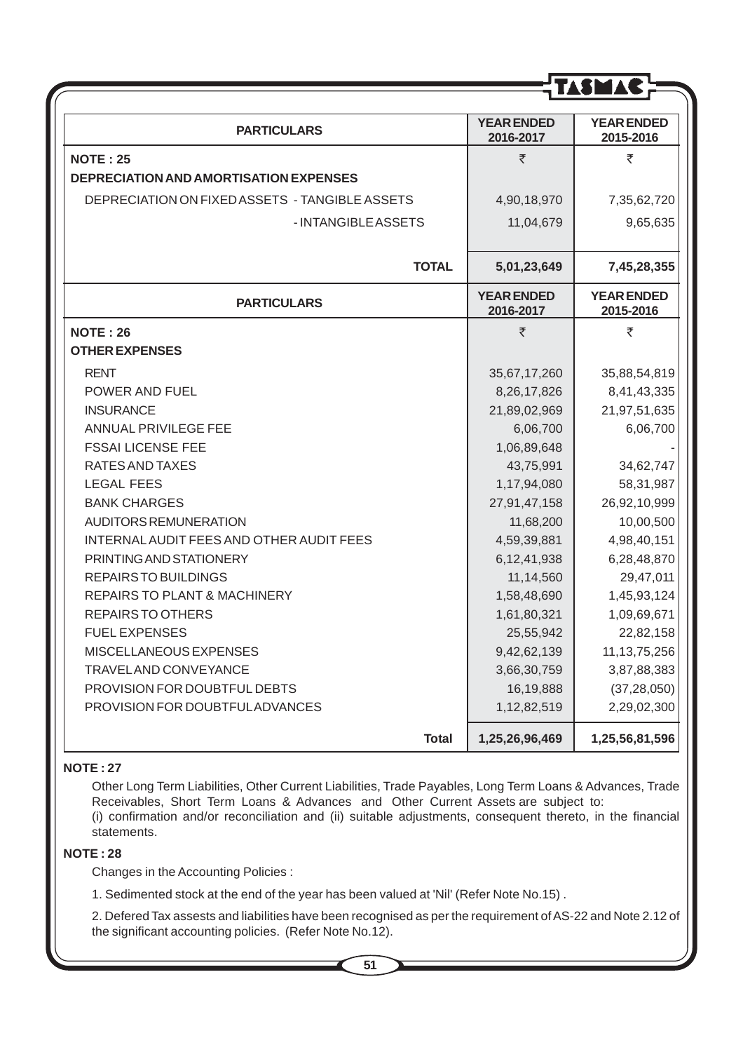| PARTICULARS | YEAR ENDED 2016-2017 | YEAR ENDED 2015-2016 |
|---|---|---|
| **NOTE : 25** | ₹ | ₹ |
| **DEPRECIATION AND AMORTISATION EXPENSES** | | |
| DEPRECIATION ON FIXED ASSETS - TANGIBLE ASSETS | 4,90,18,970 | 7,35,62,720 |
| - INTANGIBLE ASSETS | 11,04,679 | 9,65,635 |
| **TOTAL** | **5,01,23,649** | **7,45,28,355** |

| PARTICULARS | YEAR ENDED 2016-2017 | YEAR ENDED 2015-2016 |
|---|---|---|
| **NOTE : 26** | ₹ | ₹ |
| **OTHER EXPENSES** | | |
| RENT | 35,67,17,260 | 35,88,54,819 |
| POWER AND FUEL | 8,26,17,826 | 8,41,43,335 |
| INSURANCE | 21,89,02,969 | 21,97,51,635 |
| ANNUAL PRIVILEGE FEE | 6,06,700 | 6,06,700 |
| FSSAI LICENSE FEE | 1,06,89,648 | - |
| RATES AND TAXES | 43,75,991 | 34,62,747 |
| LEGAL FEES | 1,17,94,080 | 58,31,987 |
| BANK CHARGES | 27,91,47,158 | 26,92,10,999 |
| AUDITORS REMUNERATION | 11,68,200 | 10,00,500 |
| INTERNAL AUDIT FEES AND OTHER AUDIT FEES | 4,59,39,881 | 4,98,40,151 |
| PRINTING AND STATIONERY | 6,12,41,938 | 6,28,48,870 |
| REPAIRS TO BUILDINGS | 11,14,560 | 29,47,011 |
| REPAIRS TO PLANT & MACHINERY | 1,58,48,690 | 1,45,93,124 |
| REPAIRS TO OTHERS | 1,61,80,321 | 1,09,69,671 |
| FUEL EXPENSES | 25,55,942 | 22,82,158 |
| MISCELLANEOUS EXPENSES | 9,42,62,139 | 11,13,75,256 |
| TRAVEL AND CONVEYANCE | 3,66,30,759 | 3,87,88,383 |
| PROVISION FOR DOUBTFUL DEBTS | 16,19,888 | (37,28,050) |
| PROVISION FOR DOUBTFUL ADVANCES | 1,12,82,519 | 2,29,02,300 |
| **Total** | **1,25,26,96,469** | **1,25,56,81,596** |

**NOTE : 27**

Other Long Term Liabilities, Other Current Liabilities, Trade Payables, Long Term Loans & Advances, Trade Receivables, Short Term Loans & Advances and Other Current Assets are subject to:
(i) confirmation and/or reconciliation and (ii) suitable adjustments, consequent thereto, in the financial statements.

**NOTE : 28**

Changes in the Accounting Policies :

1. Sedimented stock at the end of the year has been valued at 'Nil' (Refer Note No.15) .

2. Defered Tax assests and liabilities have been recognised as per the requirement of AS-22 and Note 2.12 of the significant accounting policies. (Refer Note No.12).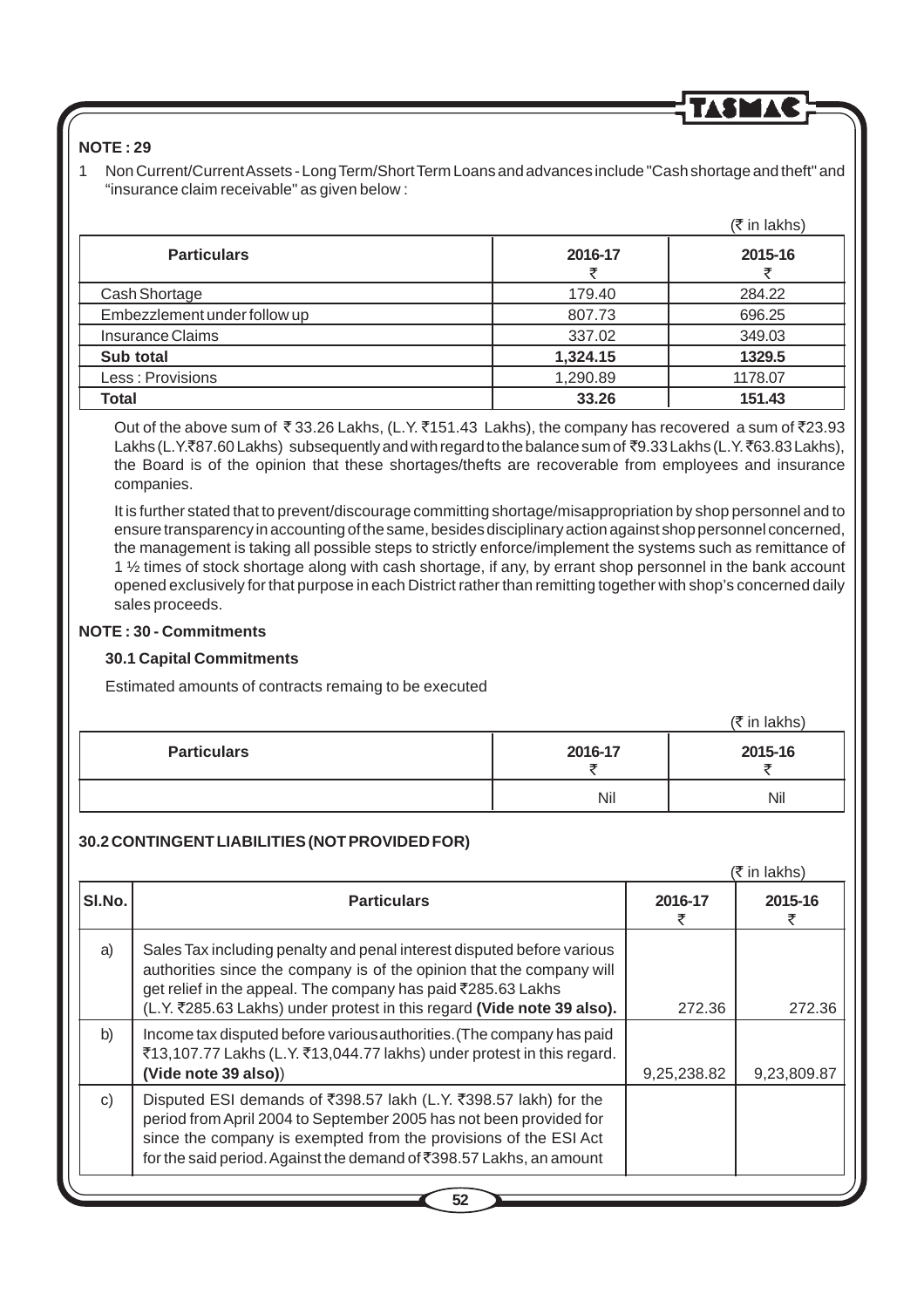**NOTE : 29**

1 Non Current/Current Assets - Long Term/Short Term Loans and advances include "Cash shortage and theft" and "insurance claim receivable" as given below :

(₹ in lakhs)

| Particulars | 2016-17 ₹ | 2015-16 ₹ |
|---|---|---|
| Cash Shortage | 179.40 | 284.22 |
| Embezzlement under follow up | 807.73 | 696.25 |
| Insurance Claims | 337.02 | 349.03 |
| **Sub total** | **1,324.15** | **1329.5** |
| Less : Provisions | 1,290.89 | 1178.07 |
| **Total** | **33.26** | **151.43** |

Out of the above sum of ₹ 33.26 Lakhs, (L.Y. ₹151.43 Lakhs), the company has recovered a sum of ₹23.93 Lakhs (L.Y.₹87.60 Lakhs) subsequently and with regard to the balance sum of ₹9.33 Lakhs (L.Y. ₹63.83 Lakhs), the Board is of the opinion that these shortages/thefts are recoverable from employees and insurance companies.

It is further stated that to prevent/discourage committing shortage/misappropriation by shop personnel and to ensure transparency in accounting of the same, besides disciplinary action against shop personnel concerned, the management is taking all possible steps to strictly enforce/implement the systems such as remittance of 1 ½ times of stock shortage along with cash shortage, if any, by errant shop personnel in the bank account opened exclusively for that purpose in each District rather than remitting together with shop's concerned daily sales proceeds.

**NOTE : 30 - Commitments**

**30.1 Capital Commitments**

Estimated amounts of contracts remaing to be executed

(₹ in lakhs)

| Particulars | 2016-17 ₹ | 2015-16 ₹ |
|---|---|---|
| | Nil | Nil |

**30.2 CONTINGENT LIABILITIES (NOT PROVIDED FOR)**

(₹ in lakhs)

| Sl.No. | Particulars | 2016-17 ₹ | 2015-16 ₹ |
|---|---|---|---|
| a) | Sales Tax including penalty and penal interest disputed before various authorities since the company is of the opinion that the company will get relief in the appeal. The company has paid ₹285.63 Lakhs (L.Y. ₹285.63 Lakhs) under protest in this regard **(Vide note 39 also).** | 272.36 | 272.36 |
| b) | Income tax disputed before various authorities. (The company has paid ₹13,107.77 Lakhs (L.Y. ₹13,044.77 lakhs) under protest in this regard. **(Vide note 39 also)**) | 9,25,238.82 | 9,23,809.87 |
| c) | Disputed ESI demands of ₹398.57 lakh (L.Y. ₹398.57 lakh) for the period from April 2004 to September 2005 has not been provided for since the company is exempted from the provisions of the ESI Act for the said period. Against the demand of ₹398.57 Lakhs, an amount | | |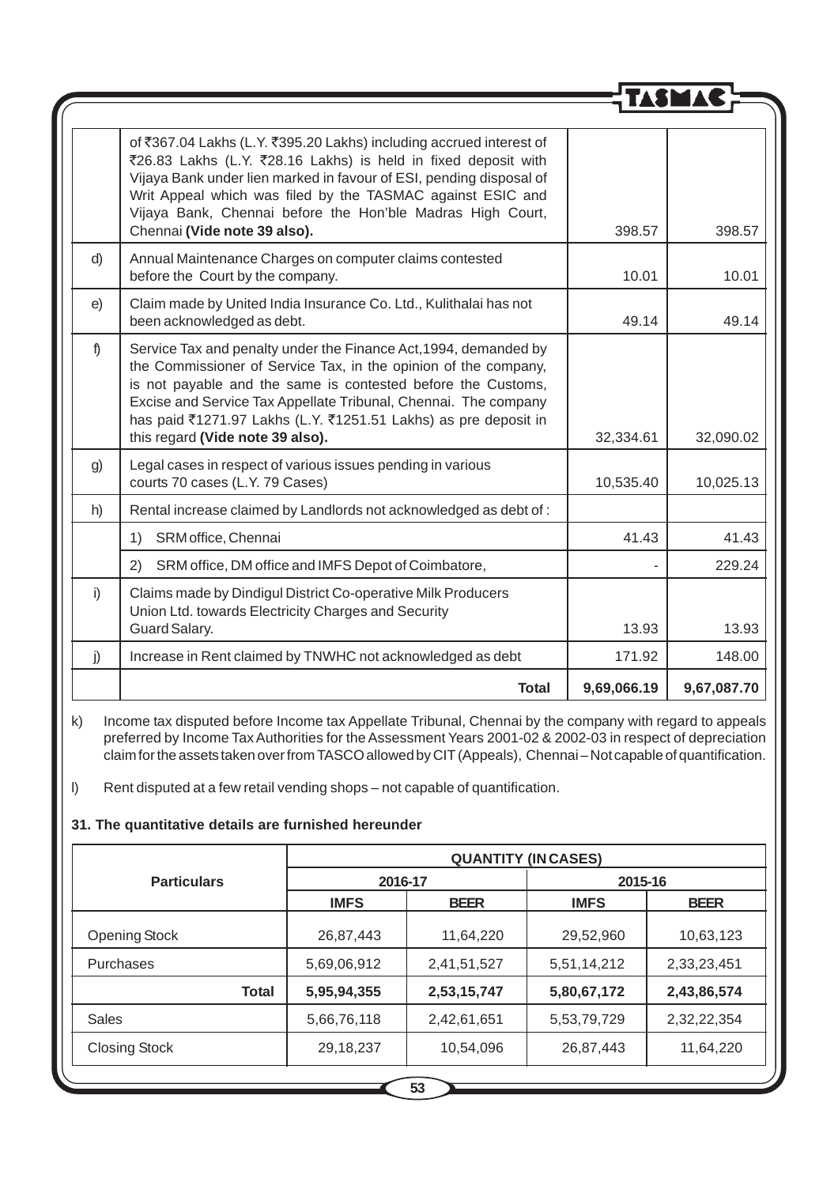|  |  |  |  |
|---|---|---|---|
|  | of ₹367.04 Lakhs (L.Y. ₹395.20 Lakhs) including accrued interest of ₹26.83 Lakhs (L.Y. ₹28.16 Lakhs) is held in fixed deposit with Vijaya Bank under lien marked in favour of ESI, pending disposal of Writ Appeal which was filed by the TASMAC against ESIC and Vijaya Bank, Chennai before the Hon'ble Madras High Court, Chennai **(Vide note 39 also).** | 398.57 | 398.57 |
| d) | Annual Maintenance Charges on computer claims contested before the Court by the company. | 10.01 | 10.01 |
| e) | Claim made by United India Insurance Co. Ltd., Kulithalai has not been acknowledged as debt. | 49.14 | 49.14 |
| f) | Service Tax and penalty under the Finance Act,1994, demanded by the Commissioner of Service Tax, in the opinion of the company, is not payable and the same is contested before the Customs, Excise and Service Tax Appellate Tribunal, Chennai. The company has paid ₹1271.97 Lakhs (L.Y. ₹1251.51 Lakhs) as pre deposit in this regard **(Vide note 39 also).** | 32,334.61 | 32,090.02 |
| g) | Legal cases in respect of various issues pending in various courts 70 cases (L.Y. 79 Cases) | 10,535.40 | 10,025.13 |
| h) | Rental increase claimed by Landlords not acknowledged as debt of : |  |  |
|  | 1) SRM office, Chennai | 41.43 | 41.43 |
|  | 2) SRM office, DM office and IMFS Depot of Coimbatore, | - | 229.24 |
| i) | Claims made by Dindigul District Co-operative Milk Producers Union Ltd. towards Electricity Charges and Security Guard Salary. | 13.93 | 13.93 |
| j) | Increase in Rent claimed by TNWHC not acknowledged as debt | 171.92 | 148.00 |
|  | **Total** | **9,69,066.19** | **9,67,087.70** |

k) Income tax disputed before Income tax Appellate Tribunal, Chennai by the company with regard to appeals preferred by Income Tax Authorities for the Assessment Years 2001-02 & 2002-03 in respect of depreciation claim for the assets taken over from TASCO allowed by CIT (Appeals), Chennai – Not capable of quantification.

l) Rent disputed at a few retail vending shops – not capable of quantification.

**31. The quantitative details are furnished hereunder**

| Particulars | QUANTITY (IN CASES) | | | |
|---|---|---|---|---|
|  | 2016-17 | | 2015-16 | |
|  | IMFS | BEER | IMFS | BEER |
| Opening Stock | 26,87,443 | 11,64,220 | 29,52,960 | 10,63,123 |
| Purchases | 5,69,06,912 | 2,41,51,527 | 5,51,14,212 | 2,33,23,451 |
| **Total** | **5,95,94,355** | **2,53,15,747** | **5,80,67,172** | **2,43,86,574** |
| Sales | 5,66,76,118 | 2,42,61,651 | 5,53,79,729 | 2,32,22,354 |
| Closing Stock | 29,18,237 | 10,54,096 | 26,87,443 | 11,64,220 |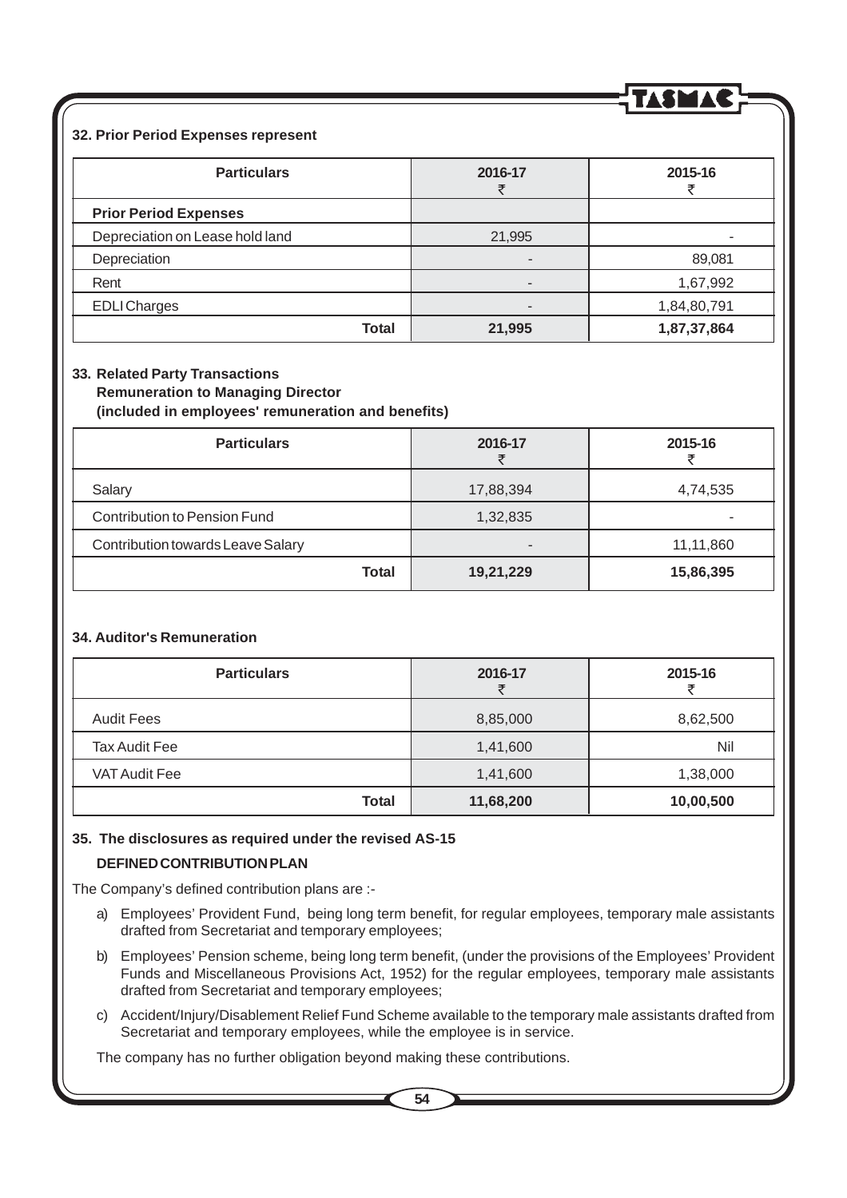**32. Prior Period Expenses represent**

| Particulars | 2016-17 ₹ | 2015-16 ₹ |
|---|---|---|
| **Prior Period Expenses** | | |
| Depreciation on Lease hold land | 21,995 | - |
| Depreciation | - | 89,081 |
| Rent | - | 1,67,992 |
| EDLI Charges | - | 1,84,80,791 |
| **Total** | **21,995** | **1,87,37,864** |

**33. Related Party Transactions**
**Remuneration to Managing Director**
**(included in employees' remuneration and benefits)**

| Particulars | 2016-17 ₹ | 2015-16 ₹ |
|---|---|---|
| Salary | 17,88,394 | 4,74,535 |
| Contribution to Pension Fund | 1,32,835 | - |
| Contribution towards Leave Salary | - | 11,11,860 |
| **Total** | **19,21,229** | **15,86,395** |

**34. Auditor's Remuneration**

| Particulars | 2016-17 ₹ | 2015-16 ₹ |
|---|---|---|
| Audit Fees | 8,85,000 | 8,62,500 |
| Tax Audit Fee | 1,41,600 | Nil |
| VAT Audit Fee | 1,41,600 | 1,38,000 |
| **Total** | **11,68,200** | **10,00,500** |

**35. The disclosures as required under the revised AS-15**

**DEFINED CONTRIBUTION PLAN**

The Company's defined contribution plans are :-

a) Employees' Provident Fund, being long term benefit, for regular employees, temporary male assistants drafted from Secretariat and temporary employees;

b) Employees' Pension scheme, being long term benefit, (under the provisions of the Employees' Provident Funds and Miscellaneous Provisions Act, 1952) for the regular employees, temporary male assistants drafted from Secretariat and temporary employees;

c) Accident/Injury/Disablement Relief Fund Scheme available to the temporary male assistants drafted from Secretariat and temporary employees, while the employee is in service.

The company has no further obligation beyond making these contributions.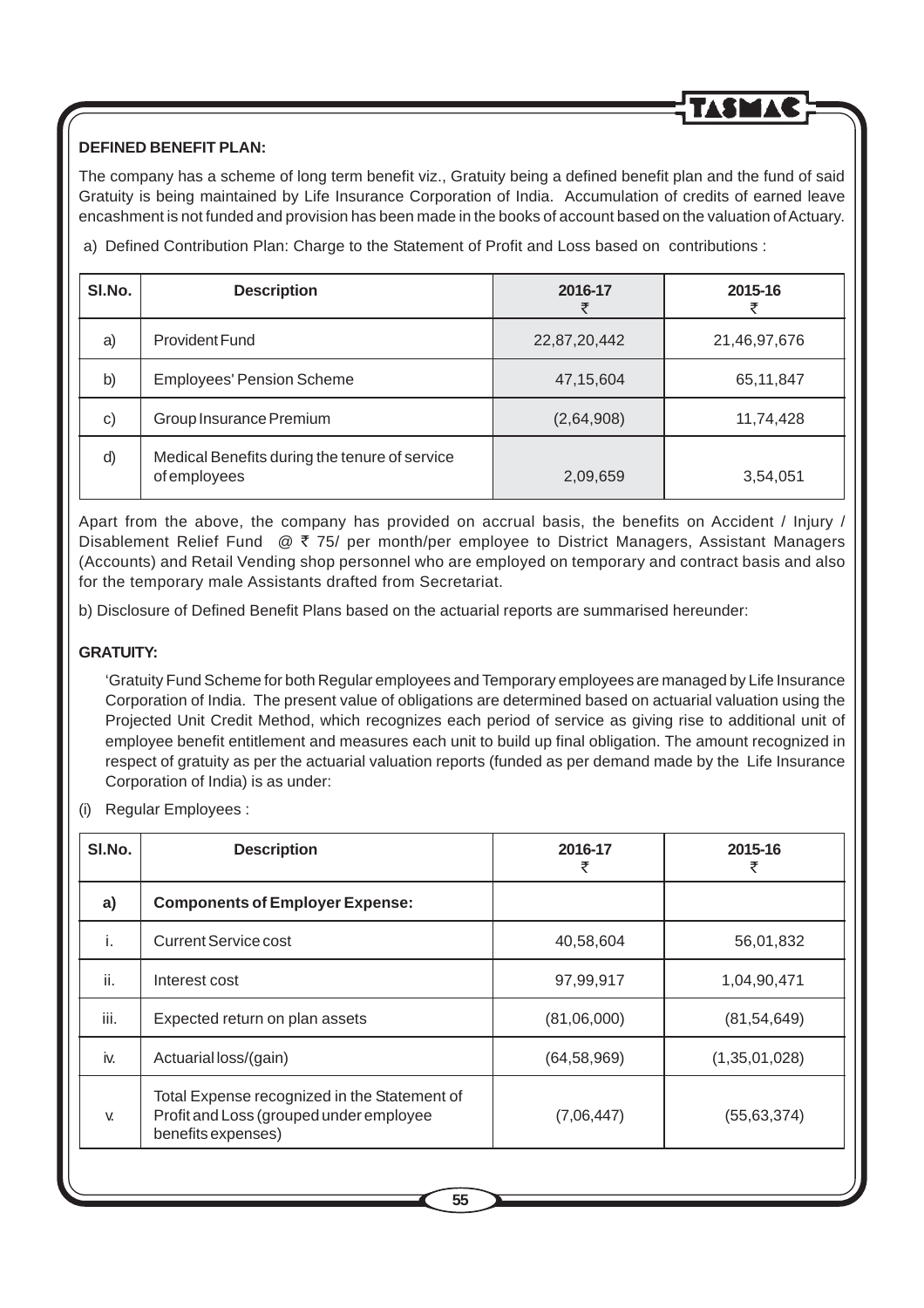**DEFINED BENEFIT PLAN:**

The company has a scheme of long term benefit viz., Gratuity being a defined benefit plan and the fund of said Gratuity is being maintained by Life Insurance Corporation of India. Accumulation of credits of earned leave encashment is not funded and provision has been made in the books of account based on the valuation of Actuary.

a) Defined Contribution Plan: Charge to the Statement of Profit and Loss based on contributions :

| Sl.No. | Description | 2016-17 ₹ | 2015-16 ₹ |
|---|---|---|---|
| a) | Provident Fund | 22,87,20,442 | 21,46,97,676 |
| b) | Employees' Pension Scheme | 47,15,604 | 65,11,847 |
| c) | Group Insurance Premium | (2,64,908) | 11,74,428 |
| d) | Medical Benefits during the tenure of service of employees | 2,09,659 | 3,54,051 |

Apart from the above, the company has provided on accrual basis, the benefits on Accident / Injury / Disablement Relief Fund @ ₹ 75/ per month/per employee to District Managers, Assistant Managers (Accounts) and Retail Vending shop personnel who are employed on temporary and contract basis and also for the temporary male Assistants drafted from Secretariat.

b) Disclosure of Defined Benefit Plans based on the actuarial reports are summarised hereunder:

**GRATUITY:**

'Gratuity Fund Scheme for both Regular employees and Temporary employees are managed by Life Insurance Corporation of India. The present value of obligations are determined based on actuarial valuation using the Projected Unit Credit Method, which recognizes each period of service as giving rise to additional unit of employee benefit entitlement and measures each unit to build up final obligation. The amount recognized in respect of gratuity as per the actuarial valuation reports (funded as per demand made by the Life Insurance Corporation of India) is as under:

(i) Regular Employees :

| Sl.No. | Description | 2016-17 ₹ | 2015-16 ₹ |
|---|---|---|---|
| **a)** | **Components of Employer Expense:** | | |
| i. | Current Service cost | 40,58,604 | 56,01,832 |
| ii. | Interest cost | 97,99,917 | 1,04,90,471 |
| iii. | Expected return on plan assets | (81,06,000) | (81,54,649) |
| iv. | Actuarial loss/(gain) | (64,58,969) | (1,35,01,028) |
| v. | Total Expense recognized in the Statement of Profit and Loss (grouped under employee benefits expenses) | (7,06,447) | (55,63,374) |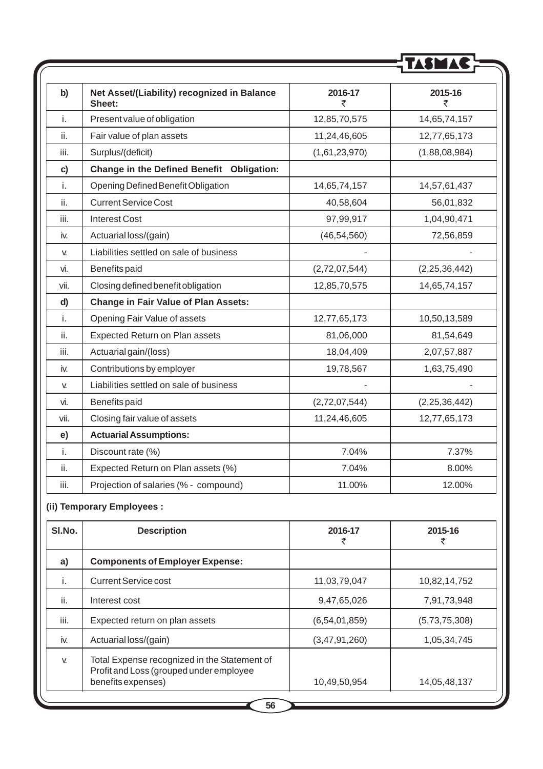| b) | Net Asset/(Liability) recognized in Balance Sheet: | 2016-17 ₹ | 2015-16 ₹ |
|---|---|---|---|
| i. | Present value of obligation | 12,85,70,575 | 14,65,74,157 |
| ii. | Fair value of plan assets | 11,24,46,605 | 12,77,65,173 |
| iii. | Surplus/(deficit) | (1,61,23,970) | (1,88,08,984) |
| **c)** | **Change in the Defined Benefit Obligation:** | | |
| i. | Opening Defined Benefit Obligation | 14,65,74,157 | 14,57,61,437 |
| ii. | Current Service Cost | 40,58,604 | 56,01,832 |
| iii. | Interest Cost | 97,99,917 | 1,04,90,471 |
| iv. | Actuarial loss/(gain) | (46,54,560) | 72,56,859 |
| v. | Liabilities settled on sale of business | - | - |
| vi. | Benefits paid | (2,72,07,544) | (2,25,36,442) |
| vii. | Closing defined benefit obligation | 12,85,70,575 | 14,65,74,157 |
| **d)** | **Change in Fair Value of Plan Assets:** | | |
| i. | Opening Fair Value of assets | 12,77,65,173 | 10,50,13,589 |
| ii. | Expected Return on Plan assets | 81,06,000 | 81,54,649 |
| iii. | Actuarial gain/(loss) | 18,04,409 | 2,07,57,887 |
| iv. | Contributions by employer | 19,78,567 | 1,63,75,490 |
| v. | Liabilities settled on sale of business | - | - |
| vi. | Benefits paid | (2,72,07,544) | (2,25,36,442) |
| vii. | Closing fair value of assets | 11,24,46,605 | 12,77,65,173 |
| **e)** | **Actuarial Assumptions:** | | |
| i. | Discount rate (%) | 7.04% | 7.37% |
| ii. | Expected Return on Plan assets (%) | 7.04% | 8.00% |
| iii. | Projection of salaries (% - compound) | 11.00% | 12.00% |

**(ii) Temporary Employees :**

| Sl.No. | Description | 2016-17 ₹ | 2015-16 ₹ |
|---|---|---|---|
| **a)** | **Components of Employer Expense:** | | |
| i. | Current Service cost | 11,03,79,047 | 10,82,14,752 |
| ii. | Interest cost | 9,47,65,026 | 7,91,73,948 |
| iii. | Expected return on plan assets | (6,54,01,859) | (5,73,75,308) |
| iv. | Actuarial loss/(gain) | (3,47,91,260) | 1,05,34,745 |
| v. | Total Expense recognized in the Statement of Profit and Loss (grouped under employee benefits expenses) | 10,49,50,954 | 14,05,48,137 |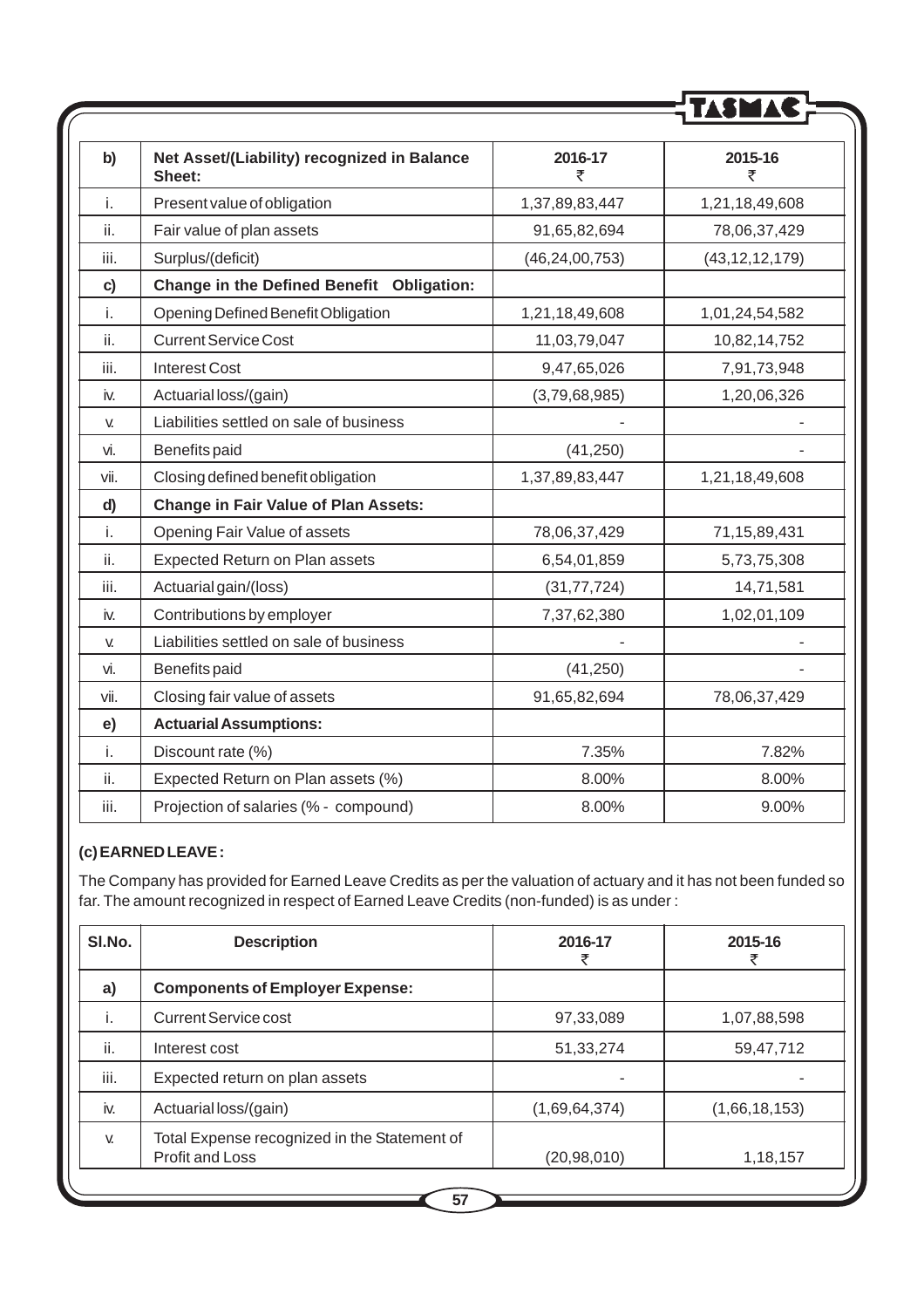| b) | Net Asset/(Liability) recognized in Balance Sheet: | 2016-17 ₹ | 2015-16 ₹ |
|---|---|---|---|
| i. | Present value of obligation | 1,37,89,83,447 | 1,21,18,49,608 |
| ii. | Fair value of plan assets | 91,65,82,694 | 78,06,37,429 |
| iii. | Surplus/(deficit) | (46,24,00,753) | (43,12,12,179) |
| **c)** | **Change in the Defined Benefit Obligation:** | | |
| i. | Opening Defined Benefit Obligation | 1,21,18,49,608 | 1,01,24,54,582 |
| ii. | Current Service Cost | 11,03,79,047 | 10,82,14,752 |
| iii. | Interest Cost | 9,47,65,026 | 7,91,73,948 |
| iv. | Actuarial loss/(gain) | (3,79,68,985) | 1,20,06,326 |
| v. | Liabilities settled on sale of business | - | - |
| vi. | Benefits paid | (41,250) | - |
| vii. | Closing defined benefit obligation | 1,37,89,83,447 | 1,21,18,49,608 |
| **d)** | **Change in Fair Value of Plan Assets:** | | |
| i. | Opening Fair Value of assets | 78,06,37,429 | 71,15,89,431 |
| ii. | Expected Return on Plan assets | 6,54,01,859 | 5,73,75,308 |
| iii. | Actuarial gain/(loss) | (31,77,724) | 14,71,581 |
| iv. | Contributions by employer | 7,37,62,380 | 1,02,01,109 |
| v. | Liabilities settled on sale of business | - | - |
| vi. | Benefits paid | (41,250) | - |
| vii. | Closing fair value of assets | 91,65,82,694 | 78,06,37,429 |
| **e)** | **Actuarial Assumptions:** | | |
| i. | Discount rate (%) | 7.35% | 7.82% |
| ii. | Expected Return on Plan assets (%) | 8.00% | 8.00% |
| iii. | Projection of salaries (% - compound) | 8.00% | 9.00% |

**(c) EARNED LEAVE :**

The Company has provided for Earned Leave Credits as per the valuation of actuary and it has not been funded so far. The amount recognized in respect of Earned Leave Credits (non-funded) is as under :

| Sl.No. | Description | 2016-17 ₹ | 2015-16 ₹ |
|---|---|---|---|
| **a)** | **Components of Employer Expense:** | | |
| i. | Current Service cost | 97,33,089 | 1,07,88,598 |
| ii. | Interest cost | 51,33,274 | 59,47,712 |
| iii. | Expected return on plan assets | - | - |
| iv. | Actuarial loss/(gain) | (1,69,64,374) | (1,66,18,153) |
| v. | Total Expense recognized in the Statement of Profit and Loss | (20,98,010) | 1,18,157 |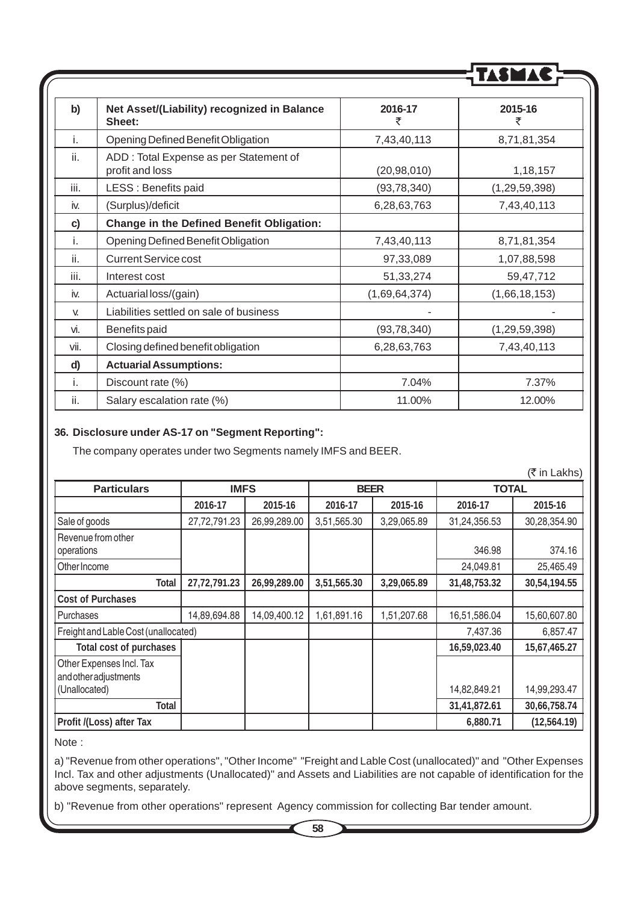| b) | Net Asset/(Liability) recognized in Balance Sheet: | 2016-17 ₹ | 2015-16 ₹ |
|---|---|---|---|
| i. | Opening Defined Benefit Obligation | 7,43,40,113 | 8,71,81,354 |
| ii. | ADD : Total Expense as per Statement of profit and loss | (20,98,010) | 1,18,157 |
| iii. | LESS : Benefits paid | (93,78,340) | (1,29,59,398) |
| iv. | (Surplus)/deficit | 6,28,63,763 | 7,43,40,113 |
| **c)** | **Change in the Defined Benefit Obligation:** | | |
| i. | Opening Defined Benefit Obligation | 7,43,40,113 | 8,71,81,354 |
| ii. | Current Service cost | 97,33,089 | 1,07,88,598 |
| iii. | Interest cost | 51,33,274 | 59,47,712 |
| iv. | Actuarial loss/(gain) | (1,69,64,374) | (1,66,18,153) |
| v. | Liabilities settled on sale of business | - | - |
| vi. | Benefits paid | (93,78,340) | (1,29,59,398) |
| vii. | Closing defined benefit obligation | 6,28,63,763 | 7,43,40,113 |
| **d)** | **Actuarial Assumptions:** | | |
| i. | Discount rate (%) | 7.04% | 7.37% |
| ii. | Salary escalation rate (%) | 11.00% | 12.00% |

**36. Disclosure under AS-17 on "Segment Reporting":**

The company operates under two Segments namely IMFS and BEER.

(₹ in Lakhs)

| Particulars | IMFS | | BEER | | TOTAL | |
|---|---|---|---|---|---|---|
| | 2016-17 | 2015-16 | 2016-17 | 2015-16 | 2016-17 | 2015-16 |
| Sale of goods | 27,72,791.23 | 26,99,289.00 | 3,51,565.30 | 3,29,065.89 | 31,24,356.53 | 30,28,354.90 |
| Revenue from other operations | | | | | 346.98 | 374.16 |
| Other Income | | | | | 24,049.81 | 25,465.49 |
| **Total** | **27,72,791.23** | **26,99,289.00** | **3,51,565.30** | **3,29,065.89** | **31,48,753.32** | **30,54,194.55** |
| **Cost of Purchases** | | | | | | |
| Purchases | 14,89,694.88 | 14,09,400.12 | 1,61,891.16 | 1,51,207.68 | 16,51,586.04 | 15,60,607.80 |
| Freight and Lable Cost (unallocated) | | | | | 7,437.36 | 6,857.47 |
| **Total cost of purchases** | | | | | **16,59,023.40** | **15,67,465.27** |
| Other Expenses Incl. Tax and other adjustments (Unallocated) | | | | | 14,82,849.21 | 14,99,293.47 |
| **Total** | | | | | **31,41,872.61** | **30,66,758.74** |
| **Profit /(Loss) after Tax** | | | | | **6,880.71** | **(12,564.19)** |

Note :

a) "Revenue from other operations", "Other Income" "Freight and Lable Cost (unallocated)" and "Other Expenses Incl. Tax and other adjustments (Unallocated)" and Assets and Liabilities are not capable of identification for the above segments, separately.

b) "Revenue from other operations" represent Agency commission for collecting Bar tender amount.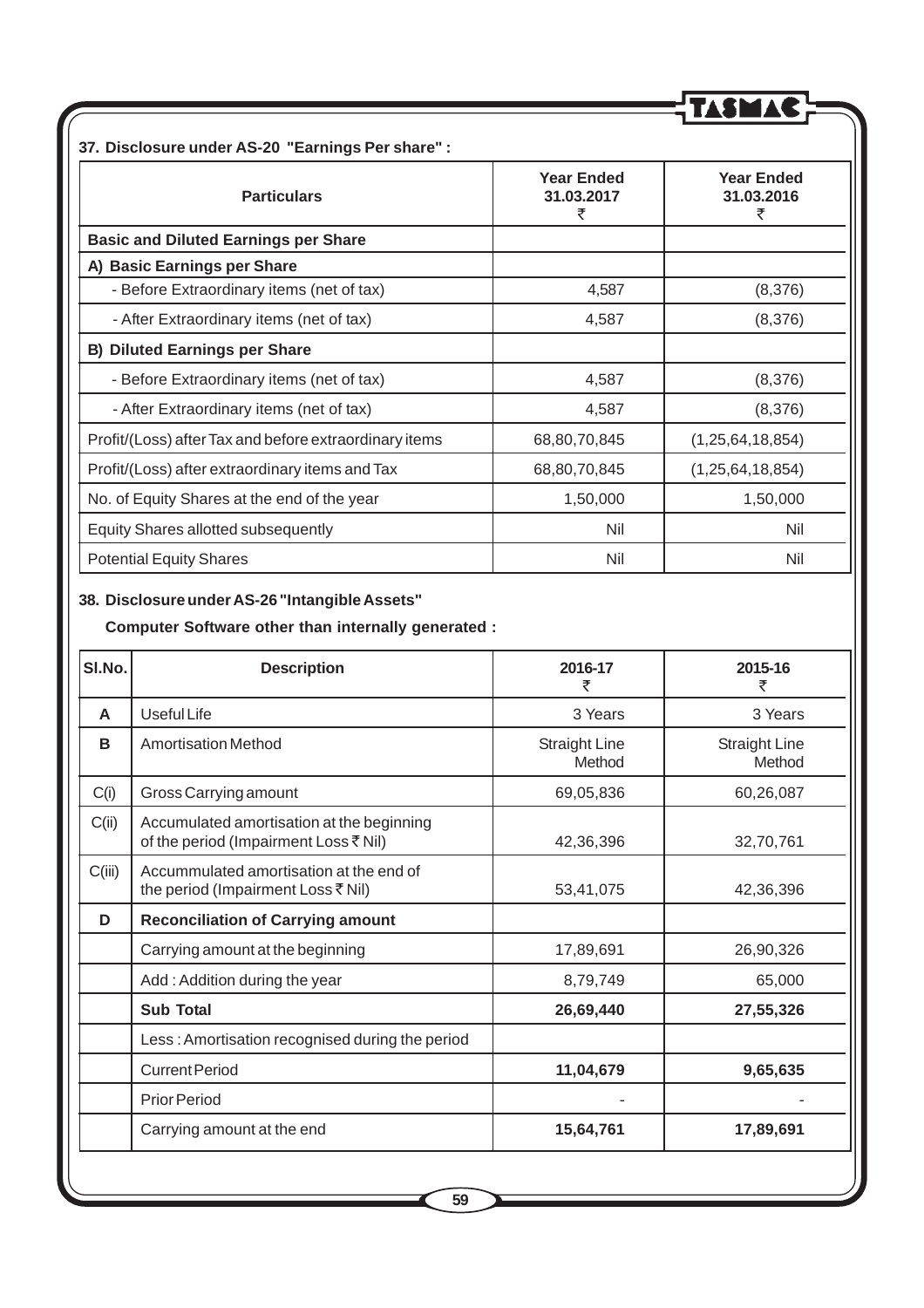### 37. Disclosure under AS-20 "Earnings Per share" :

| Particulars | Year Ended 31.03.2017 ₹ | Year Ended 31.03.2016 ₹ |
|---|---|---|
| **Basic and Diluted Earnings per Share** | | |
| **A) Basic Earnings per Share** | | |
| - Before Extraordinary items (net of tax) | 4,587 | (8,376) |
| - After Extraordinary items (net of tax) | 4,587 | (8,376) |
| **B) Diluted Earnings per Share** | | |
| - Before Extraordinary items (net of tax) | 4,587 | (8,376) |
| - After Extraordinary items (net of tax) | 4,587 | (8,376) |
| Profit/(Loss) after Tax and before extraordinary items | 68,80,70,845 | (1,25,64,18,854) |
| Profit/(Loss) after extraordinary items and Tax | 68,80,70,845 | (1,25,64,18,854) |
| No. of Equity Shares at the end of the year | 1,50,000 | 1,50,000 |
| Equity Shares allotted subsequently | Nil | Nil |
| Potential Equity Shares | Nil | Nil |

### 38. Disclosure under AS-26 "Intangible Assets"

**Computer Software other than internally generated :**

| Sl.No. | Description | 2016-17 ₹ | 2015-16 ₹ |
|---|---|---|---|
| **A** | Useful Life | 3 Years | 3 Years |
| **B** | Amortisation Method | Straight Line Method | Straight Line Method |
| C(i) | Gross Carrying amount | 69,05,836 | 60,26,087 |
| C(ii) | Accumulated amortisation at the beginning of the period (Impairment Loss ₹ Nil) | 42,36,396 | 32,70,761 |
| C(iii) | Accummulated amortisation at the end of the period (Impairment Loss ₹ Nil) | 53,41,075 | 42,36,396 |
| **D** | **Reconciliation of Carrying amount** | | |
| | Carrying amount at the beginning | 17,89,691 | 26,90,326 |
| | Add : Addition during the year | 8,79,749 | 65,000 |
| | **Sub Total** | **26,69,440** | **27,55,326** |
| | Less : Amortisation recognised during the period | | |
| | Current Period | **11,04,679** | **9,65,635** |
| | Prior Period | - | - |
| | Carrying amount at the end | **15,64,761** | **17,89,691** |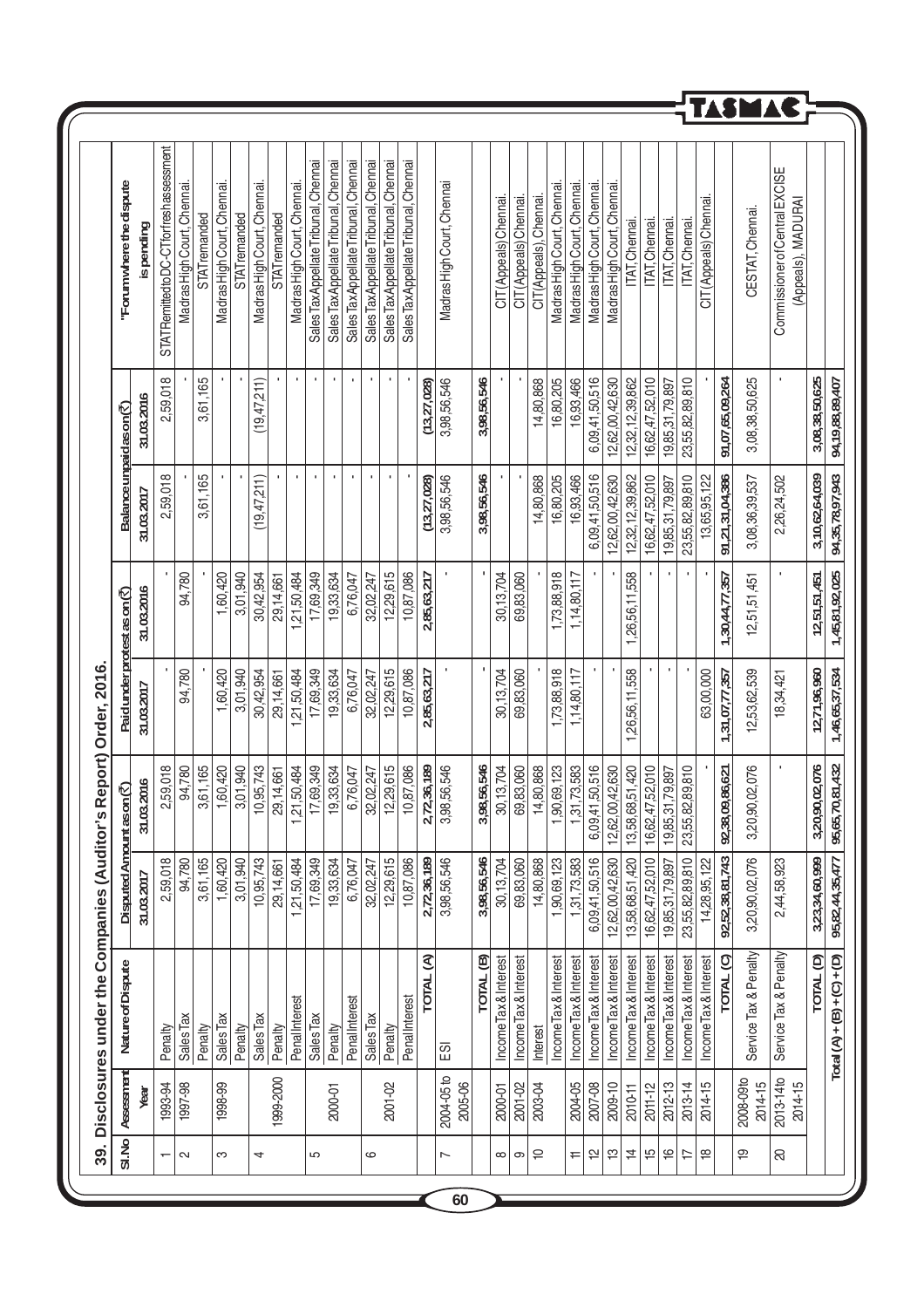## 39. Disclosures under the Companies (Auditor's Report) Order, 2016.

| Sl.No | Assessment Year | Nature of Dispute | Disputed Amount as on (₹) | | Paid under protest as on (₹) | | Balance unpaid as on (₹) | | "Forum where the dispute is pending |
|---|---|---|---|---|---|---|---|---|---|
| | | | 31.03.2017 | 31.03.2016 | 31.03.2017 | 31.03.2016 | 31.03.2017 | 31.03.2016 | |
| 1 | 1993-94 | Penalty | 2,59,018 | 2,59,018 | - | - | 2,59,018 | 2,59,018 | STAT Remitted to DC-CT for fresh assessment |
| 2 | 1997-98 | Sales Tax | 94,780 | 94,780 | 94,780 | 94,780 | - | - | Madras High Court, Chennai. |
| | | Penalty | 3,61,165 | 3,61,165 | - | - | 3,61,165 | 3,61,165 | STAT remanded |
| 3 | 1998-99 | Sales Tax | 1,60,420 | 1,60,420 | 1,60,420 | 1,60,420 | - | - | Madras High Court, Chennai. |
| | | Penalty | 3,01,940 | 3,01,940 | 3,01,940 | 3,01,940 | - | - | STAT remanded |
| 4 | 1999-2000 | Sales Tax | 10,95,743 | 10,95,743 | 30,42,954 | 30,42,954 | (19,47,211) | (19,47,211) | Madras High Court, Chennai. |
| | | Penalty | 29,14,661 | 29,14,661 | 29,14,661 | 29,14,661 | - | - | STAT remanded |
| | | Penal Interest | 1,21,50,484 | 1,21,50,484 | 1,21,50,484 | 1,21,50,484 | - | - | Madras High Court, Chennai. |
| 5 | 2000-01 | Sales Tax | 17,69,349 | 17,69,349 | 17,69,349 | 17,69,349 | - | - | Sales Tax Appellate Tribunal, Chennai |
| | | Penalty | 19,33,634 | 19,33,634 | 19,33,634 | 19,33,634 | - | - | Sales Tax Appellate Tribunal, Chennai |
| | | Penal Interest | 6,76,047 | 6,76,047 | 6,76,047 | 6,76,047 | - | - | Sales Tax Appellate Tribunal, Chennai |
| 6 | 2001-02 | Sales Tax | 32,02,247 | 32,02,247 | 32,02,247 | 32,02,247 | - | - | Sales Tax Appellate Tribunal, Chennai |
| | | Penalty | 12,29,615 | 12,29,615 | 12,29,615 | 12,29,615 | - | - | Sales Tax Appellate Tribunal, Chennai |
| | | Penal Interest | 10,87,086 | 10,87,086 | 10,87,086 | 10,87,086 | - | - | Sales Tax Appellate Tribunal, Chennai |
| | | **TOTAL (A)** | **2,72,36,189** | **2,72,36,189** | **2,85,63,217** | **2,85,63,217** | **(13,27,028)** | **(13,27,028)** | |
| 7 | 2004-05 to 2005-06 | ESI | 3,98,56,546 | 3,98,56,546 | - | - | 3,98,56,546 | 3,98,56,546 | Madras High Court, Chennai |
| | | **TOTAL (B)** | **3,98,56,546** | **3,98,56,546** | **-** | **-** | **3,98,56,546** | **3,98,56,546** | |
| 8 | 2000-01 | Income Tax & Interest | 30,13,704 | 30,13,704 | 30,13,704 | 30,13,704 | - | - | CIT (Appeals) Chennai. |
| 9 | 2001-02 | Income Tax & Interest | 69,83,060 | 69,83,060 | 69,83,060 | 69,83,060 | - | - | CIT (Appeals) Chennai. |
| 10 | 2003-04 | Interest | 14,80,868 | 14,80,868 | - | - | 14,80,868 | 14,80,868 | CIT (Appeals), Chennai. |
| | | Income Tax & Interest | 1,90,69,123 | 1,90,69,123 | 1,73,88,918 | 1,73,88,918 | 16,80,205 | 16,80,205 | Madras High Court, Chennai. |
| 11 | 2004-05 | Income Tax & Interest | 1,31,73,583 | 1,31,73,583 | 1,14,80,117 | 1,14,80,117 | 16,93,466 | 16,93,466 | Madras High Court, Chennai. |
| 12 | 2007-08 | Income Tax & Interest | 6,09,41,50,516 | 6,09,41,50,516 | - | - | 6,09,41,50,516 | 6,09,41,50,516 | Madras High Court, Chennai. |
| 13 | 2009-10 | Income Tax & Interest | 12,62,00,42,630 | 12,62,00,42,630 | - | - | 12,62,00,42,630 | 12,62,00,42,630 | Madras High Court, Chennai. |
| 14 | 2010-11 | Income Tax & Interest | 13,58,68,51,420 | 13,58,68,51,420 | 1,26,56,11,558 | 1,26,56,11,558 | 12,32,12,39,862 | 12,32,12,39,862 | ITAT, Chennai. |
| 15 | 2011-12 | Income Tax & Interest | 16,62,47,52,010 | 16,62,47,52,010 | - | - | 16,62,47,52,010 | 16,62,47,52,010 | ITAT, Chennai. |
| 16 | 2012-13 | Income Tax & Interest | 19,85,31,79,897 | 19,85,31,79,897 | - | - | 19,85,31,79,897 | 19,85,31,79,897 | ITAT, Chennai. |
| 17 | 2013-14 | Income Tax & Interest | 23,55,82,89,810 | 23,55,82,89,810 | - | - | 23,55,82,89,810 | 23,55,82,89,810 | ITAT, Chennai. |
| 18 | 2014-15 | Income Tax & Interest | 14,28,95,122 | - | 63,00,000 | - | 13,65,95,122 | - | CIT (Appeals) Chennai. |
| | | **TOTAL (C)** | **92,52,38,81,743** | **92,38,09,86,621** | **1,31,07,77,357** | **1,30,44,77,357** | **91,21,31,04,386** | **91,07,65,09,264** | |
| 19 | 2008-09 to 2014-15 | Service Tax & Penalty | 3,20,90,02,076 | 3,20,90,02,076 | 12,53,62,539 | 12,51,51,451 | 3,08,36,39,537 | 3,08,38,50,625 | CESTAT, Chennai. |
| 20 | 2013-14 to 2014-15 | Service Tax & Penalty | 2,44,58,923 | - | 18,34,421 | - | 2,26,24,502 | - | Commissioner of Central EXCISE (Appeals), MADURAI |
| | | **TOTAL (D)** | **3,23,34,60,999** | **3,20,90,02,076** | **12,71,96,960** | **12,51,51,451** | **3,10,62,64,039** | **3,08,38,50,625** | |
| | | **Total (A) + (B) + (C) + (D)** | **95,82,44,35,477** | **95,65,70,81,432** | **1,46,65,37,534** | **1,45,81,92,025** | **94,35,78,97,943** | **94,19,88,89,407** | |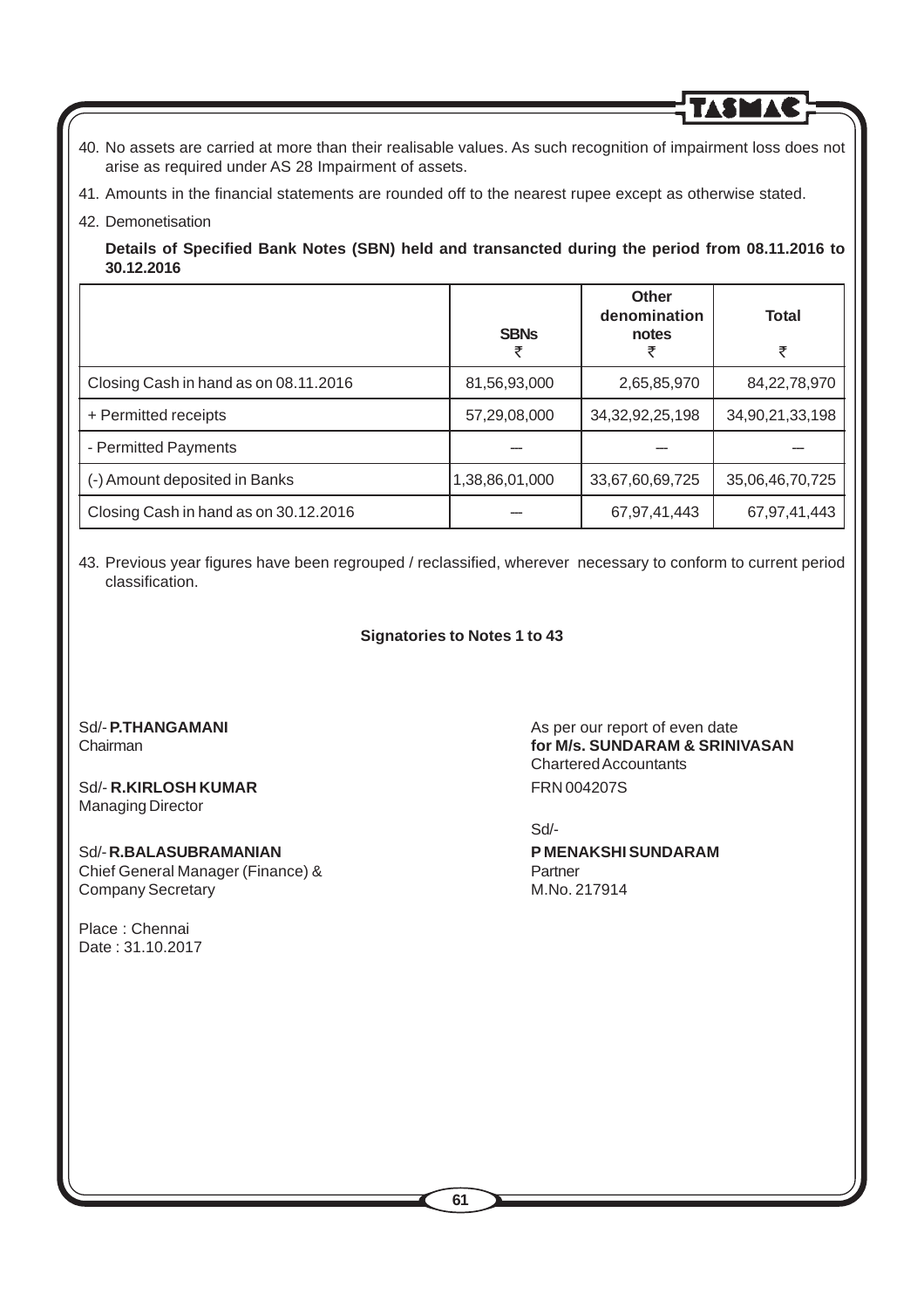40. No assets are carried at more than their realisable values. As such recognition of impairment loss does not arise as required under AS 28 Impairment of assets.

41. Amounts in the financial statements are rounded off to the nearest rupee except as otherwise stated.

42. Demonetisation

**Details of Specified Bank Notes (SBN) held and transancted during the period from 08.11.2016 to 30.12.2016**

| | **SBNs** ₹ | **Other denomination notes** ₹ | **Total** ₹ |
|---|---|---|---|
| Closing Cash in hand as on 08.11.2016 | 81,56,93,000 | 2,65,85,970 | 84,22,78,970 |
| + Permitted receipts | 57,29,08,000 | 34,32,92,25,198 | 34,90,21,33,198 |
| - Permitted Payments | — | — | — |
| (-) Amount deposited in Banks | 1,38,86,01,000 | 33,67,60,69,725 | 35,06,46,70,725 |
| Closing Cash in hand as on 30.12.2016 | — | 67,97,41,443 | 67,97,41,443 |

43. Previous year figures have been regrouped / reclassified, wherever necessary to conform to current period classification.

**Signatories to Notes 1 to 43**

Sd/- **P.THANGAMANI**
Chairman

Sd/- **R.KIRLOSH KUMAR**
Managing Director

Sd/- **R.BALASUBRAMANIAN**
Chief General Manager (Finance) &
Company Secretary

Place : Chennai
Date : 31.10.2017

As per our report of even date
**for M/s. SUNDARAM & SRINIVASAN**
Chartered Accountants
FRN 004207S

Sd/-
**P MENAKSHI SUNDARAM**
Partner
M.No. 217914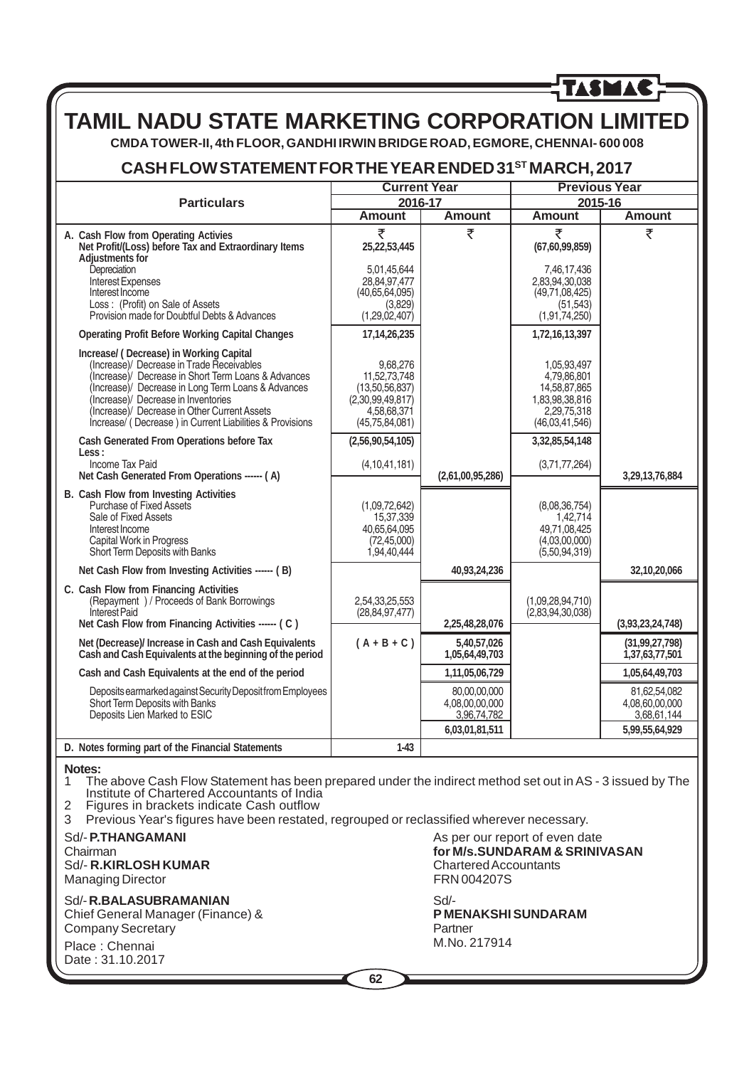TASMAC

# TAMIL NADU STATE MARKETING CORPORATION LIMITED

**CMDA TOWER-II, 4th FLOOR, GANDHI IRWIN BRIDGE ROAD, EGMORE, CHENNAI- 600 008**

## CASH FLOW STATEMENT FOR THE YEAR ENDED 31ST MARCH, 2017

| Particulars | Current Year 2016-17 Amount | Current Year 2016-17 Amount | Previous Year 2015-16 Amount | Previous Year 2015-16 Amount |
|---|---|---|---|---|
| | ₹ | ₹ | ₹ | ₹ |
| **A. Cash Flow from Operating Activies** | | | | |
| **Net Profit/(Loss) before Tax and Extraordinary Items** | 25,22,53,445 | | (67,60,99,859) | |
| **Adjustments for** | | | | |
| Depreciation | 5,01,45,644 | | 7,46,17,436 | |
| Interest Expenses | 28,84,97,477 | | 2,83,94,30,038 | |
| Interest Income | (40,65,64,095) | | (49,71,08,425) | |
| Loss : (Profit) on Sale of Assets | (3,829) | | (51,543) | |
| Provision made for Doubtful Debts & Advances | (1,29,02,407) | | (1,91,74,250) | |
| **Operating Profit Before Working Capital Changes** | 17,14,26,235 | | 1,72,16,13,397 | |
| **Increase/ ( Decrease) in Working Capital** | | | | |
| (Increase)/ Decrease in Trade Receivables | 9,68,276 | | 1,05,93,497 | |
| (Increase)/ Decrease in Short Term Loans & Advances | 11,52,73,748 | | 4,79,86,801 | |
| (Increase)/ Decrease in Long Term Loans & Advances | (13,50,56,837) | | 14,58,87,865 | |
| (Increase)/ Decrease in Inventories | (2,30,99,49,817) | | 1,83,98,38,816 | |
| (Increase)/ Decrease in Other Current Assets | 4,58,68,371 | | 2,29,75,318 | |
| Increase/ ( Decrease ) in Current Liabilities & Provisions | (45,75,84,081) | | (46,03,41,546) | |
| **Cash Generated From Operations before Tax** | (2,56,90,54,105) | | 3,32,85,54,148 | |
| **Less :** | | | | |
| Income Tax Paid | (4,10,41,181) | | (3,71,77,264) | |
| **Net Cash Generated From Operations ------ ( A)** | | (2,61,00,95,286) | | 3,29,13,76,884 |
| **B. Cash Flow from Investing Activities** | | | | |
| Purchase of Fixed Assets | (1,09,72,642) | | (8,08,36,754) | |
| Sale of Fixed Assets | 15,37,339 | | 1,42,714 | |
| Interest Income | 40,65,64,095 | | 49,71,08,425 | |
| Capital Work in Progress | (72,45,000) | | (4,03,00,000) | |
| Short Term Deposits with Banks | 1,94,40,444 | | (5,50,94,319) | |
| **Net Cash Flow from Investing Activities ------ ( B)** | | 40,93,24,236 | | 32,10,20,066 |
| **C. Cash Flow from Financing Activities** | | | | |
| (Repayment ) / Proceeds of Bank Borrowings | 2,54,33,25,553 | | (1,09,28,94,710) | |
| Interest Paid | (28,84,97,477) | | (2,83,94,30,038) | |
| **Net Cash Flow from Financing Activities ------ ( C )** | | 2,25,48,28,076 | | (3,93,23,24,748) |
| **Net (Decrease)/ Increase in Cash and Cash Equivalents** | ( A + B + C ) | 5,40,57,026 | | (31,99,27,798) |
| **Cash and Cash Equivalents at the beginning of the period** | | 1,05,64,49,703 | | 1,37,63,77,501 |
| **Cash and Cash Equivalents at the end of the period** | | 1,11,05,06,729 | | 1,05,64,49,703 |
| Deposits earmarked against Security Deposit from Employees | | 80,00,00,000 | | 81,62,54,082 |
| Short Term Deposits with Banks | | 4,08,00,00,000 | | 4,08,60,00,000 |
| Deposits Lien Marked to ESIC | | 3,96,74,782 | | 3,68,61,144 |
| | | 6,03,01,81,511 | | 5,99,55,64,929 |
| **D. Notes forming part of the Financial Statements** | 1-43 | | | |

**Notes:**

1. The above Cash Flow Statement has been prepared under the indirect method set out in AS - 3 issued by The Institute of Chartered Accountants of India
2. Figures in brackets indicate Cash outflow
3. Previous Year's figures have been restated, regrouped or reclassified wherever necessary.

Sd/- **P.THANGAMANI**
Chairman

Sd/- **R.KIRLOSH KUMAR**
Managing Director

Sd/- **R.BALASUBRAMANIAN**
Chief General Manager (Finance) &
Company Secretary

Place : Chennai
Date : 31.10.2017

As per our report of even date
**for M/s.SUNDARAM & SRINIVASAN**
Chartered Accountants
FRN 004207S

Sd/-
**P MENAKSHI SUNDARAM**
Partner
M.No. 217914